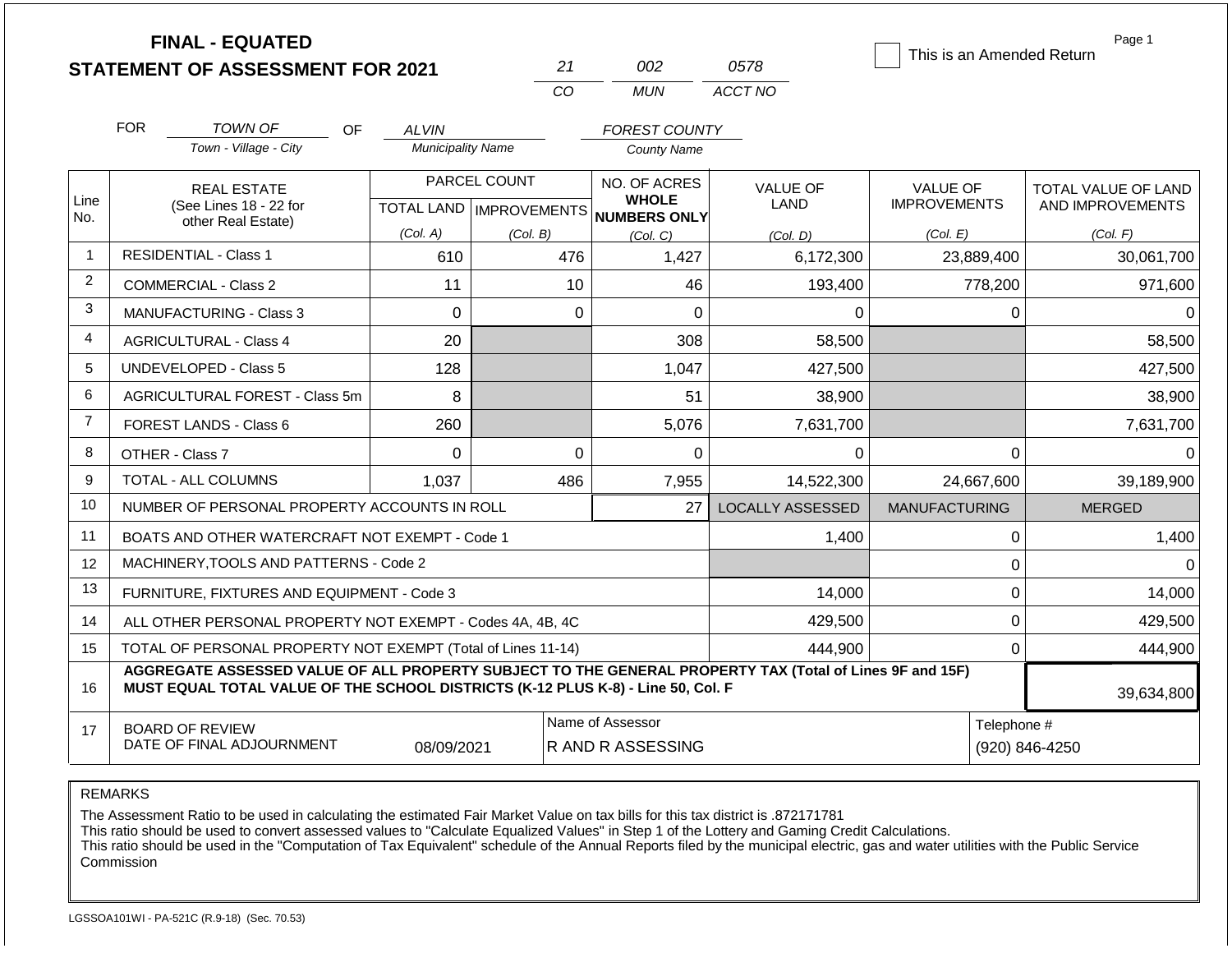**FINAL - EQUATED**
**STATEMENT OF ASSESSMENT FOR 2021**

| 21 | 002 | 0578 |
|---|---|---|
| CO | MUN | ACCT NO |

☐ This is an Amended Return

FOR *TOWN OF* (Town - Village - City) OF *ALVIN* (Municipality Name) *FOREST COUNTY* (County Name)

| Line No. | REAL ESTATE (See Lines 18 - 22 for other Real Estate) | PARCEL COUNT TOTAL LAND (Col. A) | PARCEL COUNT IMPROVEMENTS (Col. B) | NO. OF ACRES WHOLE NUMBERS ONLY (Col. C) | VALUE OF LAND (Col. D) | VALUE OF IMPROVEMENTS (Col. E) | TOTAL VALUE OF LAND AND IMPROVEMENTS (Col. F) |
|---|---|---|---|---|---|---|---|
| 1 | RESIDENTIAL - Class 1 | 610 | 476 | 1,427 | 6,172,300 | 23,889,400 | 30,061,700 |
| 2 | COMMERCIAL - Class 2 | 11 | 10 | 46 | 193,400 | 778,200 | 971,600 |
| 3 | MANUFACTURING - Class 3 | 0 | 0 | 0 | 0 | 0 | 0 |
| 4 | AGRICULTURAL - Class 4 | 20 | | 308 | 58,500 | | 58,500 |
| 5 | UNDEVELOPED - Class 5 | 128 | | 1,047 | 427,500 | | 427,500 |
| 6 | AGRICULTURAL FOREST - Class 5m | 8 | | 51 | 38,900 | | 38,900 |
| 7 | FOREST LANDS - Class 6 | 260 | | 5,076 | 7,631,700 | | 7,631,700 |
| 8 | OTHER - Class 7 | 0 | 0 | 0 | 0 | 0 | 0 |
| 9 | TOTAL - ALL COLUMNS | 1,037 | 486 | 7,955 | 14,522,300 | 24,667,600 | 39,189,900 |
| 10 | NUMBER OF PERSONAL PROPERTY ACCOUNTS IN ROLL | | | 27 | LOCALLY ASSESSED | MANUFACTURING | MERGED |
| 11 | BOATS AND OTHER WATERCRAFT NOT EXEMPT - Code 1 | | | | 1,400 | 0 | 1,400 |
| 12 | MACHINERY,TOOLS AND PATTERNS - Code 2 | | | | | 0 | 0 |
| 13 | FURNITURE, FIXTURES AND EQUIPMENT - Code 3 | | | | 14,000 | 0 | 14,000 |
| 14 | ALL OTHER PERSONAL PROPERTY NOT EXEMPT - Codes 4A, 4B, 4C | | | | 429,500 | 0 | 429,500 |
| 15 | TOTAL OF PERSONAL PROPERTY NOT EXEMPT (Total of Lines 11-14) | | | | 444,900 | 0 | 444,900 |
| 16 | **AGGREGATE ASSESSED VALUE OF ALL PROPERTY SUBJECT TO THE GENERAL PROPERTY TAX (Total of Lines 9F and 15F) MUST EQUAL TOTAL VALUE OF THE SCHOOL DISTRICTS (K-12 PLUS K-8) - Line 50, Col. F** | | | | | | 39,634,800 |
| 17 | BOARD OF REVIEW DATE OF FINAL ADJOURNMENT | 08/09/2021 | | Name of Assessor: R AND R ASSESSING | | | Telephone #: (920) 846-4250 |

REMARKS

The Assessment Ratio to be used in calculating the estimated Fair Market Value on tax bills for this tax district is .872171781
This ratio should be used to convert assessed values to "Calculate Equalized Values" in Step 1 of the Lottery and Gaming Credit Calculations.
This ratio should be used in the "Computation of Tax Equivalent" schedule of the Annual Reports filed by the municipal electric, gas and water utilities with the Public Service Commission

LGSSOA101WI - PA-521C (R.9-18) (Sec. 70.53)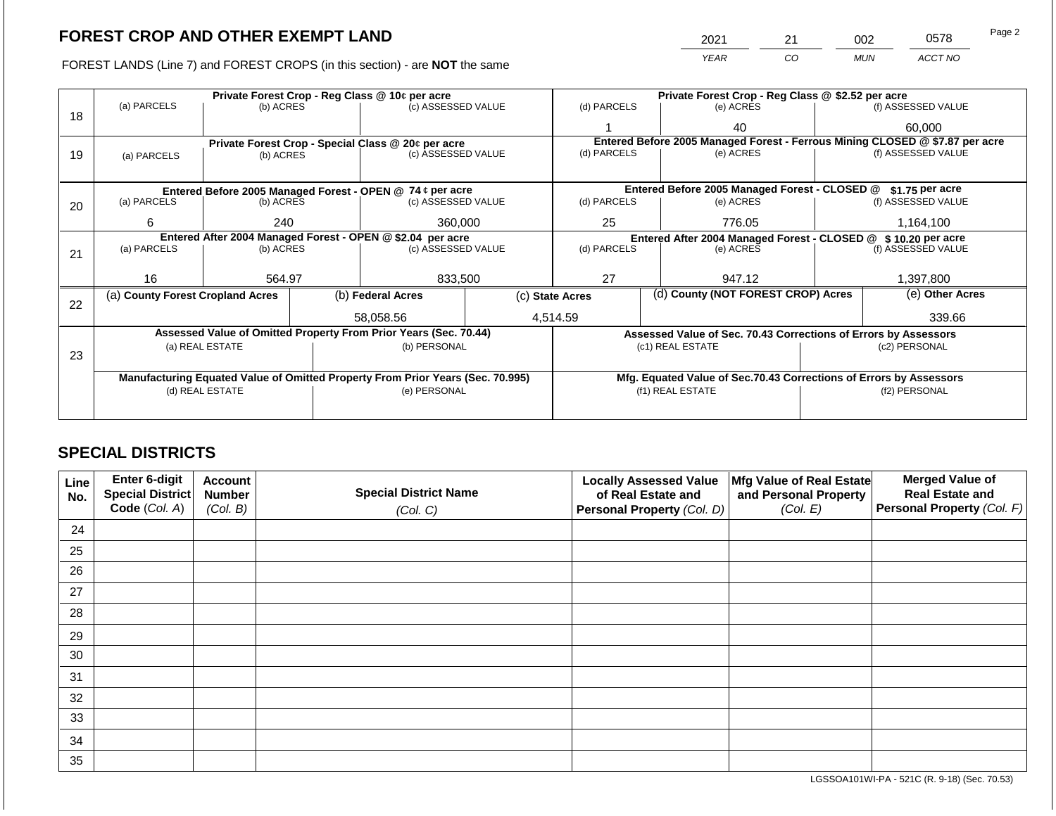# FOREST CROP AND OTHER EXEMPT LAND

| YEAR | CO | MUN | ACCT NO |
|---|---|---|---|
| 2021 | 21 | 002 | 0578 |

FOREST LANDS (Line 7) and FOREST CROPS (in this section) - are **NOT** the same

| Line | (a) PARCELS | (b) ACRES | (c) ASSESSED VALUE | (d) PARCELS | (e) ACRES | (f) ASSESSED VALUE |
|---|---|---|---|---|---|---|
| 18 | Private Forest Crop - Reg Class @ 10¢ per acre | | | Private Forest Crop - Reg Class @ $2.52 per acre | | |
| | | | | 1 | 40 | 60,000 |
| 19 | Private Forest Crop - Special Class @ 20¢ per acre | | | Entered Before 2005 Managed Forest - Ferrous Mining CLOSED @ $7.87 per acre | | |
| | | | | | | |
| 20 | Entered Before 2005 Managed Forest - OPEN @ 74 ¢ per acre | | | Entered Before 2005 Managed Forest - CLOSED @ $1.75 per acre | | |
| | 6 | 240 | 360,000 | 25 | 776.05 | 1,164,100 |
| 21 | Entered After 2004 Managed Forest - OPEN @ $2.04 per acre | | | Entered After 2004 Managed Forest - CLOSED @ $ 10.20 per acre | | |
| | 16 | 564.97 | 833,500 | 27 | 947.12 | 1,397,800 |

| Line | (a) County Forest Cropland Acres | (b) Federal Acres | (c) State Acres | (d) County (NOT FOREST CROP) Acres | (e) Other Acres |
|---|---|---|---|---|---|
| 22 | | 58,058.56 | 4,514.59 | | 339.66 |

| Line | Assessed Value of Omitted Property From Prior Years (Sec. 70.44) | | Assessed Value of Sec. 70.43 Corrections of Errors by Assessors | |
|---|---|---|---|---|
| 23 | (a) REAL ESTATE | (b) PERSONAL | (c1) REAL ESTATE | (c2) PERSONAL |
| | | | | |
| | **Manufacturing Equated Value of Omitted Property From Prior Years (Sec. 70.995)** | | **Mfg. Equated Value of Sec.70.43 Corrections of Errors by Assessors** | |
| | (d) REAL ESTATE | (e) PERSONAL | (f1) REAL ESTATE | (f2) PERSONAL |
| | | | | |

## SPECIAL DISTRICTS

| Line No. | Enter 6-digit Special District Code (Col. A) | Account Number (Col. B) | Special District Name (Col. C) | Locally Assessed Value of Real Estate and Personal Property (Col. D) | Mfg Value of Real Estate and Personal Property (Col. E) | Merged Value of Real Estate and Personal Property (Col. F) |
|---|---|---|---|---|---|---|
| 24 | | | | | | |
| 25 | | | | | | |
| 26 | | | | | | |
| 27 | | | | | | |
| 28 | | | | | | |
| 29 | | | | | | |
| 30 | | | | | | |
| 31 | | | | | | |
| 32 | | | | | | |
| 33 | | | | | | |
| 34 | | | | | | |
| 35 | | | | | | |

LGSSOA101WI-PA - 521C (R. 9-18) (Sec. 70.53)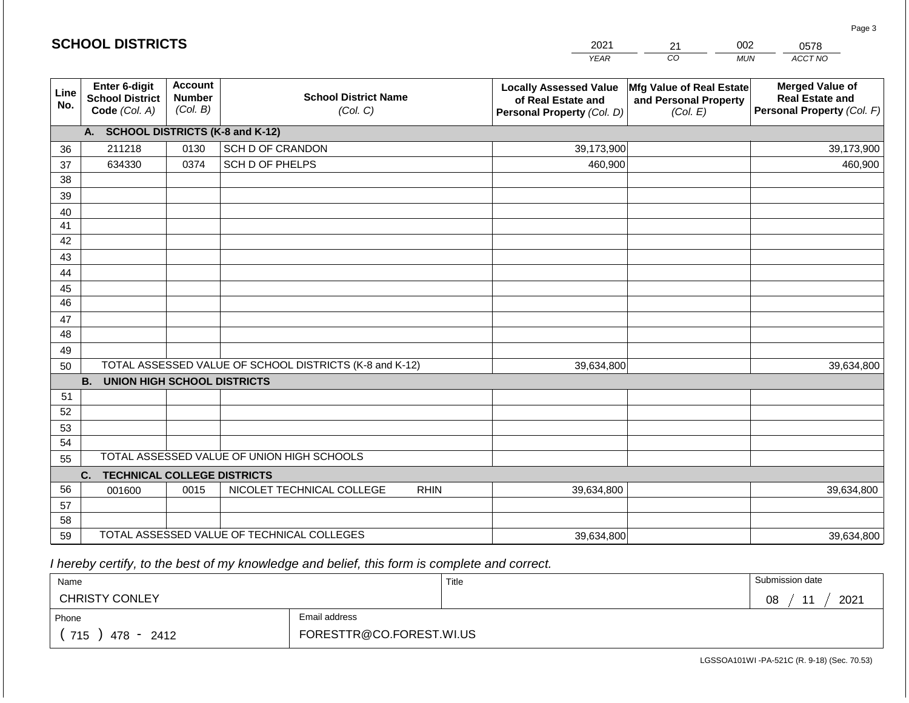## SCHOOL DISTRICTS

| YEAR | CO | MUN | ACCT NO |
|---|---|---|---|
| 2021 | 21 | 002 | 0578 |

| Line No. | Enter 6-digit School District Code *(Col. A)* | Account Number *(Col. B)* | School District Name *(Col. C)* | Locally Assessed Value of Real Estate and Personal Property *(Col. D)* | Mfg Value of Real Estate and Personal Property *(Col. E)* | Merged Value of Real Estate and Personal Property *(Col. F)* |
|---|---|---|---|---|---|---|
| | **A. SCHOOL DISTRICTS (K-8 and K-12)** | | | | | |
| 36 | 211218 | 0130 | SCH D OF CRANDON | 39,173,900 | | 39,173,900 |
| 37 | 634330 | 0374 | SCH D OF PHELPS | 460,900 | | 460,900 |
| 38 | | | | | | |
| 39 | | | | | | |
| 40 | | | | | | |
| 41 | | | | | | |
| 42 | | | | | | |
| 43 | | | | | | |
| 44 | | | | | | |
| 45 | | | | | | |
| 46 | | | | | | |
| 47 | | | | | | |
| 48 | | | | | | |
| 49 | | | | | | |
| 50 | TOTAL ASSESSED VALUE OF SCHOOL DISTRICTS (K-8 and K-12) | | | 39,634,800 | | 39,634,800 |
| | **B. UNION HIGH SCHOOL DISTRICTS** | | | | | |
| 51 | | | | | | |
| 52 | | | | | | |
| 53 | | | | | | |
| 54 | | | | | | |
| 55 | TOTAL ASSESSED VALUE OF UNION HIGH SCHOOLS | | | | | |
| | **C. TECHNICAL COLLEGE DISTRICTS** | | | | | |
| 56 | 001600 | 0015 | NICOLET TECHNICAL COLLEGE RHIN | 39,634,800 | | 39,634,800 |
| 57 | | | | | | |
| 58 | | | | | | |
| 59 | TOTAL ASSESSED VALUE OF TECHNICAL COLLEGES | | | 39,634,800 | | 39,634,800 |

*I hereby certify, to the best of my knowledge and belief, this form is complete and correct.*

| Name | Title | Submission date |
|---|---|---|
| CHRISTY CONLEY | | 08 / 11 / 2021 |

| Phone | Email address |
|---|---|
| ( 715 ) 478 - 2412 | FORESTTR@CO.FOREST.WI.US |

LGSSOA101WI -PA-521C (R. 9-18) (Sec. 70.53)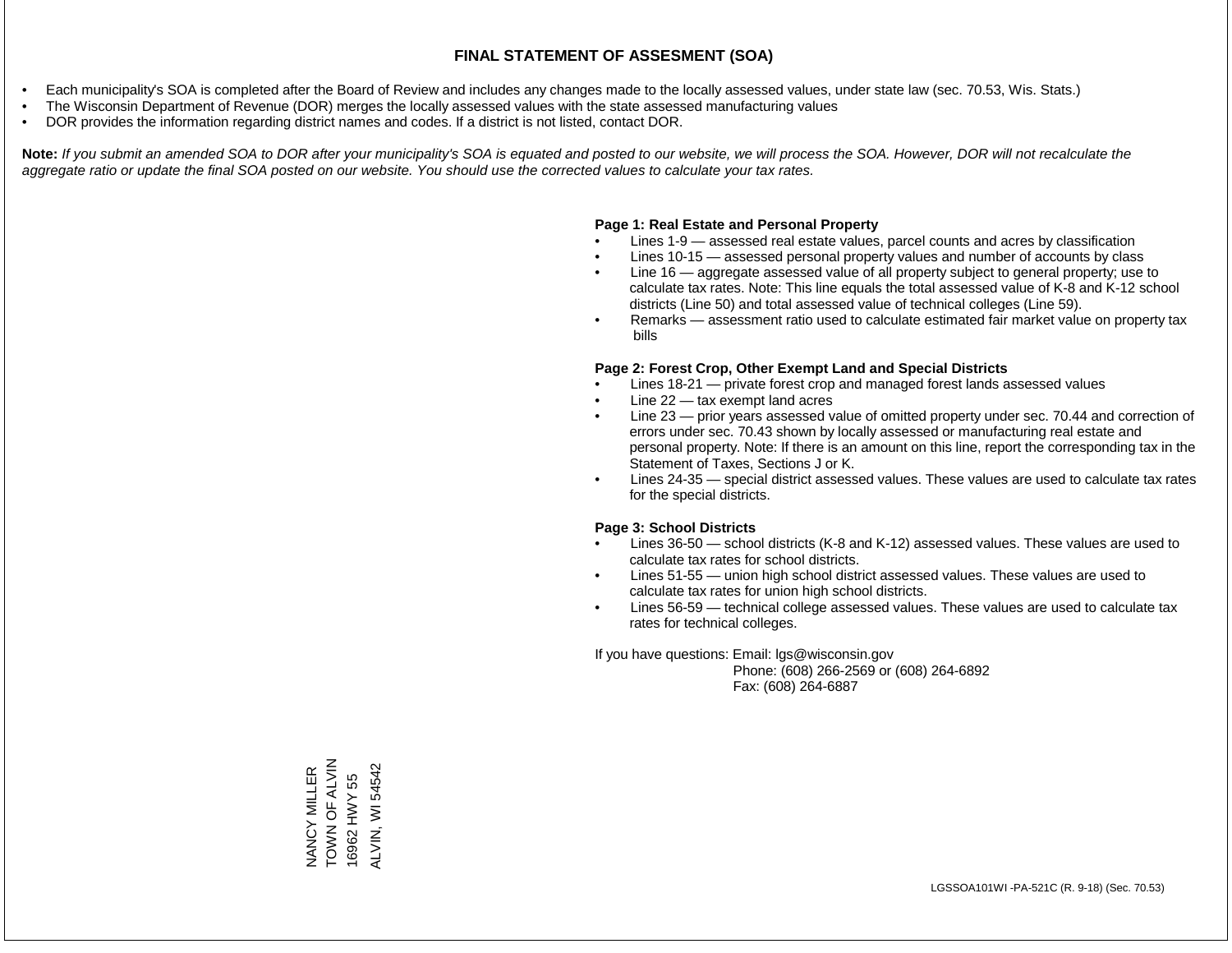# FINAL STATEMENT OF ASSESMENT (SOA)

- Each municipality's SOA is completed after the Board of Review and includes any changes made to the locally assessed values, under state law (sec. 70.53, Wis. Stats.)
- The Wisconsin Department of Revenue (DOR) merges the locally assessed values with the state assessed manufacturing values
- DOR provides the information regarding district names and codes. If a district is not listed, contact DOR.

**Note:** *If you submit an amended SOA to DOR after your municipality's SOA is equated and posted to our website, we will process the SOA. However, DOR will not recalculate the aggregate ratio or update the final SOA posted on our website. You should use the corrected values to calculate your tax rates.*

**Page 1: Real Estate and Personal Property**

- Lines 1-9 — assessed real estate values, parcel counts and acres by classification
- Lines 10-15 — assessed personal property values and number of accounts by class
- Line 16 — aggregate assessed value of all property subject to general property; use to calculate tax rates. Note: This line equals the total assessed value of K-8 and K-12 school districts (Line 50) and total assessed value of technical colleges (Line 59).
- Remarks — assessment ratio used to calculate estimated fair market value on property tax bills

**Page 2: Forest Crop, Other Exempt Land and Special Districts**

- Lines 18-21 — private forest crop and managed forest lands assessed values
- Line 22 — tax exempt land acres
- Line 23 — prior years assessed value of omitted property under sec. 70.44 and correction of errors under sec. 70.43 shown by locally assessed or manufacturing real estate and personal property. Note: If there is an amount on this line, report the corresponding tax in the Statement of Taxes, Sections J or K.
- Lines 24-35 — special district assessed values. These values are used to calculate tax rates for the special districts.

**Page 3: School Districts**

- Lines 36-50 — school districts (K-8 and K-12) assessed values. These values are used to calculate tax rates for school districts.
- Lines 51-55 — union high school district assessed values. These values are used to calculate tax rates for union high school districts.
- Lines 56-59 — technical college assessed values. These values are used to calculate tax rates for technical colleges.

If you have questions: Email: lgs@wisconsin.gov
Phone: (608) 266-2569 or (608) 264-6892
Fax: (608) 264-6887

NANCY MILLER
TOWN OF ALVIN
16962 HWY 55
ALVIN, WI 54542

LGSSOA101WI -PA-521C (R. 9-18) (Sec. 70.53)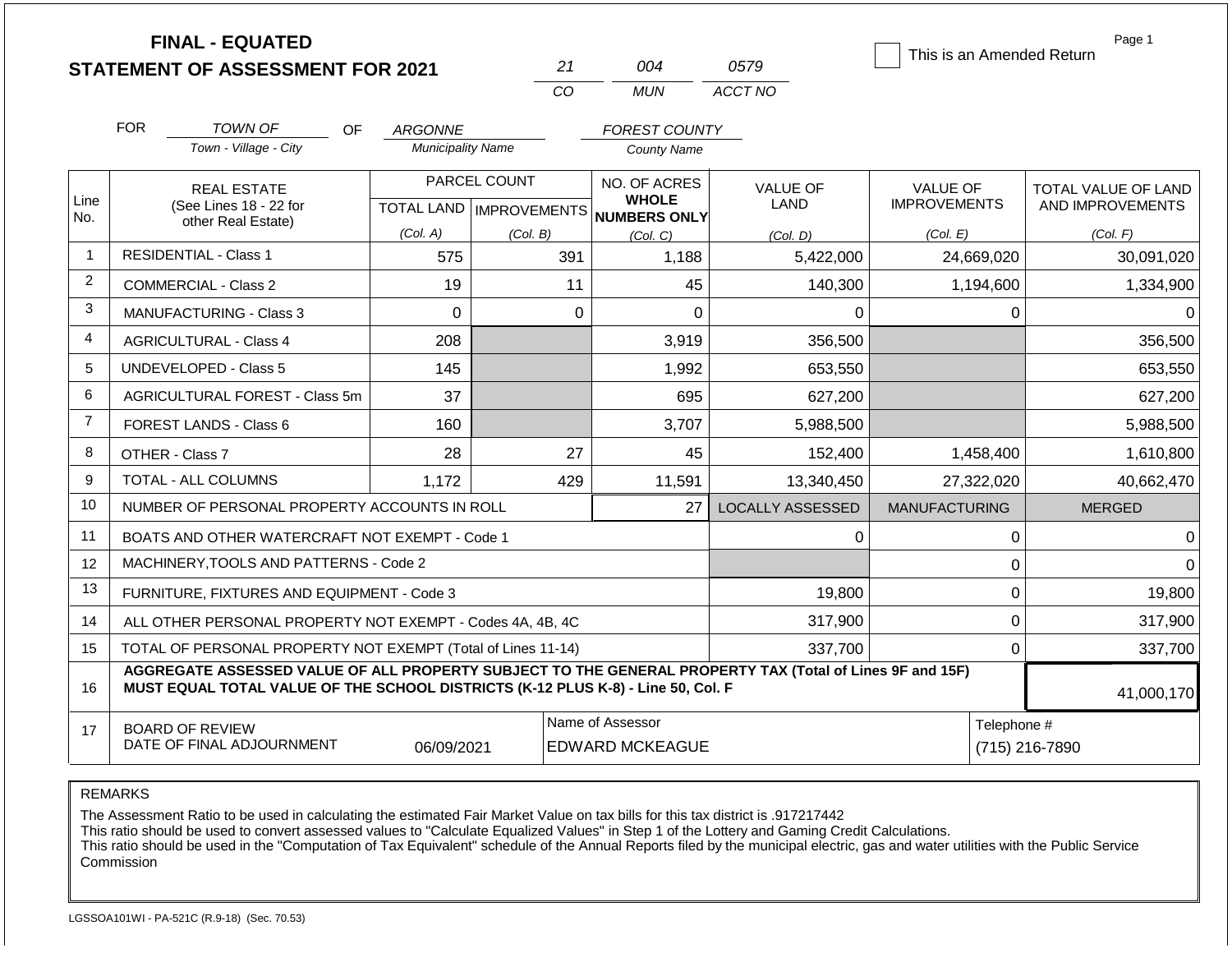**FINAL - EQUATED**
**STATEMENT OF ASSESSMENT FOR 2021**

| 21 | 004 | 0579 |
|---|---|---|
| *CO* | *MUN* | *ACCT NO* |

☐ This is an Amended Return

FOR *TOWN OF* (Town - Village - City) OF *ARGONNE* (Municipality Name) *FOREST COUNTY* (County Name)

| Line No. | REAL ESTATE (See Lines 18 - 22 for other Real Estate) | PARCEL COUNT TOTAL LAND (Col. A) | PARCEL COUNT IMPROVEMENTS (Col. B) | NO. OF ACRES WHOLE NUMBERS ONLY (Col. C) | VALUE OF LAND (Col. D) | VALUE OF IMPROVEMENTS (Col. E) | TOTAL VALUE OF LAND AND IMPROVEMENTS (Col. F) |
|---|---|---|---|---|---|---|---|
| 1 | RESIDENTIAL - Class 1 | 575 | 391 | 1,188 | 5,422,000 | 24,669,020 | 30,091,020 |
| 2 | COMMERCIAL - Class 2 | 19 | 11 | 45 | 140,300 | 1,194,600 | 1,334,900 |
| 3 | MANUFACTURING - Class 3 | 0 | 0 | 0 | 0 | 0 | 0 |
| 4 | AGRICULTURAL - Class 4 | 208 | | 3,919 | 356,500 | | 356,500 |
| 5 | UNDEVELOPED - Class 5 | 145 | | 1,992 | 653,550 | | 653,550 |
| 6 | AGRICULTURAL FOREST - Class 5m | 37 | | 695 | 627,200 | | 627,200 |
| 7 | FOREST LANDS - Class 6 | 160 | | 3,707 | 5,988,500 | | 5,988,500 |
| 8 | OTHER - Class 7 | 28 | 27 | 45 | 152,400 | 1,458,400 | 1,610,800 |
| 9 | TOTAL - ALL COLUMNS | 1,172 | 429 | 11,591 | 13,340,450 | 27,322,020 | 40,662,470 |
| 10 | NUMBER OF PERSONAL PROPERTY ACCOUNTS IN ROLL | | | 27 | LOCALLY ASSESSED | MANUFACTURING | MERGED |
| 11 | BOATS AND OTHER WATERCRAFT NOT EXEMPT - Code 1 | | | | 0 | 0 | 0 |
| 12 | MACHINERY,TOOLS AND PATTERNS - Code 2 | | | | | 0 | 0 |
| 13 | FURNITURE, FIXTURES AND EQUIPMENT - Code 3 | | | | 19,800 | 0 | 19,800 |
| 14 | ALL OTHER PERSONAL PROPERTY NOT EXEMPT - Codes 4A, 4B, 4C | | | | 317,900 | 0 | 317,900 |
| 15 | TOTAL OF PERSONAL PROPERTY NOT EXEMPT (Total of Lines 11-14) | | | | 337,700 | 0 | 337,700 |
| 16 | **AGGREGATE ASSESSED VALUE OF ALL PROPERTY SUBJECT TO THE GENERAL PROPERTY TAX (Total of Lines 9F and 15F) MUST EQUAL TOTAL VALUE OF THE SCHOOL DISTRICTS (K-12 PLUS K-8) - Line 50, Col. F** | | | | | | 41,000,170 |
| 17 | BOARD OF REVIEW DATE OF FINAL ADJOURNMENT | 06/09/2021 | | Name of Assessor: EDWARD MCKEAGUE | | Telephone #: (715) 216-7890 | |

REMARKS

The Assessment Ratio to be used in calculating the estimated Fair Market Value on tax bills for this tax district is .917217442
This ratio should be used to convert assessed values to "Calculate Equalized Values" in Step 1 of the Lottery and Gaming Credit Calculations.
This ratio should be used in the "Computation of Tax Equivalent" schedule of the Annual Reports filed by the municipal electric, gas and water utilities with the Public Service Commission

LGSSOA101WI - PA-521C (R.9-18) (Sec. 70.53)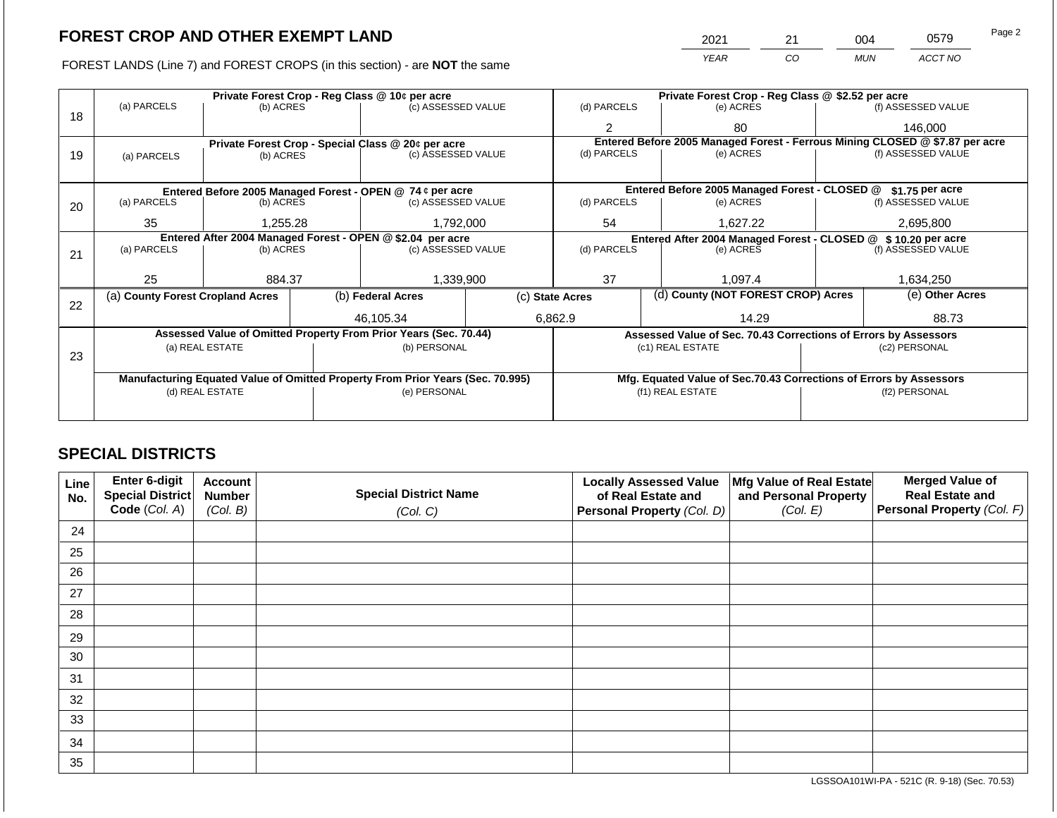# FOREST CROP AND OTHER EXEMPT LAND

FOREST LANDS (Line 7) and FOREST CROPS (in this section) - are **NOT** the same

| 2021 | 21 | 004 | 0579 |
|---|---|---|---|
| YEAR | CO | MUN | ACCT NO |

| | Private Forest Crop - Reg Class @ 10¢ per acre | | | Private Forest Crop - Reg Class @ $2.52 per acre | | |
|---|---|---|---|---|---|---|
| 18 | (a) PARCELS | (b) ACRES | (c) ASSESSED VALUE | (d) PARCELS | (e) ACRES | (f) ASSESSED VALUE |
| | | | | 2 | 80 | 146,000 |
| | **Private Forest Crop - Special Class @ 20¢ per acre** | | | **Entered Before 2005 Managed Forest - Ferrous Mining CLOSED @ $7.87 per acre** | | |
| 19 | (a) PARCELS | (b) ACRES | (c) ASSESSED VALUE | (d) PARCELS | (e) ACRES | (f) ASSESSED VALUE |
| | | | | | | |
| | **Entered Before 2005 Managed Forest - OPEN @ 74 ¢ per acre** | | | **Entered Before 2005 Managed Forest - CLOSED @ $1.75 per acre** | | |
| 20 | (a) PARCELS | (b) ACRES | (c) ASSESSED VALUE | (d) PARCELS | (e) ACRES | (f) ASSESSED VALUE |
| | 35 | 1,255.28 | 1,792,000 | 54 | 1,627.22 | 2,695,800 |
| | **Entered After 2004 Managed Forest - OPEN @ $2.04 per acre** | | | **Entered After 2004 Managed Forest - CLOSED @ $ 10.20 per acre** | | |
| 21 | (a) PARCELS | (b) ACRES | (c) ASSESSED VALUE | (d) PARCELS | (e) ACRES | (f) ASSESSED VALUE |
| | 25 | 884.37 | 1,339,900 | 37 | 1,097.4 | 1,634,250 |

| | (a) County Forest Cropland Acres | (b) Federal Acres | (c) State Acres | (d) County (NOT FOREST CROP) Acres | (e) Other Acres |
|---|---|---|---|---|---|
| 22 | | 46,105.34 | 6,862.9 | 14.29 | 88.73 |

| | Assessed Value of Omitted Property From Prior Years (Sec. 70.44) | | Assessed Value of Sec. 70.43 Corrections of Errors by Assessors | |
|---|---|---|---|---|
| 23 | (a) REAL ESTATE | (b) PERSONAL | (c1) REAL ESTATE | (c2) PERSONAL |
| | | | | |
| | **Manufacturing Equated Value of Omitted Property From Prior Years (Sec. 70.995)** | | **Mfg. Equated Value of Sec.70.43 Corrections of Errors by Assessors** | |
| | (d) REAL ESTATE | (e) PERSONAL | (f1) REAL ESTATE | (f2) PERSONAL |
| | | | | |

## SPECIAL DISTRICTS

| Line No. | Enter 6-digit Special District Code (Col. A) | Account Number (Col. B) | Special District Name (Col. C) | Locally Assessed Value of Real Estate and Personal Property (Col. D) | Mfg Value of Real Estate and Personal Property (Col. E) | Merged Value of Real Estate and Personal Property (Col. F) |
|---|---|---|---|---|---|---|
| 24 | | | | | | |
| 25 | | | | | | |
| 26 | | | | | | |
| 27 | | | | | | |
| 28 | | | | | | |
| 29 | | | | | | |
| 30 | | | | | | |
| 31 | | | | | | |
| 32 | | | | | | |
| 33 | | | | | | |
| 34 | | | | | | |
| 35 | | | | | | |

LGSSOA101WI-PA - 521C (R. 9-18) (Sec. 70.53)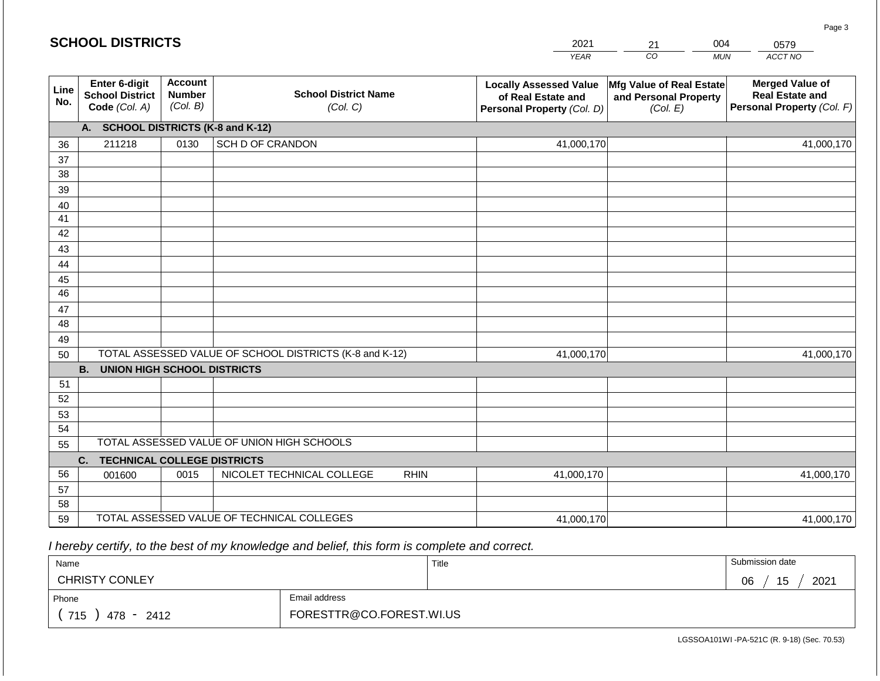# SCHOOL DISTRICTS

| 2021 | 21 | 004 | 0579 |
|---|---|---|---|
| *YEAR* | *CO* | *MUN* | *ACCT NO* |

| Line No. | Enter 6-digit School District Code *(Col. A)* | Account Number *(Col. B)* | School District Name *(Col. C)* | Locally Assessed Value of Real Estate and Personal Property *(Col. D)* | Mfg Value of Real Estate and Personal Property *(Col. E)* | Merged Value of Real Estate and Personal Property *(Col. F)* |
|---|---|---|---|---|---|---|
| | **A. SCHOOL DISTRICTS (K-8 and K-12)** | | | | | |
| 36 | 211218 | 0130 | SCH D OF CRANDON | 41,000,170 | | 41,000,170 |
| 37 | | | | | | |
| 38 | | | | | | |
| 39 | | | | | | |
| 40 | | | | | | |
| 41 | | | | | | |
| 42 | | | | | | |
| 43 | | | | | | |
| 44 | | | | | | |
| 45 | | | | | | |
| 46 | | | | | | |
| 47 | | | | | | |
| 48 | | | | | | |
| 49 | | | | | | |
| 50 | TOTAL ASSESSED VALUE OF SCHOOL DISTRICTS (K-8 and K-12) | | | 41,000,170 | | 41,000,170 |
| | **B. UNION HIGH SCHOOL DISTRICTS** | | | | | |
| 51 | | | | | | |
| 52 | | | | | | |
| 53 | | | | | | |
| 54 | | | | | | |
| 55 | TOTAL ASSESSED VALUE OF UNION HIGH SCHOOLS | | | | | |
| | **C. TECHNICAL COLLEGE DISTRICTS** | | | | | |
| 56 | 001600 | 0015 | NICOLET TECHNICAL COLLEGE RHIN | 41,000,170 | | 41,000,170 |
| 57 | | | | | | |
| 58 | | | | | | |
| 59 | TOTAL ASSESSED VALUE OF TECHNICAL COLLEGES | | | 41,000,170 | | 41,000,170 |

*I hereby certify, to the best of my knowledge and belief, this form is complete and correct.*

| Name | Title | Submission date |
|---|---|---|
| CHRISTY CONLEY | | 06 / 15 / 2021 |
| **Phone** | **Email address** | |
| ( 715 ) 478 - 2412 | FORESTTR@CO.FOREST.WI.US | |

LGSSOA101WI -PA-521C (R. 9-18) (Sec. 70.53)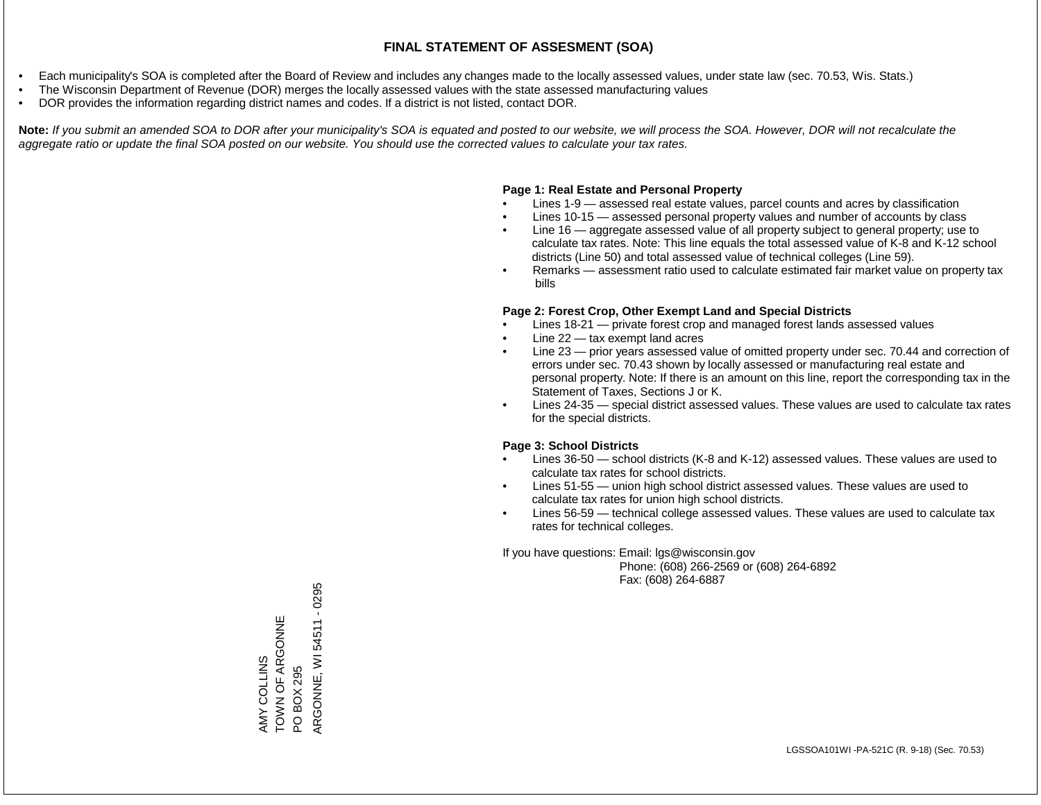# FINAL STATEMENT OF ASSESMENT (SOA)

- Each municipality's SOA is completed after the Board of Review and includes any changes made to the locally assessed values, under state law (sec. 70.53, Wis. Stats.)
- The Wisconsin Department of Revenue (DOR) merges the locally assessed values with the state assessed manufacturing values
- DOR provides the information regarding district names and codes. If a district is not listed, contact DOR.

**Note:** *If you submit an amended SOA to DOR after your municipality's SOA is equated and posted to our website, we will process the SOA. However, DOR will not recalculate the aggregate ratio or update the final SOA posted on our website. You should use the corrected values to calculate your tax rates.*

**Page 1: Real Estate and Personal Property**

- Lines 1-9 — assessed real estate values, parcel counts and acres by classification
- Lines 10-15 — assessed personal property values and number of accounts by class
- Line 16 — aggregate assessed value of all property subject to general property; use to calculate tax rates. Note: This line equals the total assessed value of K-8 and K-12 school districts (Line 50) and total assessed value of technical colleges (Line 59).
- Remarks — assessment ratio used to calculate estimated fair market value on property tax bills

**Page 2: Forest Crop, Other Exempt Land and Special Districts**

- Lines 18-21 — private forest crop and managed forest lands assessed values
- Line 22 — tax exempt land acres
- Line 23 — prior years assessed value of omitted property under sec. 70.44 and correction of errors under sec. 70.43 shown by locally assessed or manufacturing real estate and personal property. Note: If there is an amount on this line, report the corresponding tax in the Statement of Taxes, Sections J or K.
- Lines 24-35 — special district assessed values. These values are used to calculate tax rates for the special districts.

**Page 3: School Districts**

- Lines 36-50 — school districts (K-8 and K-12) assessed values. These values are used to calculate tax rates for school districts.
- Lines 51-55 — union high school district assessed values. These values are used to calculate tax rates for union high school districts.
- Lines 56-59 — technical college assessed values. These values are used to calculate tax rates for technical colleges.

If you have questions: Email: lgs@wisconsin.gov
Phone: (608) 266-2569 or (608) 264-6892
Fax: (608) 264-6887

AMY COLLINS
TOWN OF ARGONNE
PO BOX 295
ARGONNE, WI 54511 - 0295

LGSSOA101WI -PA-521C (R. 9-18) (Sec. 70.53)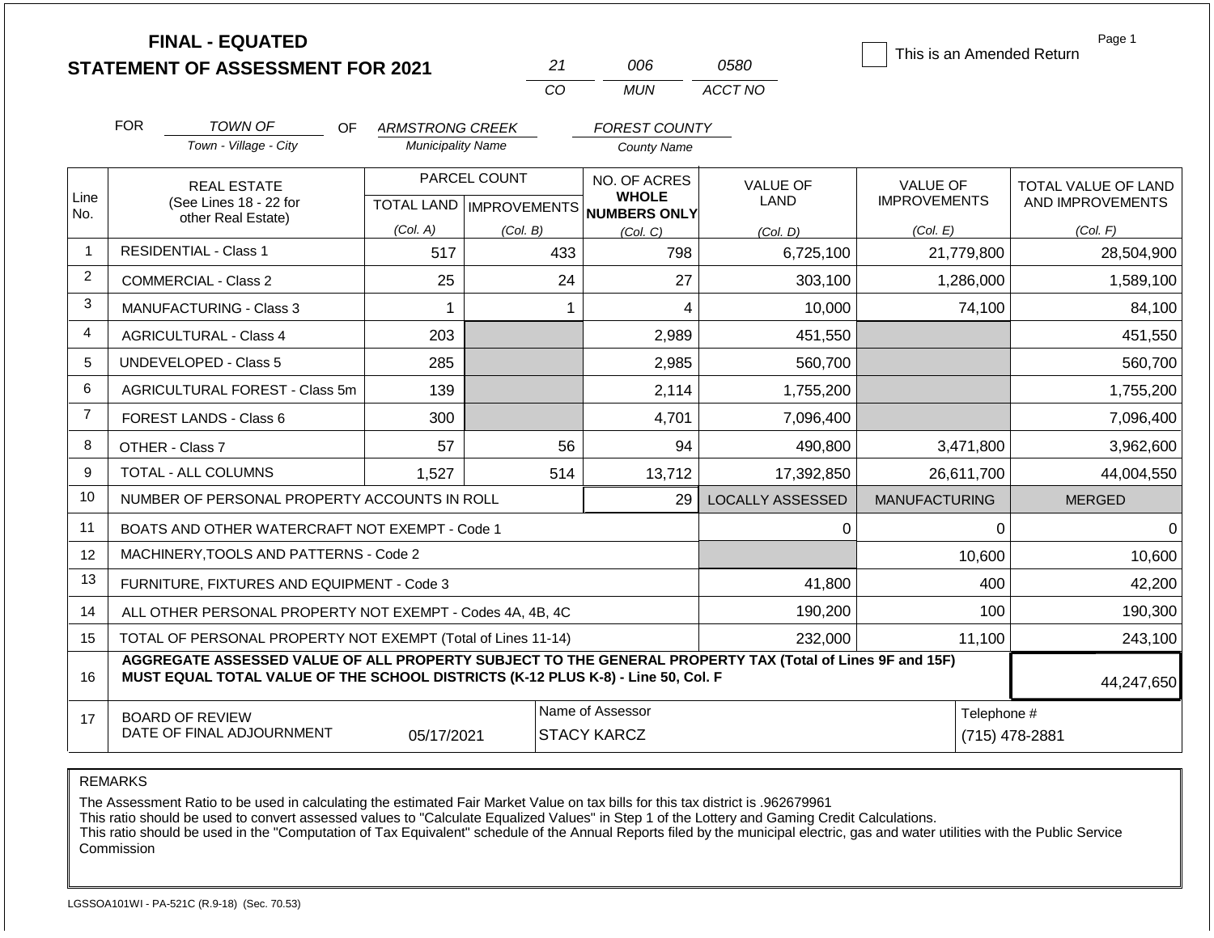# FINAL - EQUATED
# STATEMENT OF ASSESSMENT FOR 2021

| 21 | 006 | 0580 |
|---|---|---|
| CO | MUN | ACCT NO |

☐ This is an Amended Return

Page 1

FOR TOWN OF (Town - Village - City) OF ARMSTRONG CREEK (Municipality Name) FOREST COUNTY (County Name)

| Line No. | REAL ESTATE (See Lines 18 - 22 for other Real Estate) | PARCEL COUNT TOTAL LAND (Col. A) | PARCEL COUNT IMPROVEMENTS (Col. B) | NO. OF ACRES WHOLE NUMBERS ONLY (Col. C) | VALUE OF LAND (Col. D) | VALUE OF IMPROVEMENTS (Col. E) | TOTAL VALUE OF LAND AND IMPROVEMENTS (Col. F) |
|---|---|---|---|---|---|---|---|
| 1 | RESIDENTIAL - Class 1 | 517 | 433 | 798 | 6,725,100 | 21,779,800 | 28,504,900 |
| 2 | COMMERCIAL - Class 2 | 25 | 24 | 27 | 303,100 | 1,286,000 | 1,589,100 |
| 3 | MANUFACTURING - Class 3 | 1 | 1 | 4 | 10,000 | 74,100 | 84,100 |
| 4 | AGRICULTURAL - Class 4 | 203 | | 2,989 | 451,550 | | 451,550 |
| 5 | UNDEVELOPED - Class 5 | 285 | | 2,985 | 560,700 | | 560,700 |
| 6 | AGRICULTURAL FOREST - Class 5m | 139 | | 2,114 | 1,755,200 | | 1,755,200 |
| 7 | FOREST LANDS - Class 6 | 300 | | 4,701 | 7,096,400 | | 7,096,400 |
| 8 | OTHER - Class 7 | 57 | 56 | 94 | 490,800 | 3,471,800 | 3,962,600 |
| 9 | TOTAL - ALL COLUMNS | 1,527 | 514 | 13,712 | 17,392,850 | 26,611,700 | 44,004,550 |
| 10 | NUMBER OF PERSONAL PROPERTY ACCOUNTS IN ROLL | | | 29 | LOCALLY ASSESSED | MANUFACTURING | MERGED |
| 11 | BOATS AND OTHER WATERCRAFT NOT EXEMPT - Code 1 | | | | 0 | 0 | 0 |
| 12 | MACHINERY,TOOLS AND PATTERNS - Code 2 | | | | | 10,600 | 10,600 |
| 13 | FURNITURE, FIXTURES AND EQUIPMENT - Code 3 | | | | 41,800 | 400 | 42,200 |
| 14 | ALL OTHER PERSONAL PROPERTY NOT EXEMPT - Codes 4A, 4B, 4C | | | | 190,200 | 100 | 190,300 |
| 15 | TOTAL OF PERSONAL PROPERTY NOT EXEMPT (Total of Lines 11-14) | | | | 232,000 | 11,100 | 243,100 |
| 16 | **AGGREGATE ASSESSED VALUE OF ALL PROPERTY SUBJECT TO THE GENERAL PROPERTY TAX (Total of Lines 9F and 15F) MUST EQUAL TOTAL VALUE OF THE SCHOOL DISTRICTS (K-12 PLUS K-8) - Line 50, Col. F** | | | | | | 44,247,650 |
| 17 | BOARD OF REVIEW DATE OF FINAL ADJOURNMENT | 05/17/2021 | | Name of Assessor: STACY KARCZ | | | Telephone #: (715) 478-2881 |

REMARKS

The Assessment Ratio to be used in calculating the estimated Fair Market Value on tax bills for this tax district is .962679961
This ratio should be used to convert assessed values to "Calculate Equalized Values" in Step 1 of the Lottery and Gaming Credit Calculations.
This ratio should be used in the "Computation of Tax Equivalent" schedule of the Annual Reports filed by the municipal electric, gas and water utilities with the Public Service Commission

LGSSOA101WI - PA-521C (R.9-18) (Sec. 70.53)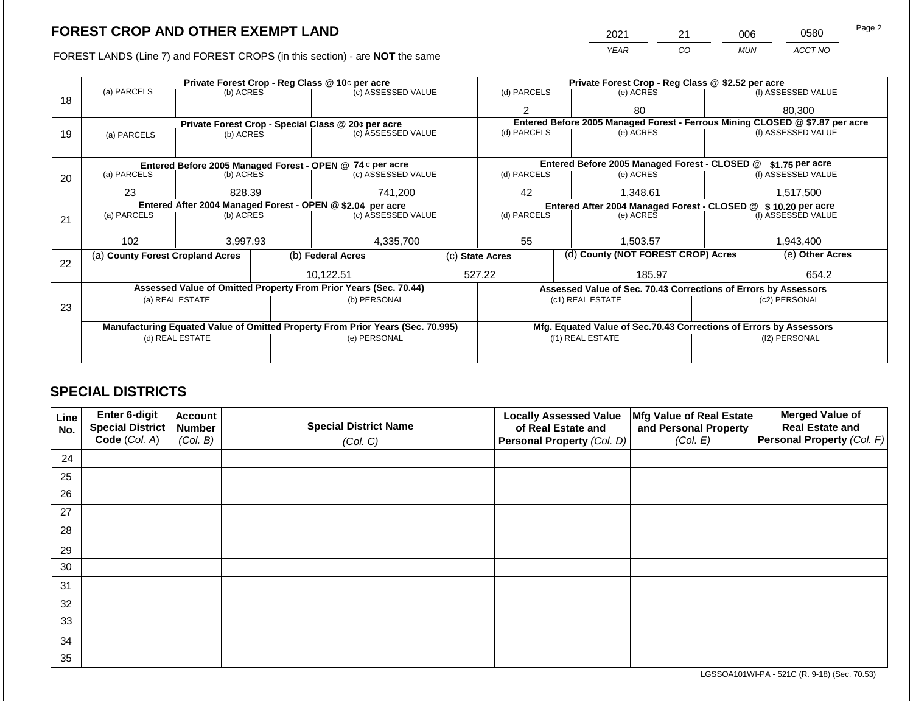## FOREST CROP AND OTHER EXEMPT LAND

FOREST LANDS (Line 7) and FOREST CROPS (in this section) - are **NOT** the same

| 2021 | 21 | 006 | 0580 |
|---|---|---|---|
| YEAR | CO | MUN | ACCT NO |

| Line | | | | | | |
|---|---|---|---|---|---|---|
| 18 | **Private Forest Crop - Reg Class @ 10¢ per acre** | | | **Private Forest Crop - Reg Class @ $2.52 per acre** | | |
| | (a) PARCELS | (b) ACRES | (c) ASSESSED VALUE | (d) PARCELS | (e) ACRES | (f) ASSESSED VALUE |
| | | | | 2 | 80 | 80,300 |
| 19 | **Private Forest Crop - Special Class @ 20¢ per acre** | | | **Entered Before 2005 Managed Forest - Ferrous Mining CLOSED @ $7.87 per acre** | | |
| | (a) PARCELS | (b) ACRES | (c) ASSESSED VALUE | (d) PARCELS | (e) ACRES | (f) ASSESSED VALUE |
| | | | | | | |
| 20 | **Entered Before 2005 Managed Forest - OPEN @ 74 ¢ per acre** | | | **Entered Before 2005 Managed Forest - CLOSED @ $1.75 per acre** | | |
| | (a) PARCELS | (b) ACRES | (c) ASSESSED VALUE | (d) PARCELS | (e) ACRES | (f) ASSESSED VALUE |
| | 23 | 828.39 | 741,200 | 42 | 1,348.61 | 1,517,500 |
| 21 | **Entered After 2004 Managed Forest - OPEN @ $2.04 per acre** | | | **Entered After 2004 Managed Forest - CLOSED @ $ 10.20 per acre** | | |
| | (a) PARCELS | (b) ACRES | (c) ASSESSED VALUE | (d) PARCELS | (e) ACRES | (f) ASSESSED VALUE |
| | 102 | 3,997.93 | 4,335,700 | 55 | 1,503.57 | 1,943,400 |

| Line | (a) County Forest Cropland Acres | (b) Federal Acres | (c) State Acres | (d) County (NOT FOREST CROP) Acres | (e) Other Acres |
|---|---|---|---|---|---|
| 22 | | 10,122.51 | 527.22 | 185.97 | 654.2 |

| Line | Assessed Value of Omitted Property From Prior Years (Sec. 70.44) | | Assessed Value of Sec. 70.43 Corrections of Errors by Assessors | |
|---|---|---|---|---|
| 23 | (a) REAL ESTATE | (b) PERSONAL | (c1) REAL ESTATE | (c2) PERSONAL |
| | | | | |
| | **Manufacturing Equated Value of Omitted Property From Prior Years (Sec. 70.995)** | | **Mfg. Equated Value of Sec.70.43 Corrections of Errors by Assessors** | |
| | (d) REAL ESTATE | (e) PERSONAL | (f1) REAL ESTATE | (f2) PERSONAL |
| | | | | |

## SPECIAL DISTRICTS

| Line No. | Enter 6-digit Special District Code (Col. A) | Account Number (Col. B) | Special District Name (Col. C) | Locally Assessed Value of Real Estate and Personal Property (Col. D) | Mfg Value of Real Estate and Personal Property (Col. E) | Merged Value of Real Estate and Personal Property (Col. F) |
|---|---|---|---|---|---|---|
| 24 | | | | | | |
| 25 | | | | | | |
| 26 | | | | | | |
| 27 | | | | | | |
| 28 | | | | | | |
| 29 | | | | | | |
| 30 | | | | | | |
| 31 | | | | | | |
| 32 | | | | | | |
| 33 | | | | | | |
| 34 | | | | | | |
| 35 | | | | | | |

LGSSOA101WI-PA - 521C (R. 9-18) (Sec. 70.53)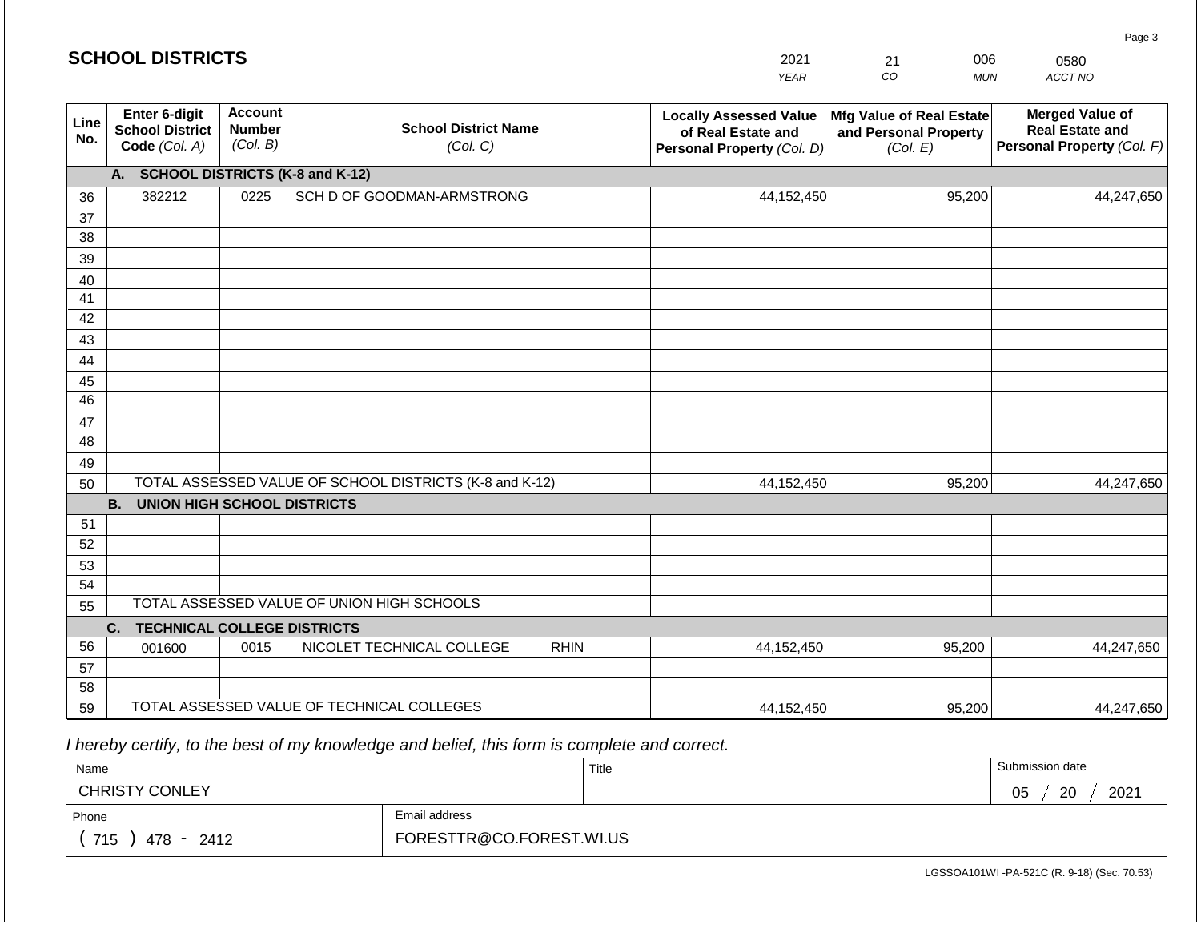## SCHOOL DISTRICTS

| 2021 | 21 | 006 | 0580 |
|---|---|---|---|
| YEAR | CO | MUN | ACCT NO |

| Line No. | Enter 6-digit School District Code (Col. A) | Account Number (Col. B) | School District Name (Col. C) | Locally Assessed Value of Real Estate and Personal Property (Col. D) | Mfg Value of Real Estate and Personal Property (Col. E) | Merged Value of Real Estate and Personal Property (Col. F) |
|---|---|---|---|---|---|---|
| | **A. SCHOOL DISTRICTS (K-8 and K-12)** | | | | | |
| 36 | 382212 | 0225 | SCH D OF GOODMAN-ARMSTRONG | 44,152,450 | 95,200 | 44,247,650 |
| 37 | | | | | | |
| 38 | | | | | | |
| 39 | | | | | | |
| 40 | | | | | | |
| 41 | | | | | | |
| 42 | | | | | | |
| 43 | | | | | | |
| 44 | | | | | | |
| 45 | | | | | | |
| 46 | | | | | | |
| 47 | | | | | | |
| 48 | | | | | | |
| 49 | | | | | | |
| 50 | TOTAL ASSESSED VALUE OF SCHOOL DISTRICTS (K-8 and K-12) | | | 44,152,450 | 95,200 | 44,247,650 |
| | **B. UNION HIGH SCHOOL DISTRICTS** | | | | | |
| 51 | | | | | | |
| 52 | | | | | | |
| 53 | | | | | | |
| 54 | | | | | | |
| 55 | TOTAL ASSESSED VALUE OF UNION HIGH SCHOOLS | | | | | |
| | **C. TECHNICAL COLLEGE DISTRICTS** | | | | | |
| 56 | 001600 | 0015 | NICOLET TECHNICAL COLLEGE RHIN | 44,152,450 | 95,200 | 44,247,650 |
| 57 | | | | | | |
| 58 | | | | | | |
| 59 | TOTAL ASSESSED VALUE OF TECHNICAL COLLEGES | | | 44,152,450 | 95,200 | 44,247,650 |

*I hereby certify, to the best of my knowledge and belief, this form is complete and correct.*

| Name | Title | Submission date |
|---|---|---|
| CHRISTY CONLEY | | 05 / 20 / 2021 |

| Phone | Email address |
|---|---|
| ( 715 ) 478 - 2412 | FORESTTR@CO.FOREST.WI.US |

LGSSOA101WI -PA-521C (R. 9-18) (Sec. 70.53)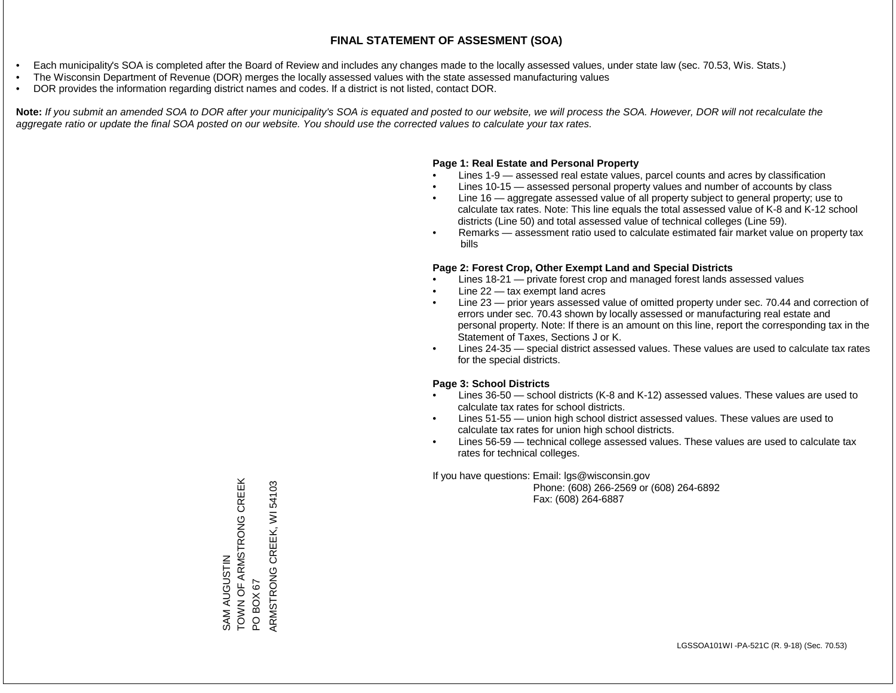# FINAL STATEMENT OF ASSESMENT (SOA)

- Each municipality's SOA is completed after the Board of Review and includes any changes made to the locally assessed values, under state law (sec. 70.53, Wis. Stats.)
- The Wisconsin Department of Revenue (DOR) merges the locally assessed values with the state assessed manufacturing values
- DOR provides the information regarding district names and codes. If a district is not listed, contact DOR.

**Note:** *If you submit an amended SOA to DOR after your municipality's SOA is equated and posted to our website, we will process the SOA. However, DOR will not recalculate the aggregate ratio or update the final SOA posted on our website. You should use the corrected values to calculate your tax rates.*

**Page 1: Real Estate and Personal Property**

- Lines 1-9 — assessed real estate values, parcel counts and acres by classification
- Lines 10-15 — assessed personal property values and number of accounts by class
- Line 16 — aggregate assessed value of all property subject to general property; use to calculate tax rates. Note: This line equals the total assessed value of K-8 and K-12 school districts (Line 50) and total assessed value of technical colleges (Line 59).
- Remarks — assessment ratio used to calculate estimated fair market value on property tax bills

**Page 2: Forest Crop, Other Exempt Land and Special Districts**

- Lines 18-21 — private forest crop and managed forest lands assessed values
- Line 22 — tax exempt land acres
- Line 23 — prior years assessed value of omitted property under sec. 70.44 and correction of errors under sec. 70.43 shown by locally assessed or manufacturing real estate and personal property. Note: If there is an amount on this line, report the corresponding tax in the Statement of Taxes, Sections J or K.
- Lines 24-35 — special district assessed values. These values are used to calculate tax rates for the special districts.

**Page 3: School Districts**

- Lines 36-50 — school districts (K-8 and K-12) assessed values. These values are used to calculate tax rates for school districts.
- Lines 51-55 — union high school district assessed values. These values are used to calculate tax rates for union high school districts.
- Lines 56-59 — technical college assessed values. These values are used to calculate tax rates for technical colleges.

If you have questions: Email: lgs@wisconsin.gov
Phone: (608) 266-2569 or (608) 264-6892
Fax: (608) 264-6887

SAM AUGUSTIN
TOWN OF ARMSTRONG CREEK
PO BOX 67
ARMSTRONG CREEK, WI 54103

LGSSOA101WI -PA-521C (R. 9-18) (Sec. 70.53)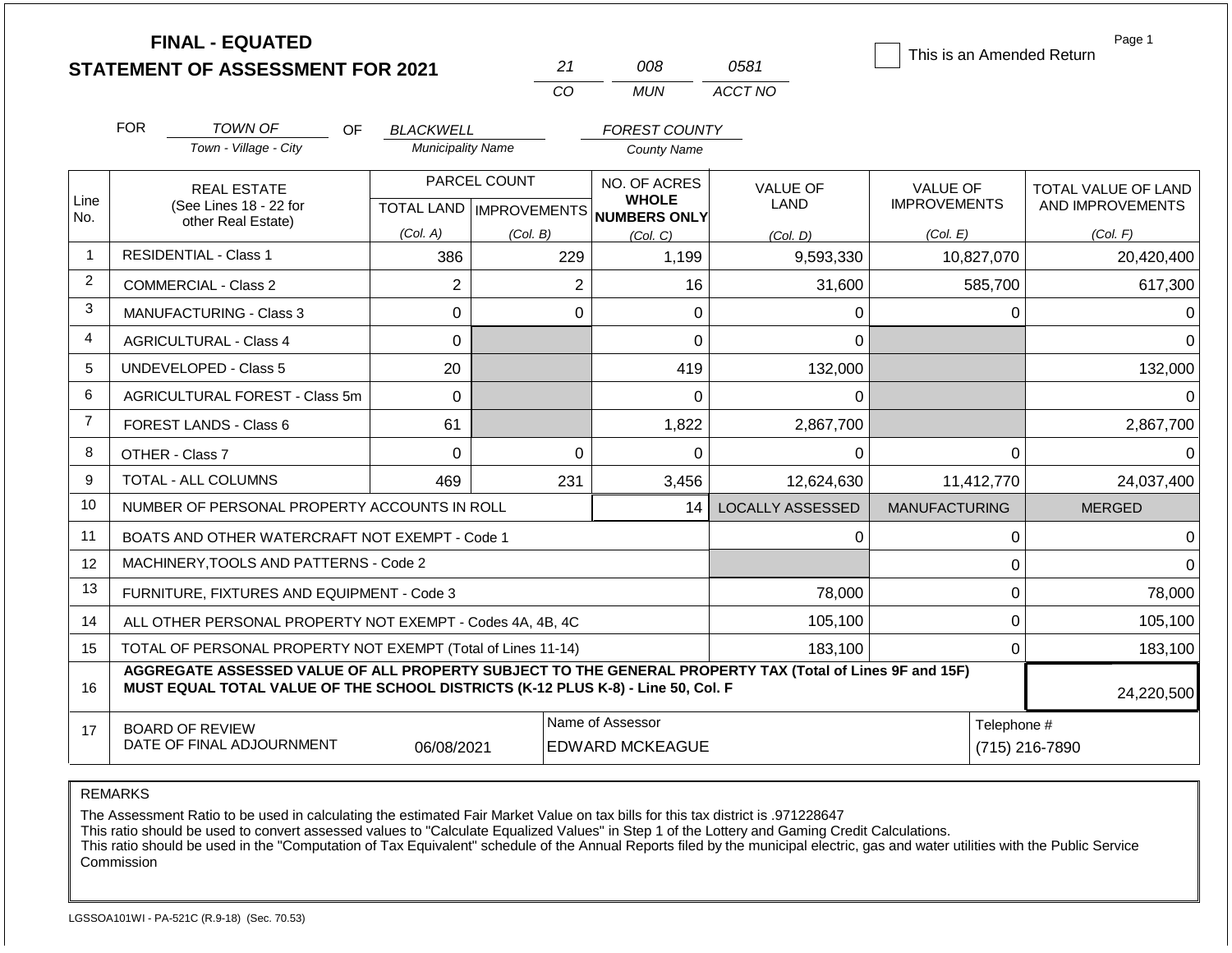# FINAL - EQUATED
# STATEMENT OF ASSESSMENT FOR 2021

| 21 | 008 | 0581 |
|---|---|---|
| CO | MUN | ACCT NO |

This is an Amended Return

FOR *TOWN OF* (Town - Village - City) OF *BLACKWELL* (Municipality Name) *FOREST COUNTY* (County Name)

| Line No. | REAL ESTATE (See Lines 18 - 22 for other Real Estate) | PARCEL COUNT TOTAL LAND (Col. A) | PARCEL COUNT IMPROVEMENTS (Col. B) | NO. OF ACRES WHOLE NUMBERS ONLY (Col. C) | VALUE OF LAND (Col. D) | VALUE OF IMPROVEMENTS (Col. E) | TOTAL VALUE OF LAND AND IMPROVEMENTS (Col. F) |
|---|---|---|---|---|---|---|---|
| 1 | RESIDENTIAL - Class 1 | 386 | 229 | 1,199 | 9,593,330 | 10,827,070 | 20,420,400 |
| 2 | COMMERCIAL - Class 2 | 2 | 2 | 16 | 31,600 | 585,700 | 617,300 |
| 3 | MANUFACTURING - Class 3 | 0 | 0 | 0 | 0 | 0 | 0 |
| 4 | AGRICULTURAL - Class 4 | 0 | | 0 | 0 | | 0 |
| 5 | UNDEVELOPED - Class 5 | 20 | | 419 | 132,000 | | 132,000 |
| 6 | AGRICULTURAL FOREST - Class 5m | 0 | | 0 | 0 | | 0 |
| 7 | FOREST LANDS - Class 6 | 61 | | 1,822 | 2,867,700 | | 2,867,700 |
| 8 | OTHER - Class 7 | 0 | 0 | 0 | 0 | 0 | 0 |
| 9 | TOTAL - ALL COLUMNS | 469 | 231 | 3,456 | 12,624,630 | 11,412,770 | 24,037,400 |
| 10 | NUMBER OF PERSONAL PROPERTY ACCOUNTS IN ROLL | | | 14 | LOCALLY ASSESSED | MANUFACTURING | MERGED |
| 11 | BOATS AND OTHER WATERCRAFT NOT EXEMPT - Code 1 | | | | 0 | 0 | 0 |
| 12 | MACHINERY,TOOLS AND PATTERNS - Code 2 | | | | | 0 | 0 |
| 13 | FURNITURE, FIXTURES AND EQUIPMENT - Code 3 | | | | 78,000 | 0 | 78,000 |
| 14 | ALL OTHER PERSONAL PROPERTY NOT EXEMPT - Codes 4A, 4B, 4C | | | | 105,100 | 0 | 105,100 |
| 15 | TOTAL OF PERSONAL PROPERTY NOT EXEMPT (Total of Lines 11-14) | | | | 183,100 | 0 | 183,100 |
| 16 | AGGREGATE ASSESSED VALUE OF ALL PROPERTY SUBJECT TO THE GENERAL PROPERTY TAX (Total of Lines 9F and 15F) MUST EQUAL TOTAL VALUE OF THE SCHOOL DISTRICTS (K-12 PLUS K-8) - Line 50, Col. F | | | | | | 24,220,500 |
| 17 | BOARD OF REVIEW DATE OF FINAL ADJOURNMENT | 06/08/2021 | | Name of Assessor: EDWARD MCKEAGUE | | | Telephone #: (715) 216-7890 |

REMARKS

The Assessment Ratio to be used in calculating the estimated Fair Market Value on tax bills for this tax district is .971228647
This ratio should be used to convert assessed values to "Calculate Equalized Values" in Step 1 of the Lottery and Gaming Credit Calculations.
This ratio should be used in the "Computation of Tax Equivalent" schedule of the Annual Reports filed by the municipal electric, gas and water utilities with the Public Service Commission

LGSSOA101WI - PA-521C (R.9-18) (Sec. 70.53)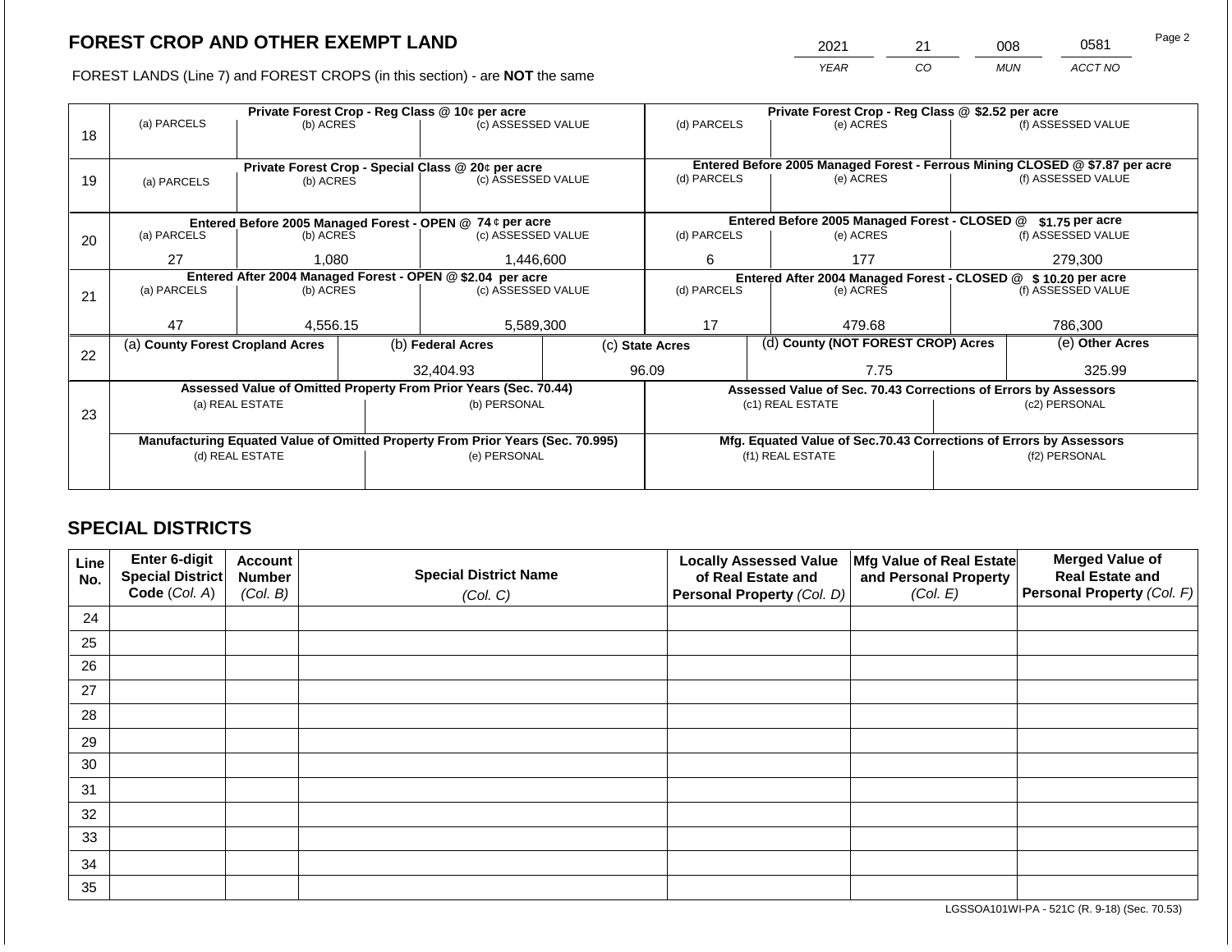## FOREST CROP AND OTHER EXEMPT LAND

FOREST LANDS (Line 7) and FOREST CROPS (in this section) - are **NOT** the same

| YEAR | CO | MUN | ACCT NO |
|---|---|---|---|
| 2021 | 21 | 008 | 0581 |

| Line | | | | | | |
|---|---|---|---|---|---|---|
| 18 | Private Forest Crop - Reg Class @ 10¢ per acre | | | Private Forest Crop - Reg Class @ $2.52 per acre | | |
| | (a) PARCELS | (b) ACRES | (c) ASSESSED VALUE | (d) PARCELS | (e) ACRES | (f) ASSESSED VALUE |
| | | | | | | |
| 19 | Private Forest Crop - Special Class @ 20¢ per acre | | | Entered Before 2005 Managed Forest - Ferrous Mining CLOSED @ $7.87 per acre | | |
| | (a) PARCELS | (b) ACRES | (c) ASSESSED VALUE | (d) PARCELS | (e) ACRES | (f) ASSESSED VALUE |
| | | | | | | |
| 20 | Entered Before 2005 Managed Forest - OPEN @ 74 ¢ per acre | | | Entered Before 2005 Managed Forest - CLOSED @ $1.75 per acre | | |
| | (a) PARCELS | (b) ACRES | (c) ASSESSED VALUE | (d) PARCELS | (e) ACRES | (f) ASSESSED VALUE |
| | 27 | 1,080 | 1,446,600 | 6 | 177 | 279,300 |
| 21 | Entered After 2004 Managed Forest - OPEN @ $2.04 per acre | | | Entered After 2004 Managed Forest - CLOSED @ $ 10.20 per acre | | |
| | (a) PARCELS | (b) ACRES | (c) ASSESSED VALUE | (d) PARCELS | (e) ACRES | (f) ASSESSED VALUE |
| | 47 | 4,556.15 | 5,589,300 | 17 | 479.68 | 786,300 |

| Line | (a) County Forest Cropland Acres | (b) Federal Acres | (c) State Acres | (d) County (NOT FOREST CROP) Acres | (e) Other Acres |
|---|---|---|---|---|---|
| 22 | | 32,404.93 | 96.09 | 7.75 | 325.99 |

| Line | | | | |
|---|---|---|---|---|
| 23 | Assessed Value of Omitted Property From Prior Years (Sec. 70.44) | | Assessed Value of Sec. 70.43 Corrections of Errors by Assessors | |
| | (a) REAL ESTATE | (b) PERSONAL | (c1) REAL ESTATE | (c2) PERSONAL |
| | | | | |
| | Manufacturing Equated Value of Omitted Property From Prior Years (Sec. 70.995) | | Mfg. Equated Value of Sec.70.43 Corrections of Errors by Assessors | |
| | (d) REAL ESTATE | (e) PERSONAL | (f1) REAL ESTATE | (f2) PERSONAL |
| | | | | |

## SPECIAL DISTRICTS

| Line No. | Enter 6-digit Special District Code (Col. A) | Account Number (Col. B) | Special District Name (Col. C) | Locally Assessed Value of Real Estate and Personal Property (Col. D) | Mfg Value of Real Estate and Personal Property (Col. E) | Merged Value of Real Estate and Personal Property (Col. F) |
|---|---|---|---|---|---|---|
| 24 | | | | | | |
| 25 | | | | | | |
| 26 | | | | | | |
| 27 | | | | | | |
| 28 | | | | | | |
| 29 | | | | | | |
| 30 | | | | | | |
| 31 | | | | | | |
| 32 | | | | | | |
| 33 | | | | | | |
| 34 | | | | | | |
| 35 | | | | | | |

LGSSOA101WI-PA - 521C (R. 9-18) (Sec. 70.53)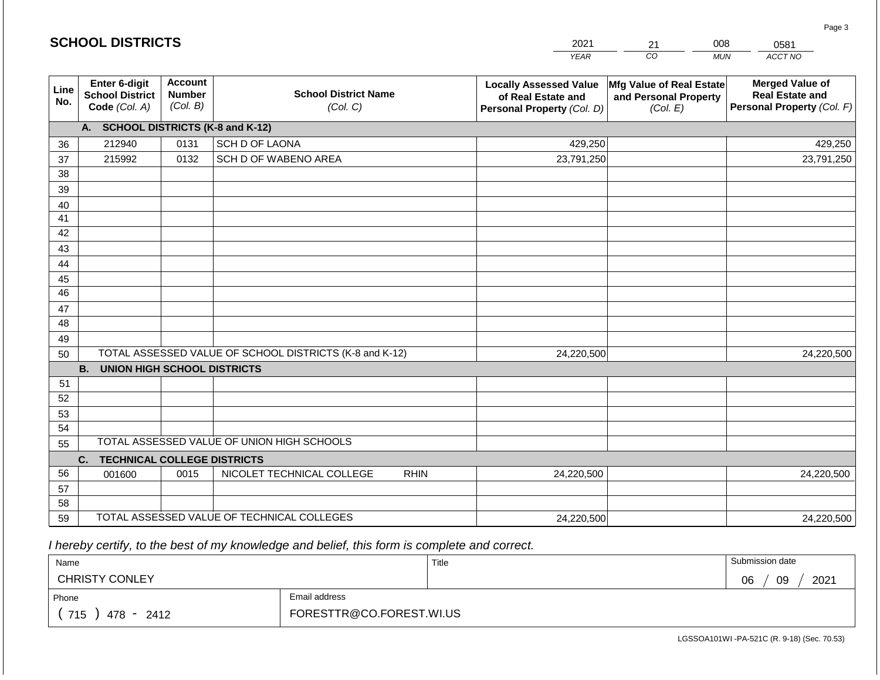## SCHOOL DISTRICTS

| 2021 | 21 | 008 | 0581 |
|---|---|---|---|
| YEAR | CO | MUN | ACCT NO |

| Line No. | Enter 6-digit School District Code (Col. A) | Account Number (Col. B) | School District Name (Col. C) | Locally Assessed Value of Real Estate and Personal Property (Col. D) | Mfg Value of Real Estate and Personal Property (Col. E) | Merged Value of Real Estate and Personal Property (Col. F) |
|---|---|---|---|---|---|---|
| | **A. SCHOOL DISTRICTS (K-8 and K-12)** | | | | | |
| 36 | 212940 | 0131 | SCH D OF LAONA | 429,250 | | 429,250 |
| 37 | 215992 | 0132 | SCH D OF WABENO AREA | 23,791,250 | | 23,791,250 |
| 38 | | | | | | |
| 39 | | | | | | |
| 40 | | | | | | |
| 41 | | | | | | |
| 42 | | | | | | |
| 43 | | | | | | |
| 44 | | | | | | |
| 45 | | | | | | |
| 46 | | | | | | |
| 47 | | | | | | |
| 48 | | | | | | |
| 49 | | | | | | |
| 50 | TOTAL ASSESSED VALUE OF SCHOOL DISTRICTS (K-8 and K-12) | | | 24,220,500 | | 24,220,500 |
| | **B. UNION HIGH SCHOOL DISTRICTS** | | | | | |
| 51 | | | | | | |
| 52 | | | | | | |
| 53 | | | | | | |
| 54 | | | | | | |
| 55 | TOTAL ASSESSED VALUE OF UNION HIGH SCHOOLS | | | | | |
| | **C. TECHNICAL COLLEGE DISTRICTS** | | | | | |
| 56 | 001600 | 0015 | NICOLET TECHNICAL COLLEGE RHIN | 24,220,500 | | 24,220,500 |
| 57 | | | | | | |
| 58 | | | | | | |
| 59 | TOTAL ASSESSED VALUE OF TECHNICAL COLLEGES | | | 24,220,500 | | 24,220,500 |

*I hereby certify, to the best of my knowledge and belief, this form is complete and correct.*

| Name | Title | Submission date |
|---|---|---|
| CHRISTY CONLEY | | 06 / 09 / 2021 |
| **Phone** | **Email address** | |
| ( 715 ) 478 - 2412 | FORESTTR@CO.FOREST.WI.US | |

LGSSOA101WI -PA-521C (R. 9-18) (Sec. 70.53)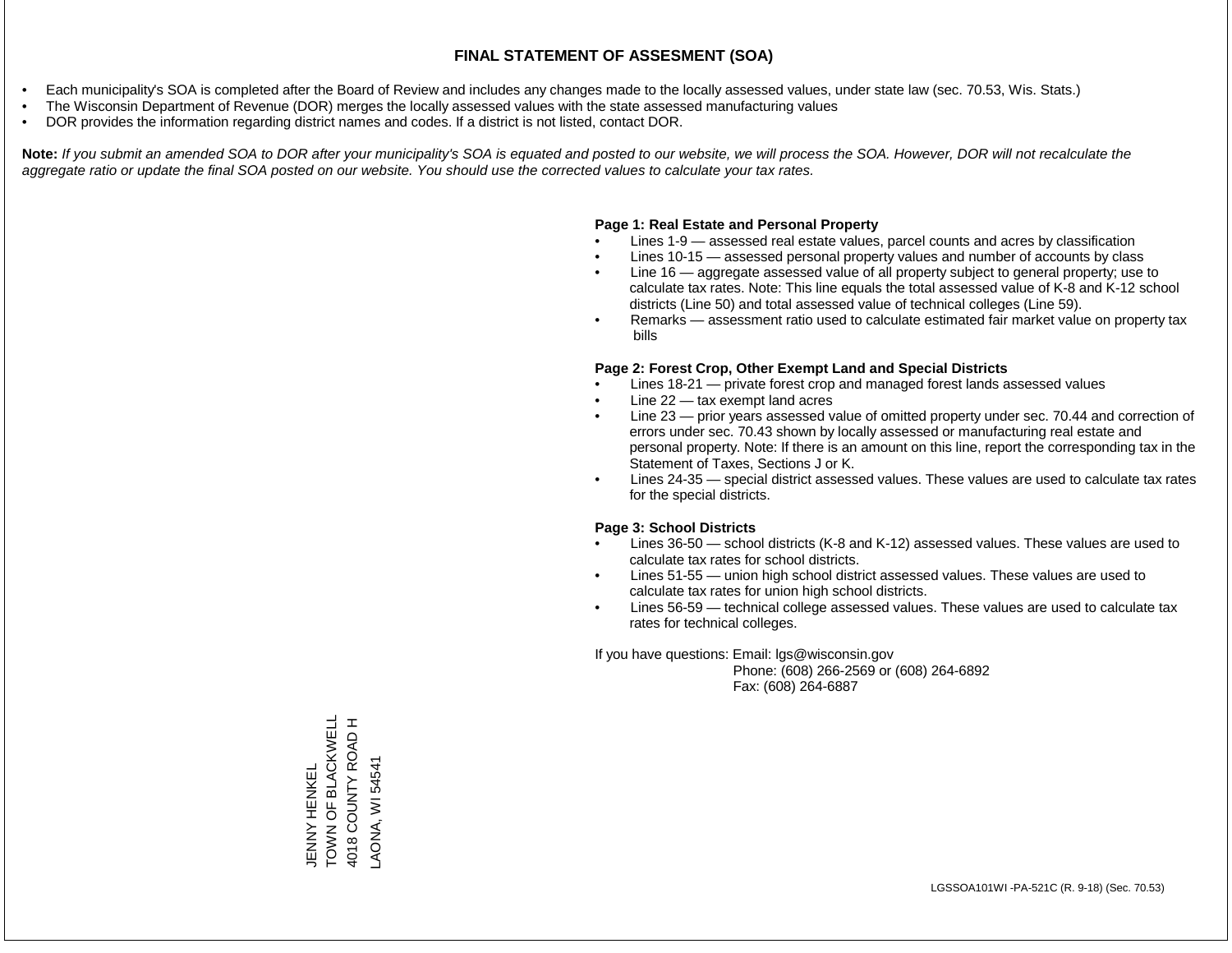# FINAL STATEMENT OF ASSESMENT (SOA)

- Each municipality's SOA is completed after the Board of Review and includes any changes made to the locally assessed values, under state law (sec. 70.53, Wis. Stats.)
- The Wisconsin Department of Revenue (DOR) merges the locally assessed values with the state assessed manufacturing values
- DOR provides the information regarding district names and codes. If a district is not listed, contact DOR.

**Note:** *If you submit an amended SOA to DOR after your municipality's SOA is equated and posted to our website, we will process the SOA. However, DOR will not recalculate the aggregate ratio or update the final SOA posted on our website. You should use the corrected values to calculate your tax rates.*

**Page 1: Real Estate and Personal Property**

- Lines 1-9 — assessed real estate values, parcel counts and acres by classification
- Lines 10-15 — assessed personal property values and number of accounts by class
- Line 16 — aggregate assessed value of all property subject to general property; use to calculate tax rates. Note: This line equals the total assessed value of K-8 and K-12 school districts (Line 50) and total assessed value of technical colleges (Line 59).
- Remarks — assessment ratio used to calculate estimated fair market value on property tax bills

**Page 2: Forest Crop, Other Exempt Land and Special Districts**

- Lines 18-21 — private forest crop and managed forest lands assessed values
- Line 22 — tax exempt land acres
- Line 23 — prior years assessed value of omitted property under sec. 70.44 and correction of errors under sec. 70.43 shown by locally assessed or manufacturing real estate and personal property. Note: If there is an amount on this line, report the corresponding tax in the Statement of Taxes, Sections J or K.
- Lines 24-35 — special district assessed values. These values are used to calculate tax rates for the special districts.

**Page 3: School Districts**

- Lines 36-50 — school districts (K-8 and K-12) assessed values. These values are used to calculate tax rates for school districts.
- Lines 51-55 — union high school district assessed values. These values are used to calculate tax rates for union high school districts.
- Lines 56-59 — technical college assessed values. These values are used to calculate tax rates for technical colleges.

If you have questions: Email: lgs@wisconsin.gov
Phone: (608) 266-2569 or (608) 264-6892
Fax: (608) 264-6887

JENNY HENKEL
TOWN OF BLACKWELL
4018 COUNTY ROAD H
LAONA, WI 54541

LGSSOA101WI -PA-521C (R. 9-18) (Sec. 70.53)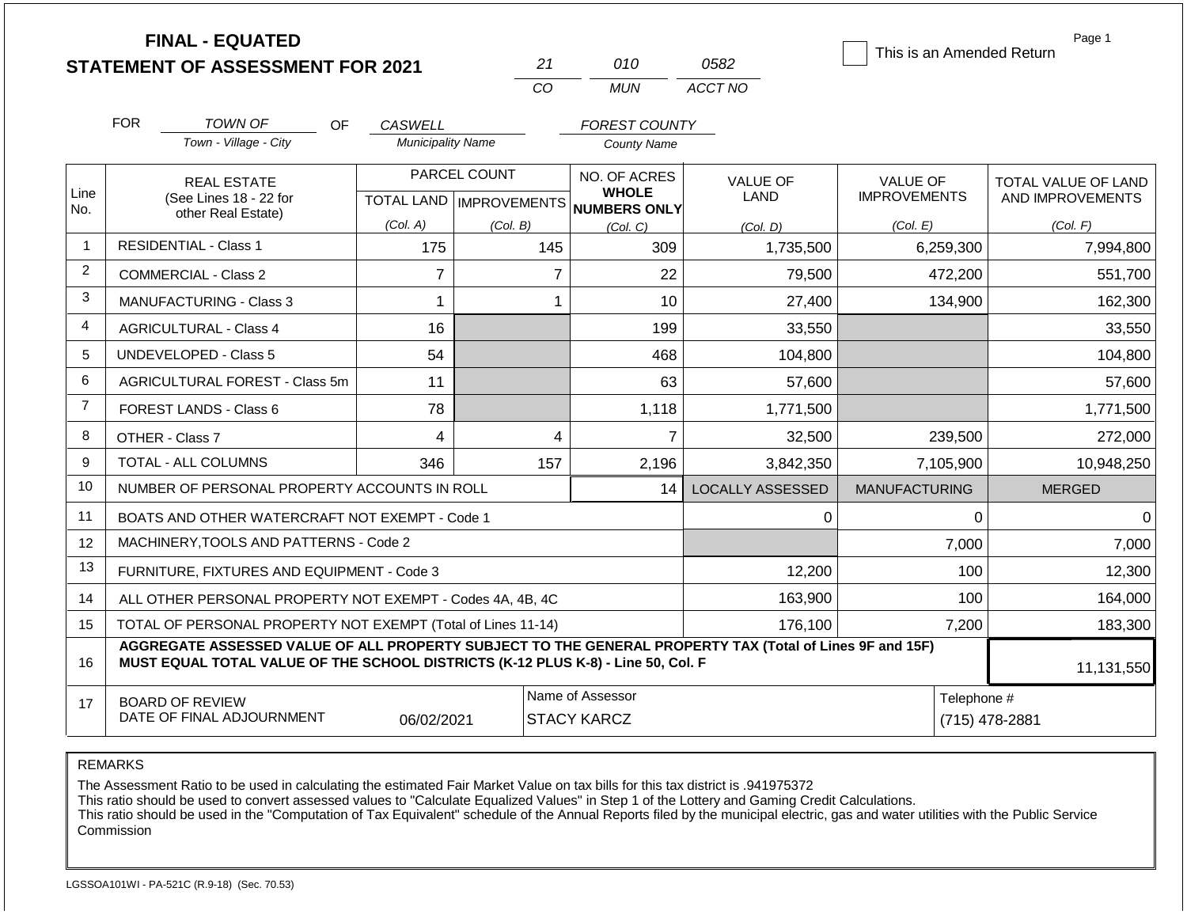**FINAL - EQUATED**
**STATEMENT OF ASSESSMENT FOR 2021**

| 21 | 010 | 0582 |
|---|---|---|
| CO | MUN | ACCT NO |

☐ This is an Amended Return

Page 1

FOR *TOWN OF* (Town - Village - City) OF *CASWELL* (Municipality Name) *FOREST COUNTY* (County Name)

| Line No. | REAL ESTATE (See Lines 18 - 22 for other Real Estate) | PARCEL COUNT TOTAL LAND (Col. A) | PARCEL COUNT IMPROVEMENTS (Col. B) | NO. OF ACRES WHOLE NUMBERS ONLY (Col. C) | VALUE OF LAND (Col. D) | VALUE OF IMPROVEMENTS (Col. E) | TOTAL VALUE OF LAND AND IMPROVEMENTS (Col. F) |
|---|---|---|---|---|---|---|---|
| 1 | RESIDENTIAL - Class 1 | 175 | 145 | 309 | 1,735,500 | 6,259,300 | 7,994,800 |
| 2 | COMMERCIAL - Class 2 | 7 | 7 | 22 | 79,500 | 472,200 | 551,700 |
| 3 | MANUFACTURING - Class 3 | 1 | 1 | 10 | 27,400 | 134,900 | 162,300 |
| 4 | AGRICULTURAL - Class 4 | 16 | | 199 | 33,550 | | 33,550 |
| 5 | UNDEVELOPED - Class 5 | 54 | | 468 | 104,800 | | 104,800 |
| 6 | AGRICULTURAL FOREST - Class 5m | 11 | | 63 | 57,600 | | 57,600 |
| 7 | FOREST LANDS - Class 6 | 78 | | 1,118 | 1,771,500 | | 1,771,500 |
| 8 | OTHER - Class 7 | 4 | 4 | 7 | 32,500 | 239,500 | 272,000 |
| 9 | TOTAL - ALL COLUMNS | 346 | 157 | 2,196 | 3,842,350 | 7,105,900 | 10,948,250 |
| 10 | NUMBER OF PERSONAL PROPERTY ACCOUNTS IN ROLL | | | 14 | LOCALLY ASSESSED | MANUFACTURING | MERGED |
| 11 | BOATS AND OTHER WATERCRAFT NOT EXEMPT - Code 1 | | | | 0 | 0 | 0 |
| 12 | MACHINERY,TOOLS AND PATTERNS - Code 2 | | | | | 7,000 | 7,000 |
| 13 | FURNITURE, FIXTURES AND EQUIPMENT - Code 3 | | | | 12,200 | 100 | 12,300 |
| 14 | ALL OTHER PERSONAL PROPERTY NOT EXEMPT - Codes 4A, 4B, 4C | | | | 163,900 | 100 | 164,000 |
| 15 | TOTAL OF PERSONAL PROPERTY NOT EXEMPT (Total of Lines 11-14) | | | | 176,100 | 7,200 | 183,300 |
| 16 | **AGGREGATE ASSESSED VALUE OF ALL PROPERTY SUBJECT TO THE GENERAL PROPERTY TAX (Total of Lines 9F and 15F) MUST EQUAL TOTAL VALUE OF THE SCHOOL DISTRICTS (K-12 PLUS K-8) - Line 50, Col. F** | | | | | | 11,131,550 |
| 17 | BOARD OF REVIEW DATE OF FINAL ADJOURNMENT | 06/02/2021 | Name of Assessor | STACY KARCZ | | Telephone # | (715) 478-2881 |

REMARKS

The Assessment Ratio to be used in calculating the estimated Fair Market Value on tax bills for this tax district is .941975372
This ratio should be used to convert assessed values to "Calculate Equalized Values" in Step 1 of the Lottery and Gaming Credit Calculations.
This ratio should be used in the "Computation of Tax Equivalent" schedule of the Annual Reports filed by the municipal electric, gas and water utilities with the Public Service Commission

LGSSOA101WI - PA-521C (R.9-18) (Sec. 70.53)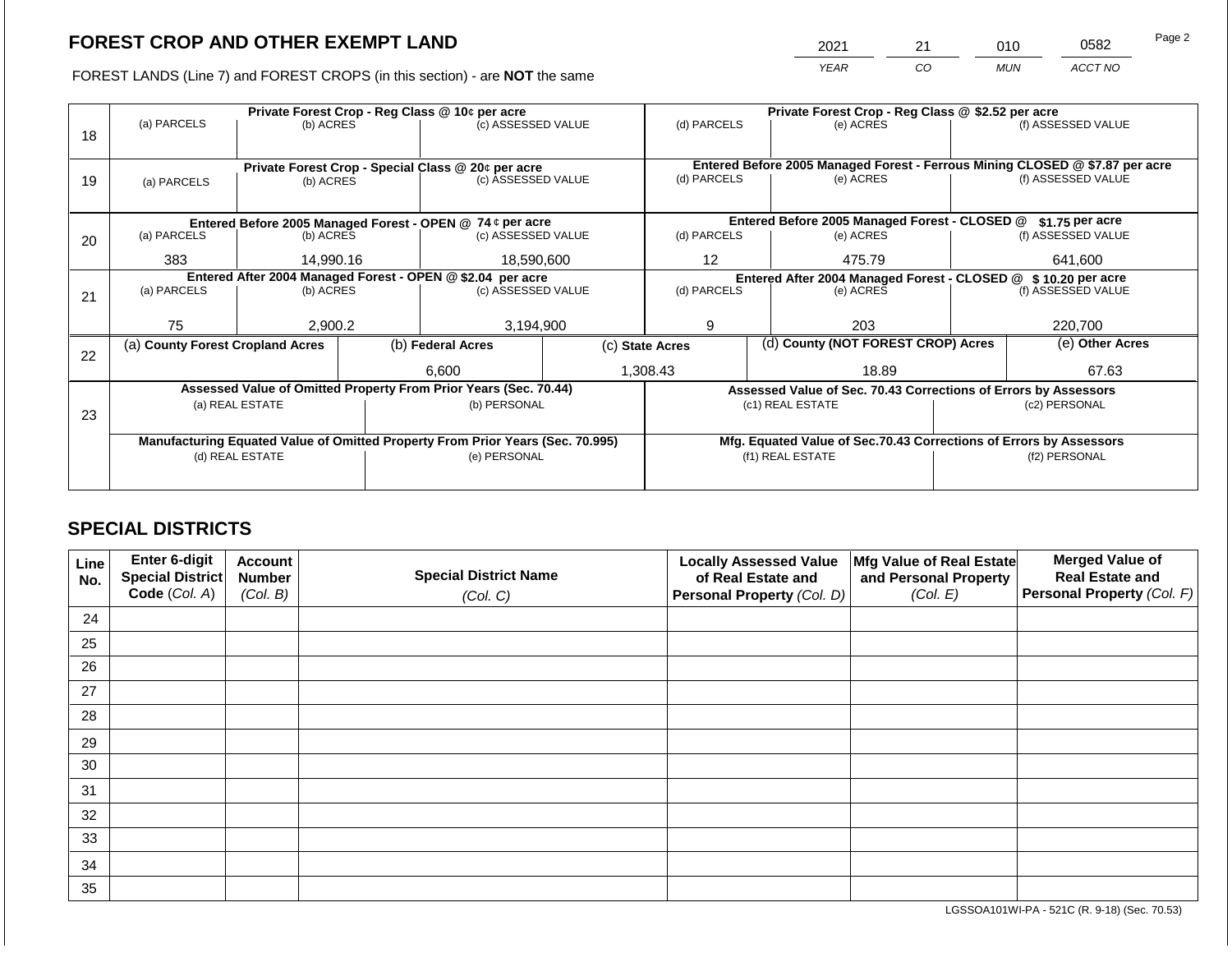# FOREST CROP AND OTHER EXEMPT LAND

FOREST LANDS (Line 7) and FOREST CROPS (in this section) - are **NOT** the same

| 2021 | 21 | 010 | 0582 |
|---|---|---|---|
| *YEAR* | *CO* | *MUN* | *ACCT NO* |

| Line | Private Forest Crop - Reg Class @ 10¢ per acre | | | Private Forest Crop - Reg Class @ $2.52 per acre | | |
|---|---|---|---|---|---|---|
| | (a) PARCELS | (b) ACRES | (c) ASSESSED VALUE | (d) PARCELS | (e) ACRES | (f) ASSESSED VALUE |
| 18 | | | | | | |
| | **Private Forest Crop - Special Class @ 20¢ per acre** | | | **Entered Before 2005 Managed Forest - Ferrous Mining CLOSED @ $7.87 per acre** | | |
| 19 | (a) PARCELS | (b) ACRES | (c) ASSESSED VALUE | (d) PARCELS | (e) ACRES | (f) ASSESSED VALUE |
| | | | | | | |
| | **Entered Before 2005 Managed Forest - OPEN @ 74 ¢ per acre** | | | **Entered Before 2005 Managed Forest - CLOSED @ $1.75 per acre** | | |
| 20 | (a) PARCELS | (b) ACRES | (c) ASSESSED VALUE | (d) PARCELS | (e) ACRES | (f) ASSESSED VALUE |
| | 383 | 14,990.16 | 18,590,600 | 12 | 475.79 | 641,600 |
| | **Entered After 2004 Managed Forest - OPEN @ $2.04 per acre** | | | **Entered After 2004 Managed Forest - CLOSED @ $ 10.20 per acre** | | |
| 21 | (a) PARCELS | (b) ACRES | (c) ASSESSED VALUE | (d) PARCELS | (e) ACRES | (f) ASSESSED VALUE |
| | 75 | 2,900.2 | 3,194,900 | 9 | 203 | 220,700 |

| Line | (a) County Forest Cropland Acres | (b) Federal Acres | (c) State Acres | (d) County (NOT FOREST CROP) Acres | (e) Other Acres |
|---|---|---|---|---|---|
| 22 | | 6,600 | 1,308.43 | 18.89 | 67.63 |

| Line | Assessed Value of Omitted Property From Prior Years (Sec. 70.44) | | Assessed Value of Sec. 70.43 Corrections of Errors by Assessors | |
|---|---|---|---|---|
| 23 | (a) REAL ESTATE | (b) PERSONAL | (c1) REAL ESTATE | (c2) PERSONAL |
| | | | | |
| | **Manufacturing Equated Value of Omitted Property From Prior Years (Sec. 70.995)** | | **Mfg. Equated Value of Sec.70.43 Corrections of Errors by Assessors** | |
| | (d) REAL ESTATE | (e) PERSONAL | (f1) REAL ESTATE | (f2) PERSONAL |
| | | | | |

## SPECIAL DISTRICTS

| Line No. | Enter 6-digit Special District Code (*Col. A*) | Account Number (*Col. B*) | Special District Name (*Col. C*) | Locally Assessed Value of Real Estate and Personal Property (*Col. D*) | Mfg Value of Real Estate and Personal Property (*Col. E*) | Merged Value of Real Estate and Personal Property (*Col. F*) |
|---|---|---|---|---|---|---|
| 24 | | | | | | |
| 25 | | | | | | |
| 26 | | | | | | |
| 27 | | | | | | |
| 28 | | | | | | |
| 29 | | | | | | |
| 30 | | | | | | |
| 31 | | | | | | |
| 32 | | | | | | |
| 33 | | | | | | |
| 34 | | | | | | |
| 35 | | | | | | |

LGSSOA101WI-PA - 521C (R. 9-18) (Sec. 70.53)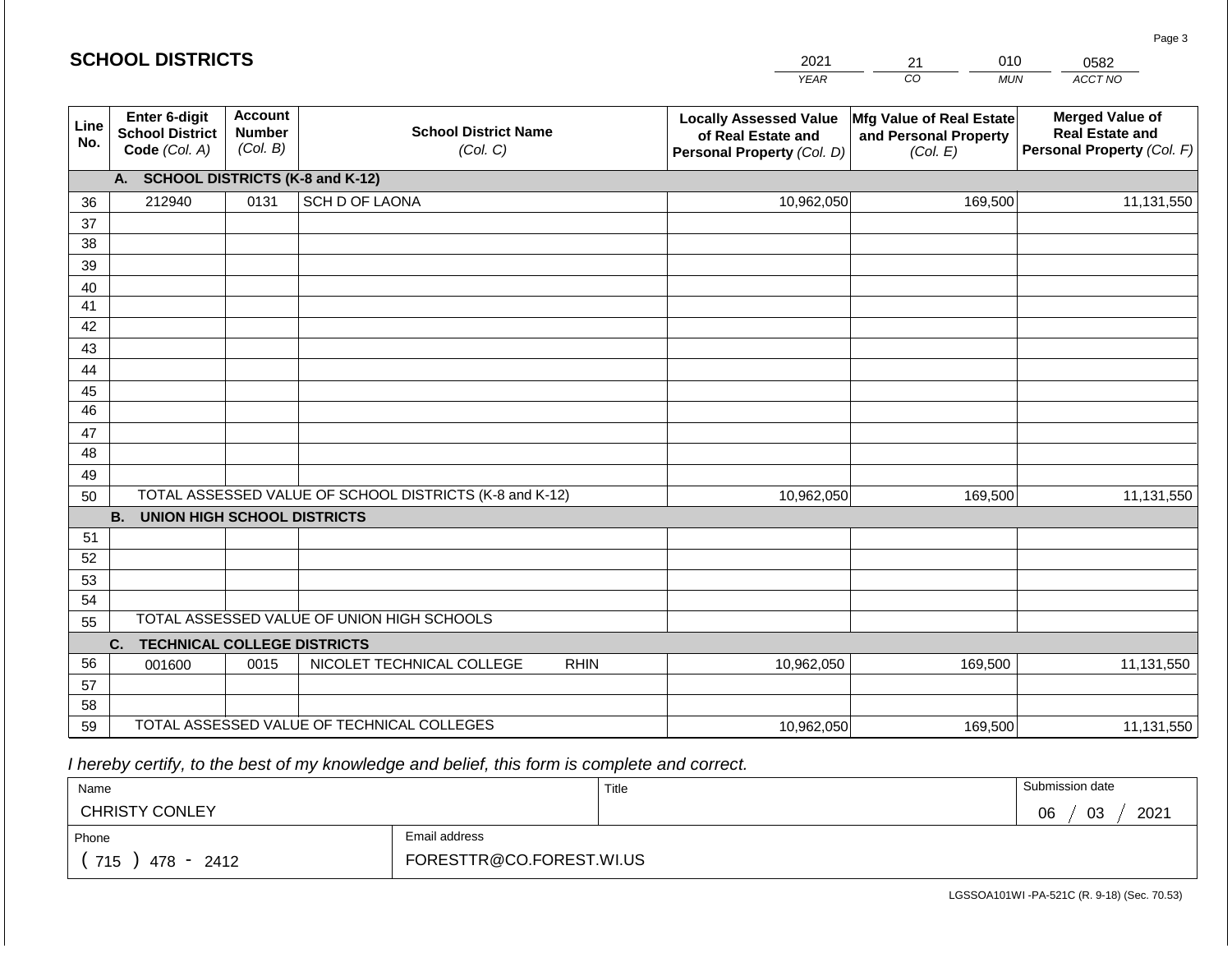## SCHOOL DISTRICTS

| 2021 | 21 | 010 | 0582 |
|---|---|---|---|
| YEAR | CO | MUN | ACCT NO |

| Line No. | Enter 6-digit School District Code (Col. A) | Account Number (Col. B) | School District Name (Col. C) | Locally Assessed Value of Real Estate and Personal Property (Col. D) | Mfg Value of Real Estate and Personal Property (Col. E) | Merged Value of Real Estate and Personal Property (Col. F) |
|---|---|---|---|---|---|---|
| | **A. SCHOOL DISTRICTS (K-8 and K-12)** | | | | | |
| 36 | 212940 | 0131 | SCH D OF LAONA | 10,962,050 | 169,500 | 11,131,550 |
| 37 | | | | | | |
| 38 | | | | | | |
| 39 | | | | | | |
| 40 | | | | | | |
| 41 | | | | | | |
| 42 | | | | | | |
| 43 | | | | | | |
| 44 | | | | | | |
| 45 | | | | | | |
| 46 | | | | | | |
| 47 | | | | | | |
| 48 | | | | | | |
| 49 | | | | | | |
| 50 | TOTAL ASSESSED VALUE OF SCHOOL DISTRICTS (K-8 and K-12) | | | 10,962,050 | 169,500 | 11,131,550 |
| | **B. UNION HIGH SCHOOL DISTRICTS** | | | | | |
| 51 | | | | | | |
| 52 | | | | | | |
| 53 | | | | | | |
| 54 | | | | | | |
| 55 | TOTAL ASSESSED VALUE OF UNION HIGH SCHOOLS | | | | | |
| | **C. TECHNICAL COLLEGE DISTRICTS** | | | | | |
| 56 | 001600 | 0015 | NICOLET TECHNICAL COLLEGE RHIN | 10,962,050 | 169,500 | 11,131,550 |
| 57 | | | | | | |
| 58 | | | | | | |
| 59 | TOTAL ASSESSED VALUE OF TECHNICAL COLLEGES | | | 10,962,050 | 169,500 | 11,131,550 |

*I hereby certify, to the best of my knowledge and belief, this form is complete and correct.*

| Name | Title | Submission date |
|---|---|---|
| CHRISTY CONLEY | | 06 / 03 / 2021 |

| Phone | Email address |
|---|---|
| ( 715 ) 478 - 2412 | FORESTTR@CO.FOREST.WI.US |

LGSSOA101WI -PA-521C (R. 9-18) (Sec. 70.53)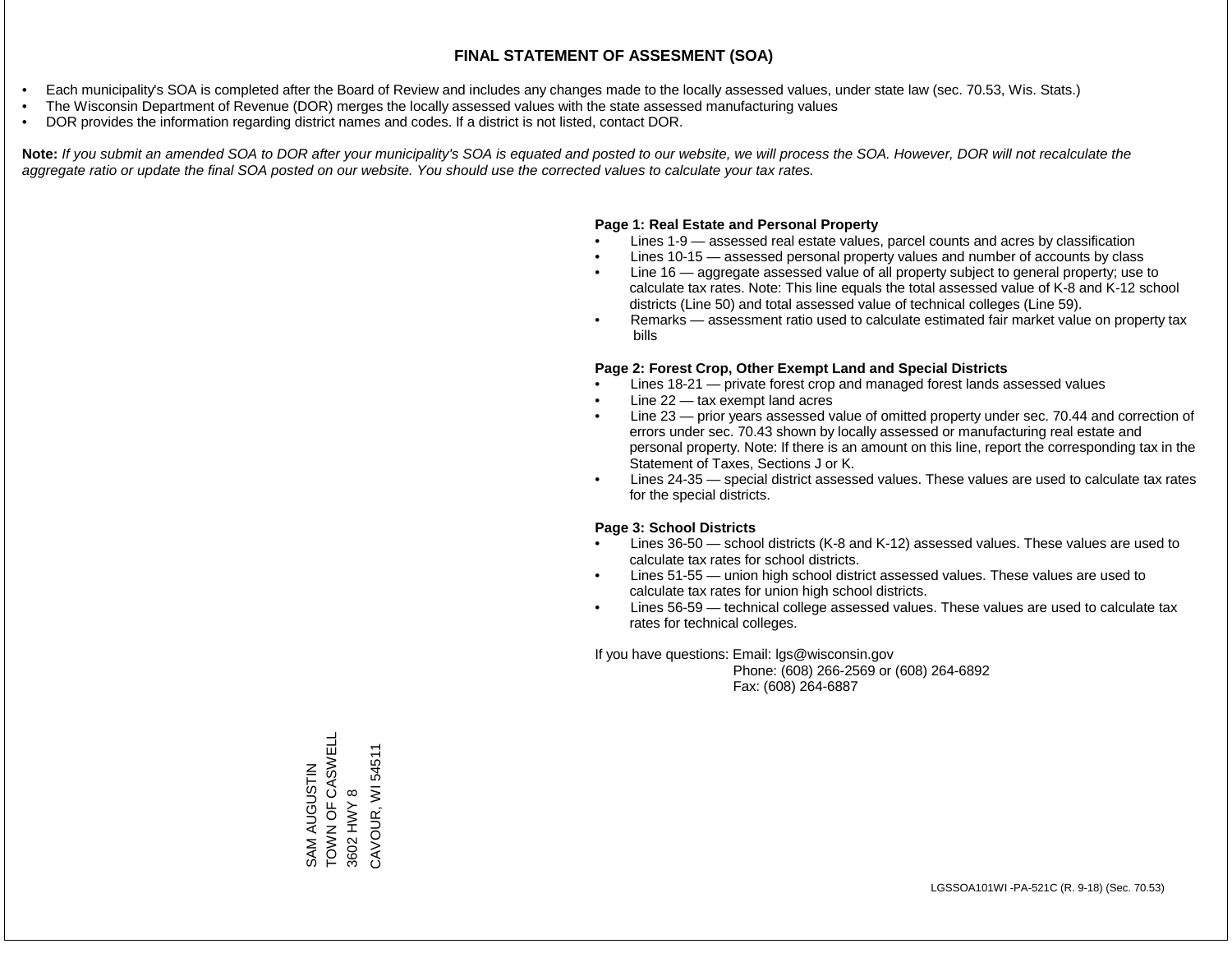# FINAL STATEMENT OF ASSESMENT (SOA)

- Each municipality's SOA is completed after the Board of Review and includes any changes made to the locally assessed values, under state law (sec. 70.53, Wis. Stats.)
- The Wisconsin Department of Revenue (DOR) merges the locally assessed values with the state assessed manufacturing values
- DOR provides the information regarding district names and codes. If a district is not listed, contact DOR.

**Note:** *If you submit an amended SOA to DOR after your municipality's SOA is equated and posted to our website, we will process the SOA. However, DOR will not recalculate the aggregate ratio or update the final SOA posted on our website. You should use the corrected values to calculate your tax rates.*

**Page 1: Real Estate and Personal Property**

- Lines 1-9 — assessed real estate values, parcel counts and acres by classification
- Lines 10-15 — assessed personal property values and number of accounts by class
- Line 16 — aggregate assessed value of all property subject to general property; use to calculate tax rates. Note: This line equals the total assessed value of K-8 and K-12 school districts (Line 50) and total assessed value of technical colleges (Line 59).
- Remarks — assessment ratio used to calculate estimated fair market value on property tax bills

**Page 2: Forest Crop, Other Exempt Land and Special Districts**

- Lines 18-21 — private forest crop and managed forest lands assessed values
- Line 22 — tax exempt land acres
- Line 23 — prior years assessed value of omitted property under sec. 70.44 and correction of errors under sec. 70.43 shown by locally assessed or manufacturing real estate and personal property. Note: If there is an amount on this line, report the corresponding tax in the Statement of Taxes, Sections J or K.
- Lines 24-35 — special district assessed values. These values are used to calculate tax rates for the special districts.

**Page 3: School Districts**

- Lines 36-50 — school districts (K-8 and K-12) assessed values. These values are used to calculate tax rates for school districts.
- Lines 51-55 — union high school district assessed values. These values are used to calculate tax rates for union high school districts.
- Lines 56-59 — technical college assessed values. These values are used to calculate tax rates for technical colleges.

If you have questions: Email: lgs@wisconsin.gov
Phone: (608) 266-2569 or (608) 264-6892
Fax: (608) 264-6887

SAM AUGUSTIN
TOWN OF CASWELL
3602 HWY 8
CAVOUR, WI 54511

LGSSOA101WI -PA-521C (R. 9-18) (Sec. 70.53)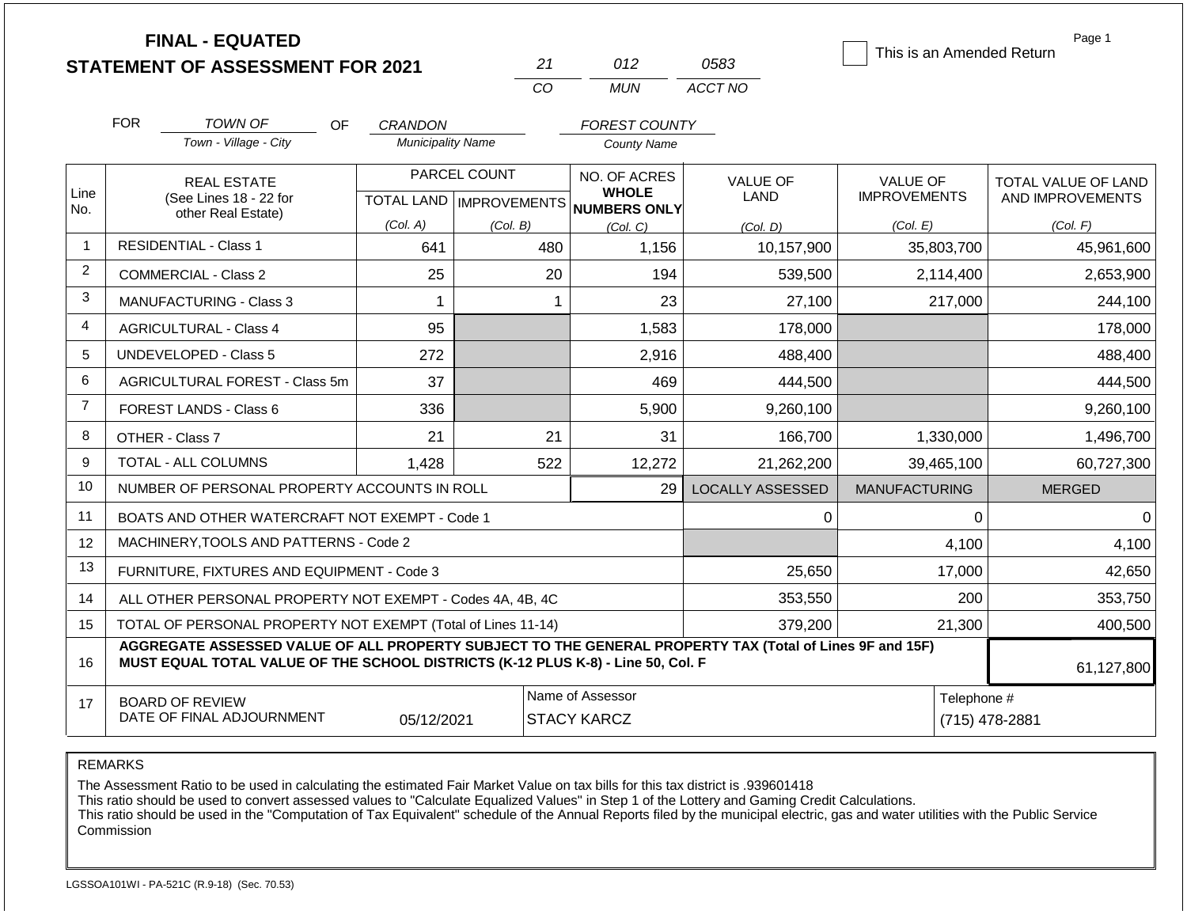**FINAL - EQUATED**
**STATEMENT OF ASSESSMENT FOR 2021**

| 21 | 012 | 0583 |
|---|---|---|
| CO | MUN | ACCT NO |

☐ This is an Amended Return

FOR *TOWN OF* (Town - Village - City) OF *CRANDON* (Municipality Name) *FOREST COUNTY* (County Name)

| Line No. | REAL ESTATE (See Lines 18 - 22 for other Real Estate) | PARCEL COUNT TOTAL LAND (Col. A) | PARCEL COUNT IMPROVEMENTS (Col. B) | NO. OF ACRES WHOLE NUMBERS ONLY (Col. C) | VALUE OF LAND (Col. D) | VALUE OF IMPROVEMENTS (Col. E) | TOTAL VALUE OF LAND AND IMPROVEMENTS (Col. F) |
|---|---|---|---|---|---|---|---|
| 1 | RESIDENTIAL - Class 1 | 641 | 480 | 1,156 | 10,157,900 | 35,803,700 | 45,961,600 |
| 2 | COMMERCIAL - Class 2 | 25 | 20 | 194 | 539,500 | 2,114,400 | 2,653,900 |
| 3 | MANUFACTURING - Class 3 | 1 | 1 | 23 | 27,100 | 217,000 | 244,100 |
| 4 | AGRICULTURAL - Class 4 | 95 | | 1,583 | 178,000 | | 178,000 |
| 5 | UNDEVELOPED - Class 5 | 272 | | 2,916 | 488,400 | | 488,400 |
| 6 | AGRICULTURAL FOREST - Class 5m | 37 | | 469 | 444,500 | | 444,500 |
| 7 | FOREST LANDS - Class 6 | 336 | | 5,900 | 9,260,100 | | 9,260,100 |
| 8 | OTHER - Class 7 | 21 | 21 | 31 | 166,700 | 1,330,000 | 1,496,700 |
| 9 | TOTAL - ALL COLUMNS | 1,428 | 522 | 12,272 | 21,262,200 | 39,465,100 | 60,727,300 |
| 10 | NUMBER OF PERSONAL PROPERTY ACCOUNTS IN ROLL | | | 29 | LOCALLY ASSESSED | MANUFACTURING | MERGED |
| 11 | BOATS AND OTHER WATERCRAFT NOT EXEMPT - Code 1 | | | | 0 | 0 | 0 |
| 12 | MACHINERY,TOOLS AND PATTERNS - Code 2 | | | | | 4,100 | 4,100 |
| 13 | FURNITURE, FIXTURES AND EQUIPMENT - Code 3 | | | | 25,650 | 17,000 | 42,650 |
| 14 | ALL OTHER PERSONAL PROPERTY NOT EXEMPT - Codes 4A, 4B, 4C | | | | 353,550 | 200 | 353,750 |
| 15 | TOTAL OF PERSONAL PROPERTY NOT EXEMPT (Total of Lines 11-14) | | | | 379,200 | 21,300 | 400,500 |
| 16 | **AGGREGATE ASSESSED VALUE OF ALL PROPERTY SUBJECT TO THE GENERAL PROPERTY TAX (Total of Lines 9F and 15F) MUST EQUAL TOTAL VALUE OF THE SCHOOL DISTRICTS (K-12 PLUS K-8) - Line 50, Col. F** | | | | | | 61,127,800 |
| 17 | BOARD OF REVIEW DATE OF FINAL ADJOURNMENT | 05/12/2021 | | Name of Assessor: STACY KARCZ | | | Telephone #: (715) 478-2881 |

REMARKS

The Assessment Ratio to be used in calculating the estimated Fair Market Value on tax bills for this tax district is .939601418
This ratio should be used to convert assessed values to "Calculate Equalized Values" in Step 1 of the Lottery and Gaming Credit Calculations.
This ratio should be used in the "Computation of Tax Equivalent" schedule of the Annual Reports filed by the municipal electric, gas and water utilities with the Public Service Commission

LGSSOA101WI - PA-521C (R.9-18) (Sec. 70.53)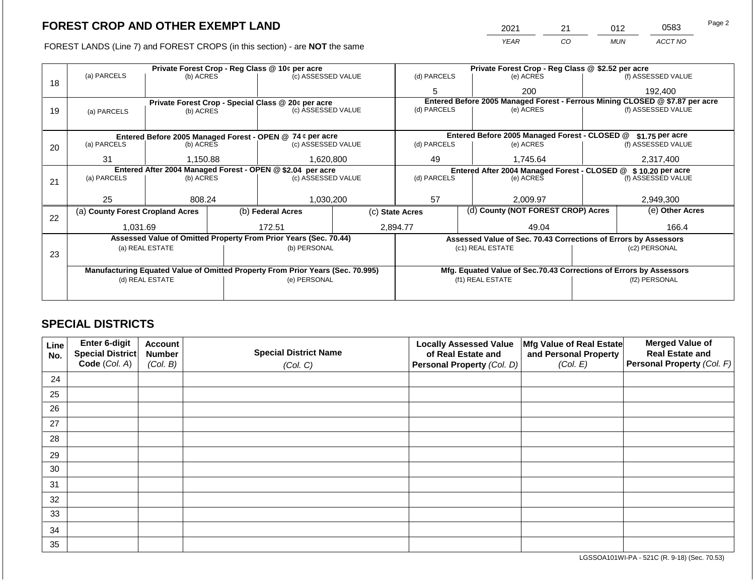# FOREST CROP AND OTHER EXEMPT LAND

| 2021 | 21 | 012 | 0583 |
|---|---|---|---|
| YEAR | CO | MUN | ACCT NO |

FOREST LANDS (Line 7) and FOREST CROPS (in this section) - are **NOT** the same

| Line | Private Forest Crop - Reg Class @ 10¢ per acre | | | Private Forest Crop - Reg Class @ $2.52 per acre | | |
|---|---|---|---|---|---|---|
| 18 | (a) PARCELS | (b) ACRES | (c) ASSESSED VALUE | (d) PARCELS | (e) ACRES | (f) ASSESSED VALUE |
| | | | | 5 | 200 | 192,400 |
| | **Private Forest Crop - Special Class @ 20¢ per acre** | | | **Entered Before 2005 Managed Forest - Ferrous Mining CLOSED @ $7.87 per acre** | | |
| 19 | (a) PARCELS | (b) ACRES | (c) ASSESSED VALUE | (d) PARCELS | (e) ACRES | (f) ASSESSED VALUE |
| | | | | | | |
| | **Entered Before 2005 Managed Forest - OPEN @ 74 ¢ per acre** | | | **Entered Before 2005 Managed Forest - CLOSED @ $1.75 per acre** | | |
| 20 | (a) PARCELS | (b) ACRES | (c) ASSESSED VALUE | (d) PARCELS | (e) ACRES | (f) ASSESSED VALUE |
| | 31 | 1,150.88 | 1,620,800 | 49 | 1,745.64 | 2,317,400 |
| | **Entered After 2004 Managed Forest - OPEN @ $2.04 per acre** | | | **Entered After 2004 Managed Forest - CLOSED @ $ 10.20 per acre** | | |
| 21 | (a) PARCELS | (b) ACRES | (c) ASSESSED VALUE | (d) PARCELS | (e) ACRES | (f) ASSESSED VALUE |
| | 25 | 808.24 | 1,030,200 | 57 | 2,009.97 | 2,949,300 |

| Line | (a) County Forest Cropland Acres | (b) Federal Acres | (c) State Acres | (d) County (NOT FOREST CROP) Acres | (e) Other Acres |
|---|---|---|---|---|---|
| 22 | 1,031.69 | 172.51 | 2,894.77 | 49.04 | 166.4 |

| Line | Assessed Value of Omitted Property From Prior Years (Sec. 70.44) | | Assessed Value of Sec. 70.43 Corrections of Errors by Assessors | |
|---|---|---|---|---|
| 23 | (a) REAL ESTATE | (b) PERSONAL | (c1) REAL ESTATE | (c2) PERSONAL |
| | | | | |
| | **Manufacturing Equated Value of Omitted Property From Prior Years (Sec. 70.995)** | | **Mfg. Equated Value of Sec.70.43 Corrections of Errors by Assessors** | |
| | (d) REAL ESTATE | (e) PERSONAL | (f1) REAL ESTATE | (f2) PERSONAL |
| | | | | |

## SPECIAL DISTRICTS

| Line No. | Enter 6-digit Special District Code (Col. A) | Account Number (Col. B) | Special District Name (Col. C) | Locally Assessed Value of Real Estate and Personal Property (Col. D) | Mfg Value of Real Estate and Personal Property (Col. E) | Merged Value of Real Estate and Personal Property (Col. F) |
|---|---|---|---|---|---|---|
| 24 | | | | | | |
| 25 | | | | | | |
| 26 | | | | | | |
| 27 | | | | | | |
| 28 | | | | | | |
| 29 | | | | | | |
| 30 | | | | | | |
| 31 | | | | | | |
| 32 | | | | | | |
| 33 | | | | | | |
| 34 | | | | | | |
| 35 | | | | | | |

LGSSOA101WI-PA - 521C (R. 9-18) (Sec. 70.53)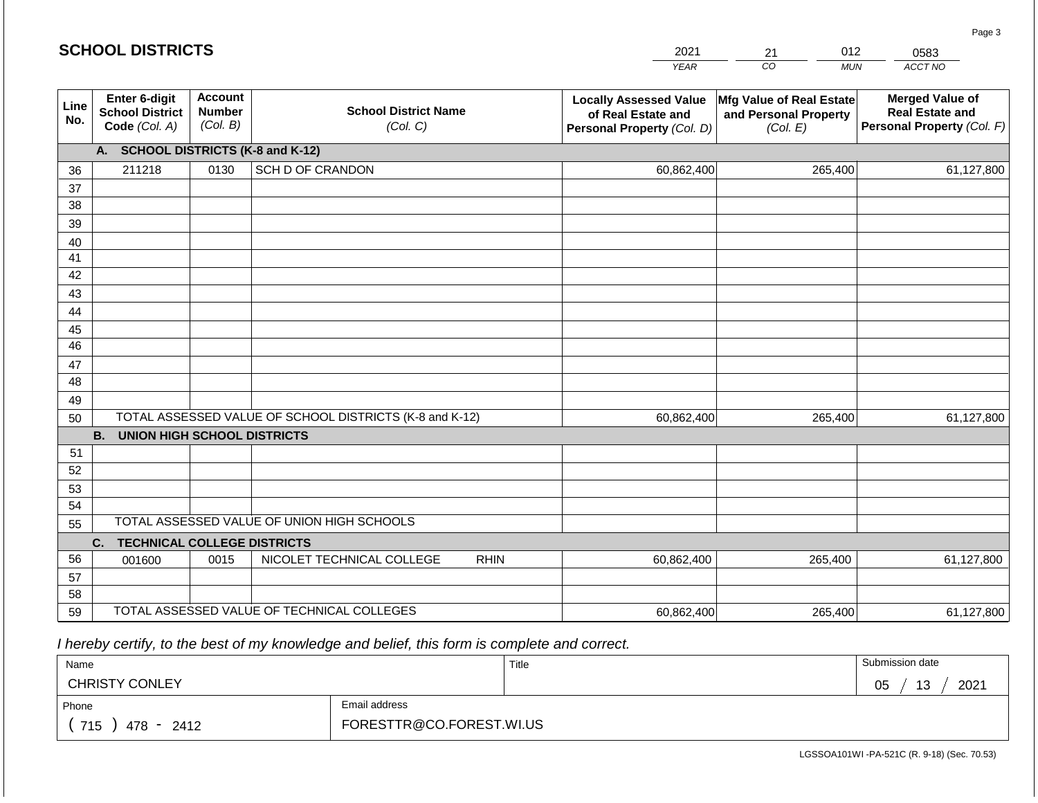## SCHOOL DISTRICTS

| 2021 | 21 | 012 | 0583 |
|---|---|---|---|
| YEAR | CO | MUN | ACCT NO |

| Line No. | Enter 6-digit School District Code (Col. A) | Account Number (Col. B) | School District Name (Col. C) | Locally Assessed Value of Real Estate and Personal Property (Col. D) | Mfg Value of Real Estate and Personal Property (Col. E) | Merged Value of Real Estate and Personal Property (Col. F) |
|---|---|---|---|---|---|---|
| | **A. SCHOOL DISTRICTS (K-8 and K-12)** | | | | | |
| 36 | 211218 | 0130 | SCH D OF CRANDON | 60,862,400 | 265,400 | 61,127,800 |
| 37 | | | | | | |
| 38 | | | | | | |
| 39 | | | | | | |
| 40 | | | | | | |
| 41 | | | | | | |
| 42 | | | | | | |
| 43 | | | | | | |
| 44 | | | | | | |
| 45 | | | | | | |
| 46 | | | | | | |
| 47 | | | | | | |
| 48 | | | | | | |
| 49 | | | | | | |
| 50 | TOTAL ASSESSED VALUE OF SCHOOL DISTRICTS (K-8 and K-12) | | | 60,862,400 | 265,400 | 61,127,800 |
| | **B. UNION HIGH SCHOOL DISTRICTS** | | | | | |
| 51 | | | | | | |
| 52 | | | | | | |
| 53 | | | | | | |
| 54 | | | | | | |
| 55 | TOTAL ASSESSED VALUE OF UNION HIGH SCHOOLS | | | | | |
| | **C. TECHNICAL COLLEGE DISTRICTS** | | | | | |
| 56 | 001600 | 0015 | NICOLET TECHNICAL COLLEGE RHIN | 60,862,400 | 265,400 | 61,127,800 |
| 57 | | | | | | |
| 58 | | | | | | |
| 59 | TOTAL ASSESSED VALUE OF TECHNICAL COLLEGES | | | 60,862,400 | 265,400 | 61,127,800 |

*I hereby certify, to the best of my knowledge and belief, this form is complete and correct.*

| Name | Title | Submission date |
|---|---|---|
| CHRISTY CONLEY | | 05 / 13 / 2021 |
| Phone | Email address | |
| ( 715 ) 478 - 2412 | FORESTTR@CO.FOREST.WI.US | |

LGSSOA101WI -PA-521C (R. 9-18) (Sec. 70.53)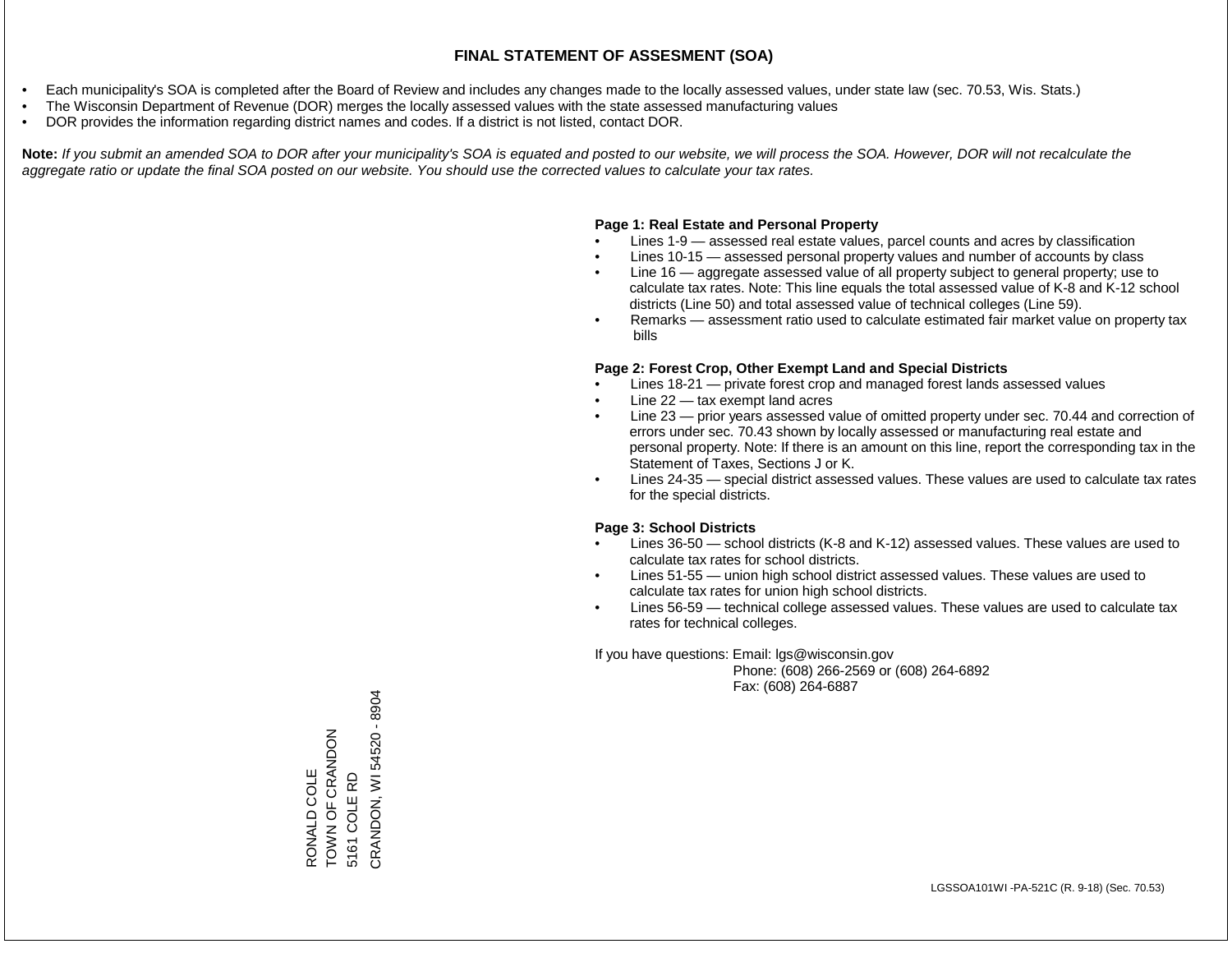# FINAL STATEMENT OF ASSESMENT (SOA)

- Each municipality's SOA is completed after the Board of Review and includes any changes made to the locally assessed values, under state law (sec. 70.53, Wis. Stats.)
- The Wisconsin Department of Revenue (DOR) merges the locally assessed values with the state assessed manufacturing values
- DOR provides the information regarding district names and codes. If a district is not listed, contact DOR.

**Note:** *If you submit an amended SOA to DOR after your municipality's SOA is equated and posted to our website, we will process the SOA. However, DOR will not recalculate the aggregate ratio or update the final SOA posted on our website. You should use the corrected values to calculate your tax rates.*

**Page 1: Real Estate and Personal Property**

- Lines 1-9 — assessed real estate values, parcel counts and acres by classification
- Lines 10-15 — assessed personal property values and number of accounts by class
- Line 16 — aggregate assessed value of all property subject to general property; use to calculate tax rates. Note: This line equals the total assessed value of K-8 and K-12 school districts (Line 50) and total assessed value of technical colleges (Line 59).
- Remarks — assessment ratio used to calculate estimated fair market value on property tax bills

**Page 2: Forest Crop, Other Exempt Land and Special Districts**

- Lines 18-21 — private forest crop and managed forest lands assessed values
- Line 22 — tax exempt land acres
- Line 23 — prior years assessed value of omitted property under sec. 70.44 and correction of errors under sec. 70.43 shown by locally assessed or manufacturing real estate and personal property. Note: If there is an amount on this line, report the corresponding tax in the Statement of Taxes, Sections J or K.
- Lines 24-35 — special district assessed values. These values are used to calculate tax rates for the special districts.

**Page 3: School Districts**

- Lines 36-50 — school districts (K-8 and K-12) assessed values. These values are used to calculate tax rates for school districts.
- Lines 51-55 — union high school district assessed values. These values are used to calculate tax rates for union high school districts.
- Lines 56-59 — technical college assessed values. These values are used to calculate tax rates for technical colleges.

If you have questions: Email: lgs@wisconsin.gov
Phone: (608) 266-2569 or (608) 264-6892
Fax: (608) 264-6887

RONALD COLE
TOWN OF CRANDON
5161 COLE RD
CRANDON, WI 54520 - 8904

LGSSOA101WI -PA-521C (R. 9-18) (Sec. 70.53)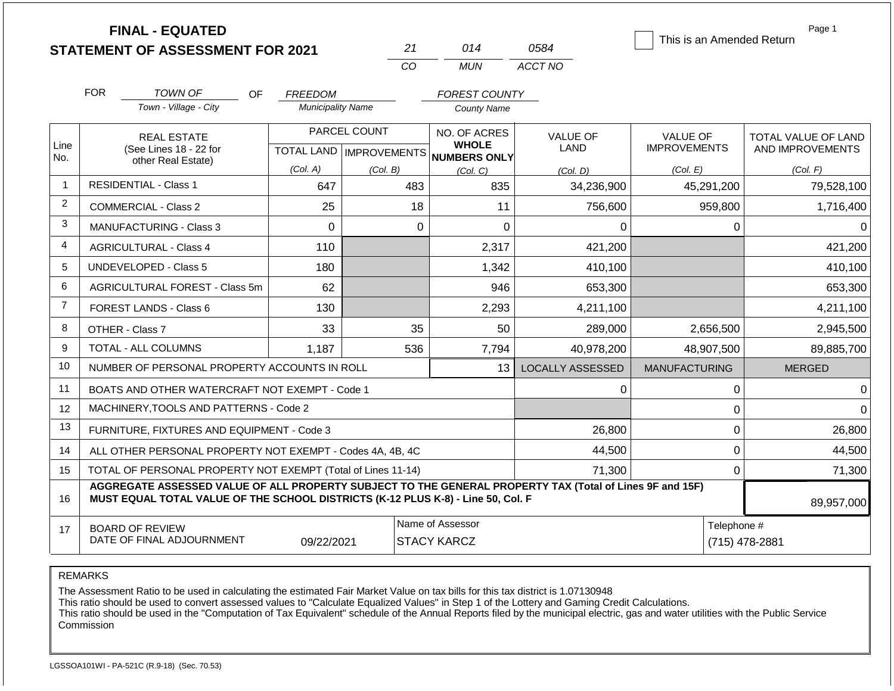# FINAL - EQUATED
# STATEMENT OF ASSESSMENT FOR 2021

| 21 | 014 | 0584 |
|---|---|---|
| CO | MUN | ACCT NO |

This is an Amended Return

Page 1

FOR *TOWN OF* (Town - Village - City) OF *FREEDOM* (Municipality Name) *FOREST COUNTY* (County Name)

| Line No. | REAL ESTATE (See Lines 18 - 22 for other Real Estate) | PARCEL COUNT TOTAL LAND (Col. A) | PARCEL COUNT IMPROVEMENTS (Col. B) | NO. OF ACRES WHOLE NUMBERS ONLY (Col. C) | VALUE OF LAND (Col. D) | VALUE OF IMPROVEMENTS (Col. E) | TOTAL VALUE OF LAND AND IMPROVEMENTS (Col. F) |
|---|---|---|---|---|---|---|---|
| 1 | RESIDENTIAL - Class 1 | 647 | 483 | 835 | 34,236,900 | 45,291,200 | 79,528,100 |
| 2 | COMMERCIAL - Class 2 | 25 | 18 | 11 | 756,600 | 959,800 | 1,716,400 |
| 3 | MANUFACTURING - Class 3 | 0 | 0 | 0 | 0 | 0 | 0 |
| 4 | AGRICULTURAL - Class 4 | 110 | | 2,317 | 421,200 | | 421,200 |
| 5 | UNDEVELOPED - Class 5 | 180 | | 1,342 | 410,100 | | 410,100 |
| 6 | AGRICULTURAL FOREST - Class 5m | 62 | | 946 | 653,300 | | 653,300 |
| 7 | FOREST LANDS - Class 6 | 130 | | 2,293 | 4,211,100 | | 4,211,100 |
| 8 | OTHER - Class 7 | 33 | 35 | 50 | 289,000 | 2,656,500 | 2,945,500 |
| 9 | TOTAL - ALL COLUMNS | 1,187 | 536 | 7,794 | 40,978,200 | 48,907,500 | 89,885,700 |
| 10 | NUMBER OF PERSONAL PROPERTY ACCOUNTS IN ROLL | | | 13 | LOCALLY ASSESSED | MANUFACTURING | MERGED |
| 11 | BOATS AND OTHER WATERCRAFT NOT EXEMPT - Code 1 | | | | 0 | 0 | 0 |
| 12 | MACHINERY,TOOLS AND PATTERNS - Code 2 | | | | | 0 | 0 |
| 13 | FURNITURE, FIXTURES AND EQUIPMENT - Code 3 | | | | 26,800 | 0 | 26,800 |
| 14 | ALL OTHER PERSONAL PROPERTY NOT EXEMPT - Codes 4A, 4B, 4C | | | | 44,500 | 0 | 44,500 |
| 15 | TOTAL OF PERSONAL PROPERTY NOT EXEMPT (Total of Lines 11-14) | | | | 71,300 | 0 | 71,300 |
| 16 | **AGGREGATE ASSESSED VALUE OF ALL PROPERTY SUBJECT TO THE GENERAL PROPERTY TAX (Total of Lines 9F and 15F) MUST EQUAL TOTAL VALUE OF THE SCHOOL DISTRICTS (K-12 PLUS K-8) - Line 50, Col. F** | | | | | | 89,957,000 |
| 17 | BOARD OF REVIEW DATE OF FINAL ADJOURNMENT | 09/22/2021 | | Name of Assessor: STACY KARCZ | | | Telephone #: (715) 478-2881 |

REMARKS

The Assessment Ratio to be used in calculating the estimated Fair Market Value on tax bills for this tax district is 1.07130948
This ratio should be used to convert assessed values to "Calculate Equalized Values" in Step 1 of the Lottery and Gaming Credit Calculations.
This ratio should be used in the "Computation of Tax Equivalent" schedule of the Annual Reports filed by the municipal electric, gas and water utilities with the Public Service Commission

LGSSOA101WI - PA-521C (R.9-18) (Sec. 70.53)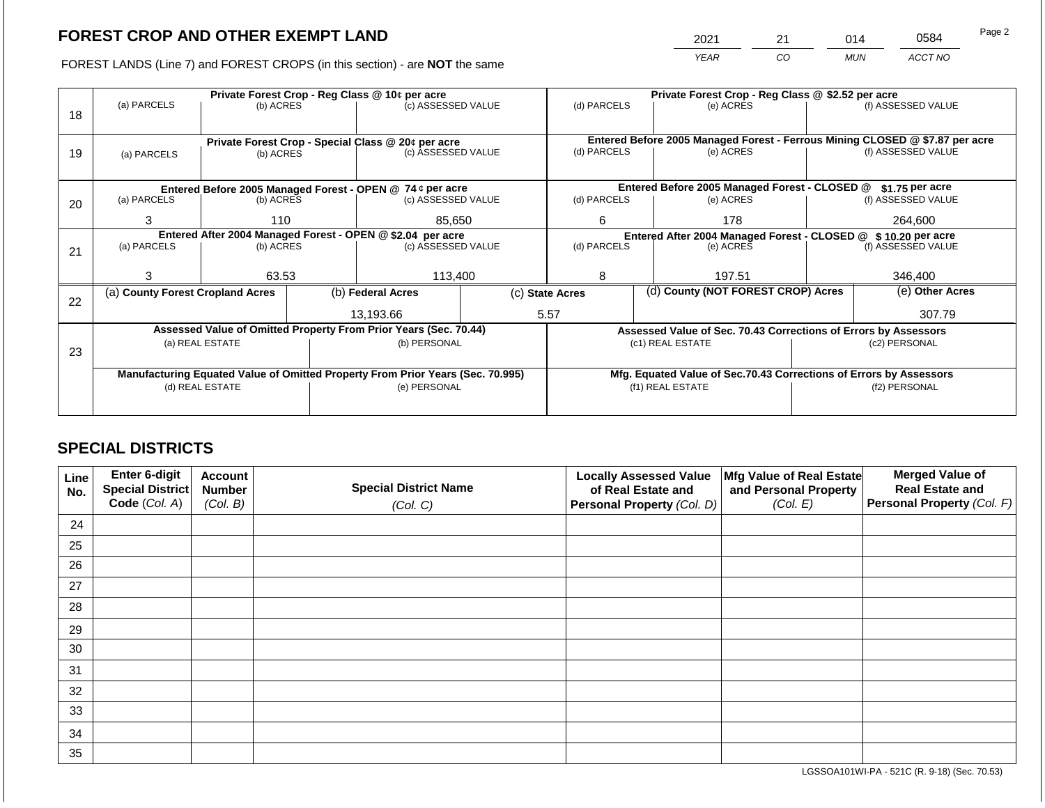# FOREST CROP AND OTHER EXEMPT LAND

| 2021 | 21 | 014 | 0584 |
|---|---|---|---|
| *YEAR* | *CO* | *MUN* | *ACCT NO* |

FOREST LANDS (Line 7) and FOREST CROPS (in this section) - are **NOT** the same

| Line | Private Forest Crop - Reg Class @ 10¢ per acre | | | Private Forest Crop - Reg Class @ $2.52 per acre | | |
|---|---|---|---|---|---|---|
| | (a) PARCELS | (b) ACRES | (c) ASSESSED VALUE | (d) PARCELS | (e) ACRES | (f) ASSESSED VALUE |
| 18 | | | | | | |
| | **Private Forest Crop - Special Class @ 20¢ per acre** | | | **Entered Before 2005 Managed Forest - Ferrous Mining CLOSED @ $7.87 per acre** | | |
| | (a) PARCELS | (b) ACRES | (c) ASSESSED VALUE | (d) PARCELS | (e) ACRES | (f) ASSESSED VALUE |
| 19 | | | | | | |
| | **Entered Before 2005 Managed Forest - OPEN @ 74 ¢ per acre** | | | **Entered Before 2005 Managed Forest - CLOSED @ $1.75 per acre** | | |
| | (a) PARCELS | (b) ACRES | (c) ASSESSED VALUE | (d) PARCELS | (e) ACRES | (f) ASSESSED VALUE |
| 20 | 3 | 110 | 85,650 | 6 | 178 | 264,600 |
| | **Entered After 2004 Managed Forest - OPEN @ $2.04 per acre** | | | **Entered After 2004 Managed Forest - CLOSED @ $ 10.20 per acre** | | |
| | (a) PARCELS | (b) ACRES | (c) ASSESSED VALUE | (d) PARCELS | (e) ACRES | (f) ASSESSED VALUE |
| 21 | 3 | 63.53 | 113,400 | 8 | 197.51 | 346,400 |

| Line | (a) County Forest Cropland Acres | (b) Federal Acres | (c) State Acres | (d) County (NOT FOREST CROP) Acres | (e) Other Acres |
|---|---|---|---|---|---|
| 22 | | 13,193.66 | 5.57 | | 307.79 |

| Line | Assessed Value of Omitted Property From Prior Years (Sec. 70.44) | | Assessed Value of Sec. 70.43 Corrections of Errors by Assessors | |
|---|---|---|---|---|
| | (a) REAL ESTATE | (b) PERSONAL | (c1) REAL ESTATE | (c2) PERSONAL |
| 23 | | | | |
| | **Manufacturing Equated Value of Omitted Property From Prior Years (Sec. 70.995)** | | **Mfg. Equated Value of Sec.70.43 Corrections of Errors by Assessors** | |
| | (d) REAL ESTATE | (e) PERSONAL | (f1) REAL ESTATE | (f2) PERSONAL |
| | | | | |

## SPECIAL DISTRICTS

| Line No. | Enter 6-digit Special District Code *(Col. A)* | Account Number *(Col. B)* | Special District Name *(Col. C)* | Locally Assessed Value of Real Estate and Personal Property *(Col. D)* | Mfg Value of Real Estate and Personal Property *(Col. E)* | Merged Value of Real Estate and Personal Property *(Col. F)* |
|---|---|---|---|---|---|---|
| 24 | | | | | | |
| 25 | | | | | | |
| 26 | | | | | | |
| 27 | | | | | | |
| 28 | | | | | | |
| 29 | | | | | | |
| 30 | | | | | | |
| 31 | | | | | | |
| 32 | | | | | | |
| 33 | | | | | | |
| 34 | | | | | | |
| 35 | | | | | | |

LGSSOA101WI-PA - 521C (R. 9-18) (Sec. 70.53)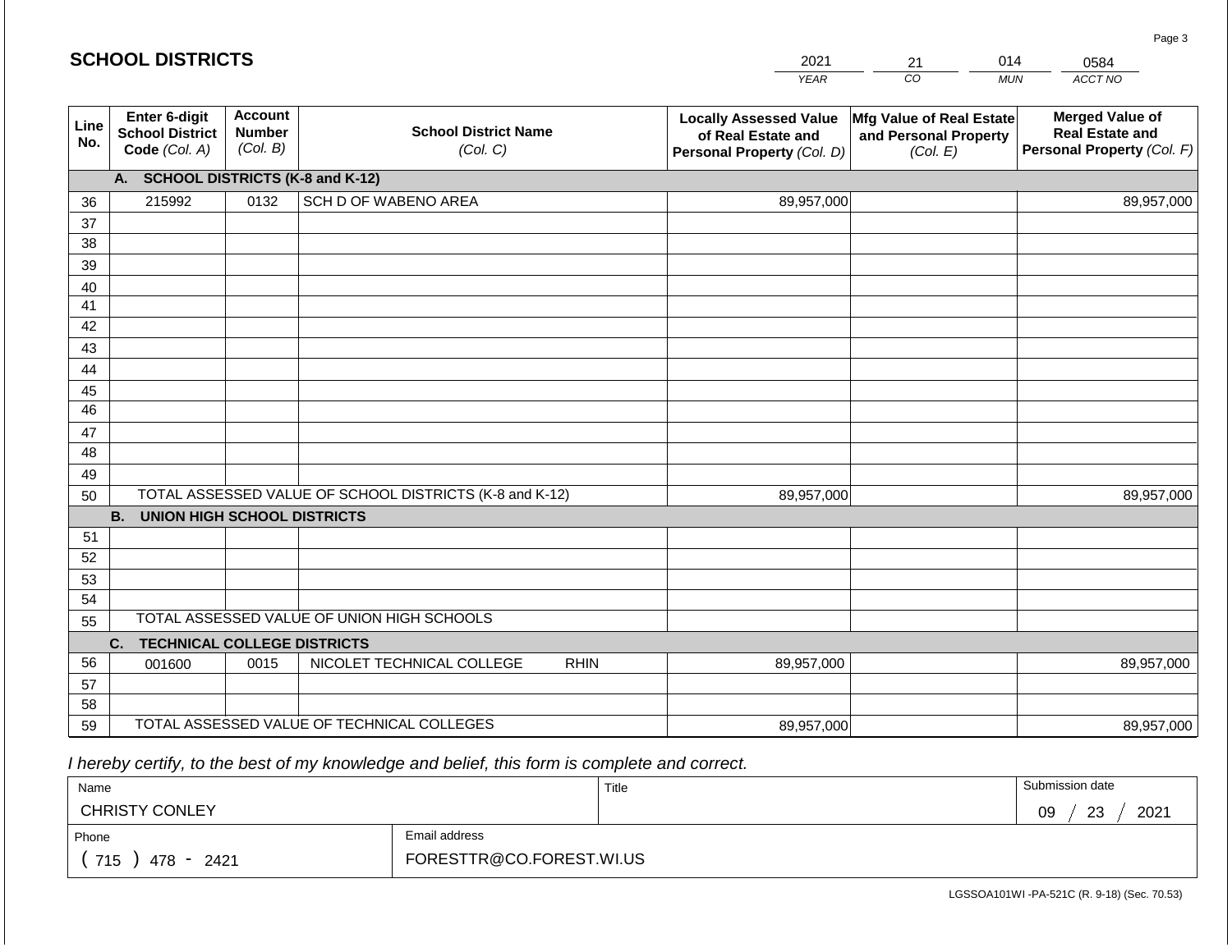# SCHOOL DISTRICTS

| 2021 | 21 | 014 | 0584 |
|---|---|---|---|
| YEAR | CO | MUN | ACCT NO |

| Line No. | Enter 6-digit School District Code (Col. A) | Account Number (Col. B) | School District Name (Col. C) | Locally Assessed Value of Real Estate and Personal Property (Col. D) | Mfg Value of Real Estate and Personal Property (Col. E) | Merged Value of Real Estate and Personal Property (Col. F) |
|---|---|---|---|---|---|---|
| | **A. SCHOOL DISTRICTS (K-8 and K-12)** | | | | | |
| 36 | 215992 | 0132 | SCH D OF WABENO AREA | 89,957,000 | | 89,957,000 |
| 37 | | | | | | |
| 38 | | | | | | |
| 39 | | | | | | |
| 40 | | | | | | |
| 41 | | | | | | |
| 42 | | | | | | |
| 43 | | | | | | |
| 44 | | | | | | |
| 45 | | | | | | |
| 46 | | | | | | |
| 47 | | | | | | |
| 48 | | | | | | |
| 49 | | | | | | |
| 50 | TOTAL ASSESSED VALUE OF SCHOOL DISTRICTS (K-8 and K-12) | | | 89,957,000 | | 89,957,000 |
| | **B. UNION HIGH SCHOOL DISTRICTS** | | | | | |
| 51 | | | | | | |
| 52 | | | | | | |
| 53 | | | | | | |
| 54 | | | | | | |
| 55 | TOTAL ASSESSED VALUE OF UNION HIGH SCHOOLS | | | | | |
| | **C. TECHNICAL COLLEGE DISTRICTS** | | | | | |
| 56 | 001600 | 0015 | NICOLET TECHNICAL COLLEGE RHIN | 89,957,000 | | 89,957,000 |
| 57 | | | | | | |
| 58 | | | | | | |
| 59 | TOTAL ASSESSED VALUE OF TECHNICAL COLLEGES | | | 89,957,000 | | 89,957,000 |

*I hereby certify, to the best of my knowledge and belief, this form is complete and correct.*

| Name | Title | Submission date |
|---|---|---|
| CHRISTY CONLEY | | 09 / 23 / 2021 |
| Phone | Email address | |
| ( 715 ) 478 - 2421 | FORESTTR@CO.FOREST.WI.US | |

LGSSOA101WI -PA-521C (R. 9-18) (Sec. 70.53)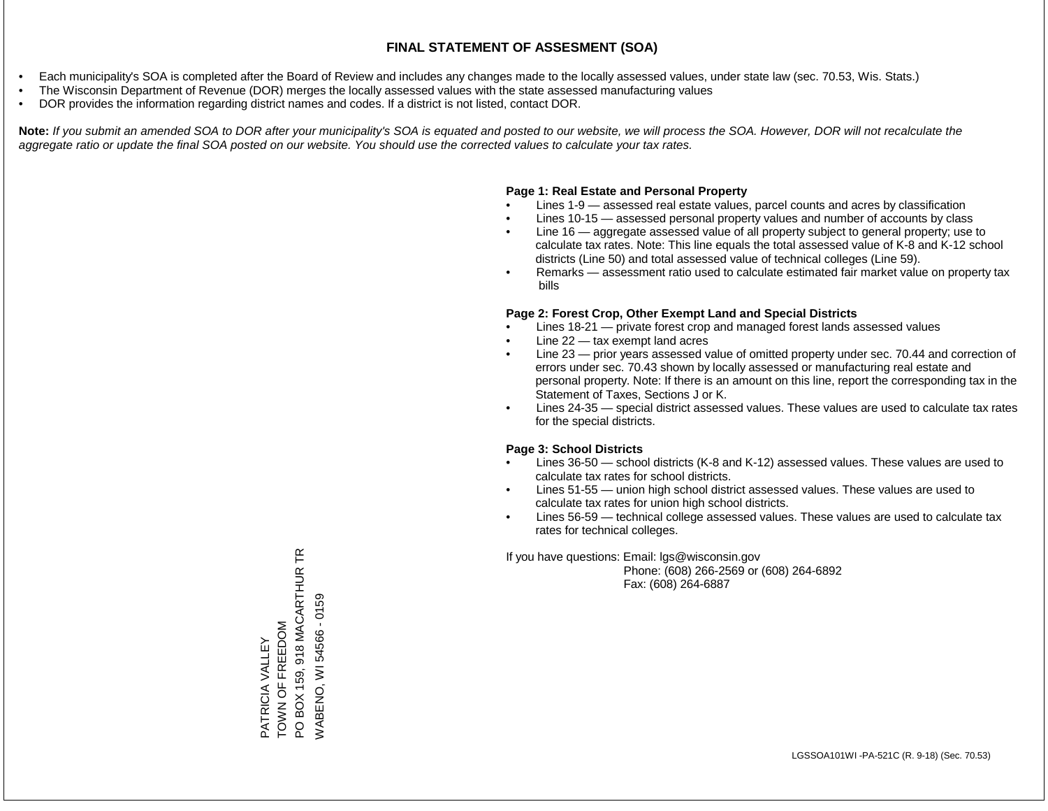# FINAL STATEMENT OF ASSESMENT (SOA)

- Each municipality's SOA is completed after the Board of Review and includes any changes made to the locally assessed values, under state law (sec. 70.53, Wis. Stats.)
- The Wisconsin Department of Revenue (DOR) merges the locally assessed values with the state assessed manufacturing values
- DOR provides the information regarding district names and codes. If a district is not listed, contact DOR.

**Note:** *If you submit an amended SOA to DOR after your municipality's SOA is equated and posted to our website, we will process the SOA. However, DOR will not recalculate the aggregate ratio or update the final SOA posted on our website. You should use the corrected values to calculate your tax rates.*

**Page 1: Real Estate and Personal Property**

- Lines 1-9 — assessed real estate values, parcel counts and acres by classification
- Lines 10-15 — assessed personal property values and number of accounts by class
- Line 16 — aggregate assessed value of all property subject to general property; use to calculate tax rates. Note: This line equals the total assessed value of K-8 and K-12 school districts (Line 50) and total assessed value of technical colleges (Line 59).
- Remarks — assessment ratio used to calculate estimated fair market value on property tax bills

**Page 2: Forest Crop, Other Exempt Land and Special Districts**

- Lines 18-21 — private forest crop and managed forest lands assessed values
- Line 22 — tax exempt land acres
- Line 23 — prior years assessed value of omitted property under sec. 70.44 and correction of errors under sec. 70.43 shown by locally assessed or manufacturing real estate and personal property. Note: If there is an amount on this line, report the corresponding tax in the Statement of Taxes, Sections J or K.
- Lines 24-35 — special district assessed values. These values are used to calculate tax rates for the special districts.

**Page 3: School Districts**

- Lines 36-50 — school districts (K-8 and K-12) assessed values. These values are used to calculate tax rates for school districts.
- Lines 51-55 — union high school district assessed values. These values are used to calculate tax rates for union high school districts.
- Lines 56-59 — technical college assessed values. These values are used to calculate tax rates for technical colleges.

If you have questions: Email: lgs@wisconsin.gov
Phone: (608) 266-2569 or (608) 264-6892
Fax: (608) 264-6887

PATRICIA VALLEY
TOWN OF FREEDOM
PO BOX 159, 918 MACARTHUR TR
WABENO, WI 54566 - 0159

LGSSOA101WI -PA-521C (R. 9-18) (Sec. 70.53)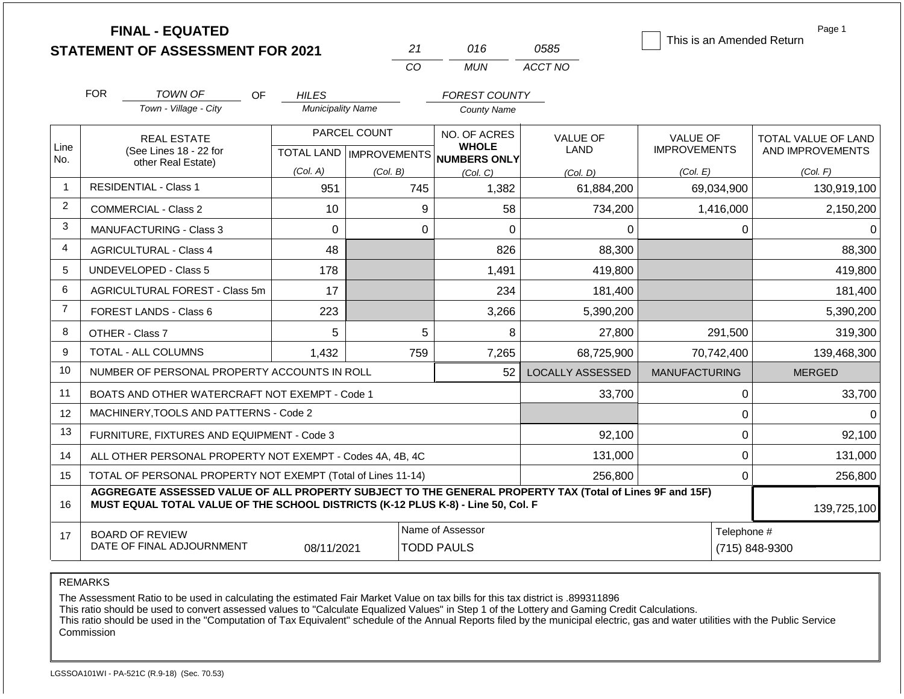# FINAL - EQUATED
## STATEMENT OF ASSESSMENT FOR 2021

| 21 | 016 | 0585 |
|---|---|---|
| CO | MUN | ACCT NO |

☐ This is an Amended Return

FOR *TOWN OF* (Town - Village - City) OF *HILES* (Municipality Name) *FOREST COUNTY* (County Name)

| Line No. | REAL ESTATE (See Lines 18 - 22 for other Real Estate) | PARCEL COUNT | | NO. OF ACRES WHOLE NUMBERS ONLY | VALUE OF LAND | VALUE OF IMPROVEMENTS | TOTAL VALUE OF LAND AND IMPROVEMENTS |
|---|---|---|---|---|---|---|---|
| | | TOTAL LAND (Col. A) | IMPROVEMENTS (Col. B) | (Col. C) | (Col. D) | (Col. E) | (Col. F) |
| 1 | RESIDENTIAL - Class 1 | 951 | 745 | 1,382 | 61,884,200 | 69,034,900 | 130,919,100 |
| 2 | COMMERCIAL - Class 2 | 10 | 9 | 58 | 734,200 | 1,416,000 | 2,150,200 |
| 3 | MANUFACTURING - Class 3 | 0 | 0 | 0 | 0 | 0 | 0 |
| 4 | AGRICULTURAL - Class 4 | 48 | | 826 | 88,300 | | 88,300 |
| 5 | UNDEVELOPED - Class 5 | 178 | | 1,491 | 419,800 | | 419,800 |
| 6 | AGRICULTURAL FOREST - Class 5m | 17 | | 234 | 181,400 | | 181,400 |
| 7 | FOREST LANDS - Class 6 | 223 | | 3,266 | 5,390,200 | | 5,390,200 |
| 8 | OTHER - Class 7 | 5 | 5 | 8 | 27,800 | 291,500 | 319,300 |
| 9 | TOTAL - ALL COLUMNS | 1,432 | 759 | 7,265 | 68,725,900 | 70,742,400 | 139,468,300 |
| 10 | NUMBER OF PERSONAL PROPERTY ACCOUNTS IN ROLL | | | 52 | LOCALLY ASSESSED | MANUFACTURING | MERGED |
| 11 | BOATS AND OTHER WATERCRAFT NOT EXEMPT - Code 1 | | | | 33,700 | 0 | 33,700 |
| 12 | MACHINERY,TOOLS AND PATTERNS - Code 2 | | | | | 0 | 0 |
| 13 | FURNITURE, FIXTURES AND EQUIPMENT - Code 3 | | | | 92,100 | 0 | 92,100 |
| 14 | ALL OTHER PERSONAL PROPERTY NOT EXEMPT - Codes 4A, 4B, 4C | | | | 131,000 | 0 | 131,000 |
| 15 | TOTAL OF PERSONAL PROPERTY NOT EXEMPT (Total of Lines 11-14) | | | | 256,800 | 0 | 256,800 |
| 16 | **AGGREGATE ASSESSED VALUE OF ALL PROPERTY SUBJECT TO THE GENERAL PROPERTY TAX (Total of Lines 9F and 15F) MUST EQUAL TOTAL VALUE OF THE SCHOOL DISTRICTS (K-12 PLUS K-8) - Line 50, Col. F** | | | | | | 139,725,100 |
| 17 | BOARD OF REVIEW DATE OF FINAL ADJOURNMENT | 08/11/2021 | | Name of Assessor: TODD PAULS | | | Telephone #: (715) 848-9300 |

REMARKS

The Assessment Ratio to be used in calculating the estimated Fair Market Value on tax bills for this tax district is .899311896
This ratio should be used to convert assessed values to "Calculate Equalized Values" in Step 1 of the Lottery and Gaming Credit Calculations.
This ratio should be used in the "Computation of Tax Equivalent" schedule of the Annual Reports filed by the municipal electric, gas and water utilities with the Public Service Commission

LGSSOA101WI - PA-521C (R.9-18) (Sec. 70.53)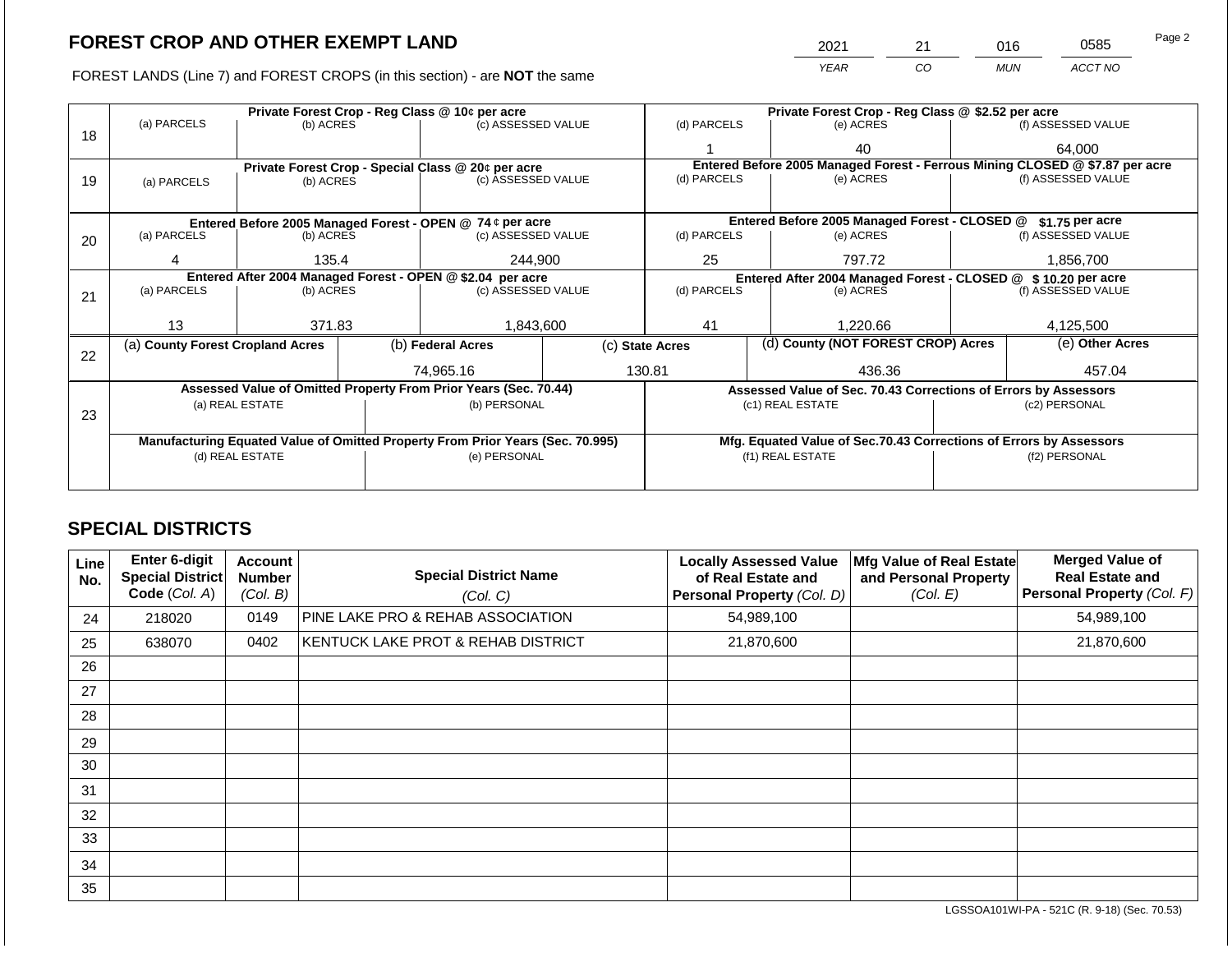# FOREST CROP AND OTHER EXEMPT LAND

| 2021 | 21 | 016 | 0585 |
|---|---|---|---|
| YEAR | CO | MUN | ACCT NO |

FOREST LANDS (Line 7) and FOREST CROPS (in this section) - are **NOT** the same

| Line | | | | | | |
|---|---|---|---|---|---|---|
| 18 | **Private Forest Crop - Reg Class @ 10¢ per acre** | | | **Private Forest Crop - Reg Class @ $2.52 per acre** | | |
| | (a) PARCELS | (b) ACRES | (c) ASSESSED VALUE | (d) PARCELS | (e) ACRES | (f) ASSESSED VALUE |
| | | | | 1 | 40 | 64,000 |
| 19 | **Private Forest Crop - Special Class @ 20¢ per acre** | | | **Entered Before 2005 Managed Forest - Ferrous Mining CLOSED @ $7.87 per acre** | | |
| | (a) PARCELS | (b) ACRES | (c) ASSESSED VALUE | (d) PARCELS | (e) ACRES | (f) ASSESSED VALUE |
| | | | | | | |
| 20 | **Entered Before 2005 Managed Forest - OPEN @ 74 ¢ per acre** | | | **Entered Before 2005 Managed Forest - CLOSED @ $1.75 per acre** | | |
| | (a) PARCELS | (b) ACRES | (c) ASSESSED VALUE | (d) PARCELS | (e) ACRES | (f) ASSESSED VALUE |
| | 4 | 135.4 | 244,900 | 25 | 797.72 | 1,856,700 |
| 21 | **Entered After 2004 Managed Forest - OPEN @ $2.04 per acre** | | | **Entered After 2004 Managed Forest - CLOSED @ $ 10.20 per acre** | | |
| | (a) PARCELS | (b) ACRES | (c) ASSESSED VALUE | (d) PARCELS | (e) ACRES | (f) ASSESSED VALUE |
| | 13 | 371.83 | 1,843,600 | 41 | 1,220.66 | 4,125,500 |

| Line | (a) County Forest Cropland Acres | (b) Federal Acres | (c) State Acres | (d) County (NOT FOREST CROP) Acres | (e) Other Acres |
|---|---|---|---|---|---|
| 22 | | 74,965.16 | 130.81 | 436.36 | 457.04 |

| Line | | | | |
|---|---|---|---|---|
| 23 | **Assessed Value of Omitted Property From Prior Years (Sec. 70.44)** | | **Assessed Value of Sec. 70.43 Corrections of Errors by Assessors** | |
| | (a) REAL ESTATE | (b) PERSONAL | (c1) REAL ESTATE | (c2) PERSONAL |
| | | | | |
| | **Manufacturing Equated Value of Omitted Property From Prior Years (Sec. 70.995)** | | **Mfg. Equated Value of Sec.70.43 Corrections of Errors by Assessors** | |
| | (d) REAL ESTATE | (e) PERSONAL | (f1) REAL ESTATE | (f2) PERSONAL |
| | | | | |

## SPECIAL DISTRICTS

| Line No. | Enter 6-digit Special District Code (Col. A) | Account Number (Col. B) | Special District Name (Col. C) | Locally Assessed Value of Real Estate and Personal Property (Col. D) | Mfg Value of Real Estate and Personal Property (Col. E) | Merged Value of Real Estate and Personal Property (Col. F) |
|---|---|---|---|---|---|---|
| 24 | 218020 | 0149 | PINE LAKE PRO & REHAB ASSOCIATION | 54,989,100 | | 54,989,100 |
| 25 | 638070 | 0402 | KENTUCK LAKE PROT & REHAB DISTRICT | 21,870,600 | | 21,870,600 |
| 26 | | | | | | |
| 27 | | | | | | |
| 28 | | | | | | |
| 29 | | | | | | |
| 30 | | | | | | |
| 31 | | | | | | |
| 32 | | | | | | |
| 33 | | | | | | |
| 34 | | | | | | |
| 35 | | | | | | |

LGSSOA101WI-PA - 521C (R. 9-18) (Sec. 70.53)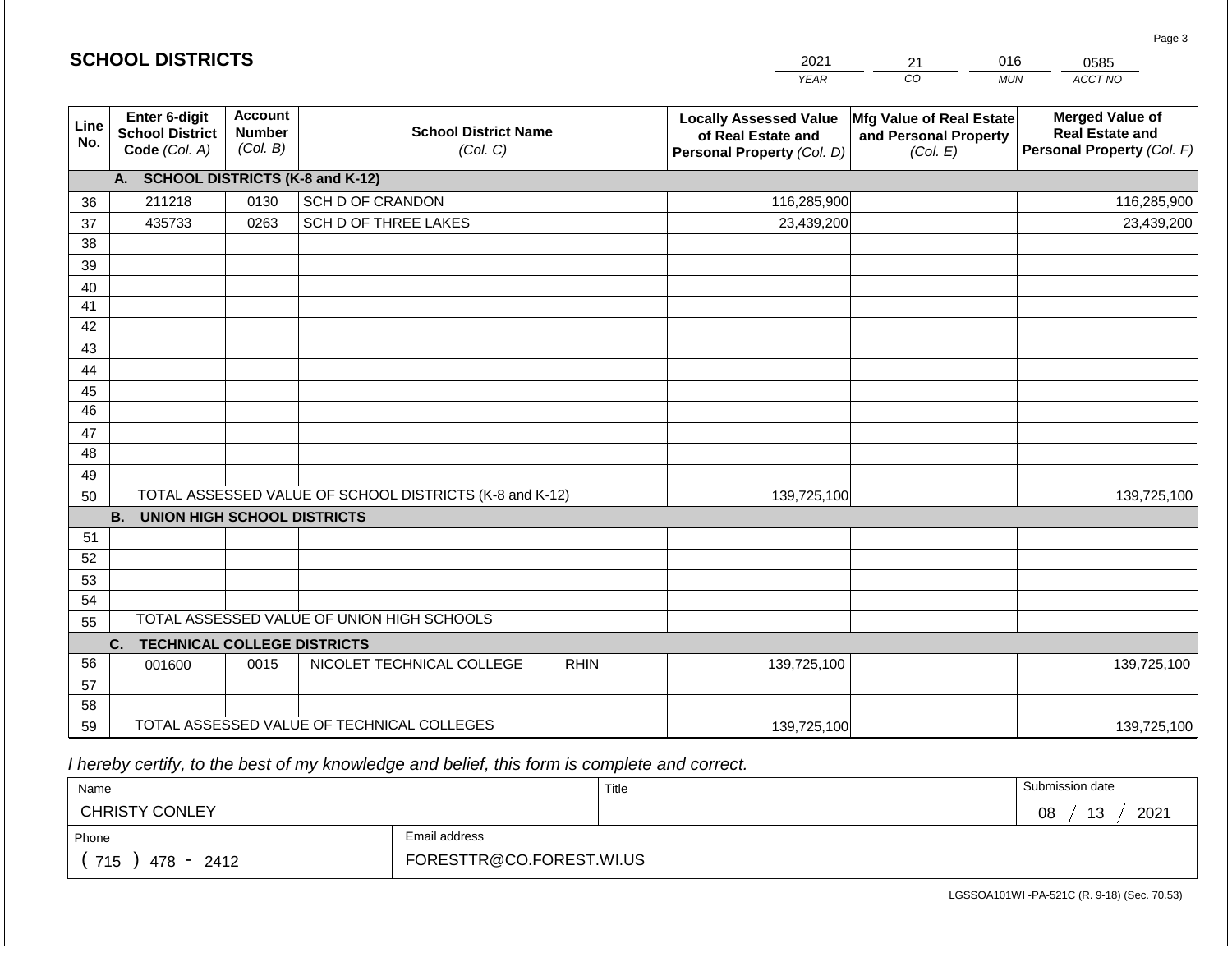## SCHOOL DISTRICTS

| 2021 | 21 | 016 | 0585 |
|---|---|---|---|
| YEAR | CO | MUN | ACCT NO |

| Line No. | Enter 6-digit School District Code (Col. A) | Account Number (Col. B) | School District Name (Col. C) | Locally Assessed Value of Real Estate and Personal Property (Col. D) | Mfg Value of Real Estate and Personal Property (Col. E) | Merged Value of Real Estate and Personal Property (Col. F) |
|---|---|---|---|---|---|---|
| | **A. SCHOOL DISTRICTS (K-8 and K-12)** | | | | | |
| 36 | 211218 | 0130 | SCH D OF CRANDON | 116,285,900 | | 116,285,900 |
| 37 | 435733 | 0263 | SCH D OF THREE LAKES | 23,439,200 | | 23,439,200 |
| 38 | | | | | | |
| 39 | | | | | | |
| 40 | | | | | | |
| 41 | | | | | | |
| 42 | | | | | | |
| 43 | | | | | | |
| 44 | | | | | | |
| 45 | | | | | | |
| 46 | | | | | | |
| 47 | | | | | | |
| 48 | | | | | | |
| 49 | | | | | | |
| 50 | TOTAL ASSESSED VALUE OF SCHOOL DISTRICTS (K-8 and K-12) | | | 139,725,100 | | 139,725,100 |
| | **B. UNION HIGH SCHOOL DISTRICTS** | | | | | |
| 51 | | | | | | |
| 52 | | | | | | |
| 53 | | | | | | |
| 54 | | | | | | |
| 55 | TOTAL ASSESSED VALUE OF UNION HIGH SCHOOLS | | | | | |
| | **C. TECHNICAL COLLEGE DISTRICTS** | | | | | |
| 56 | 001600 | 0015 | NICOLET TECHNICAL COLLEGE RHIN | 139,725,100 | | 139,725,100 |
| 57 | | | | | | |
| 58 | | | | | | |
| 59 | TOTAL ASSESSED VALUE OF TECHNICAL COLLEGES | | | 139,725,100 | | 139,725,100 |

*I hereby certify, to the best of my knowledge and belief, this form is complete and correct.*

| Name | Title | Submission date |
|---|---|---|
| CHRISTY CONLEY | | 08 / 13 / 2021 |
| Phone | Email address | |
| ( 715 ) 478 - 2412 | FORESTTR@CO.FOREST.WI.US | |

LGSSOA101WI -PA-521C (R. 9-18) (Sec. 70.53)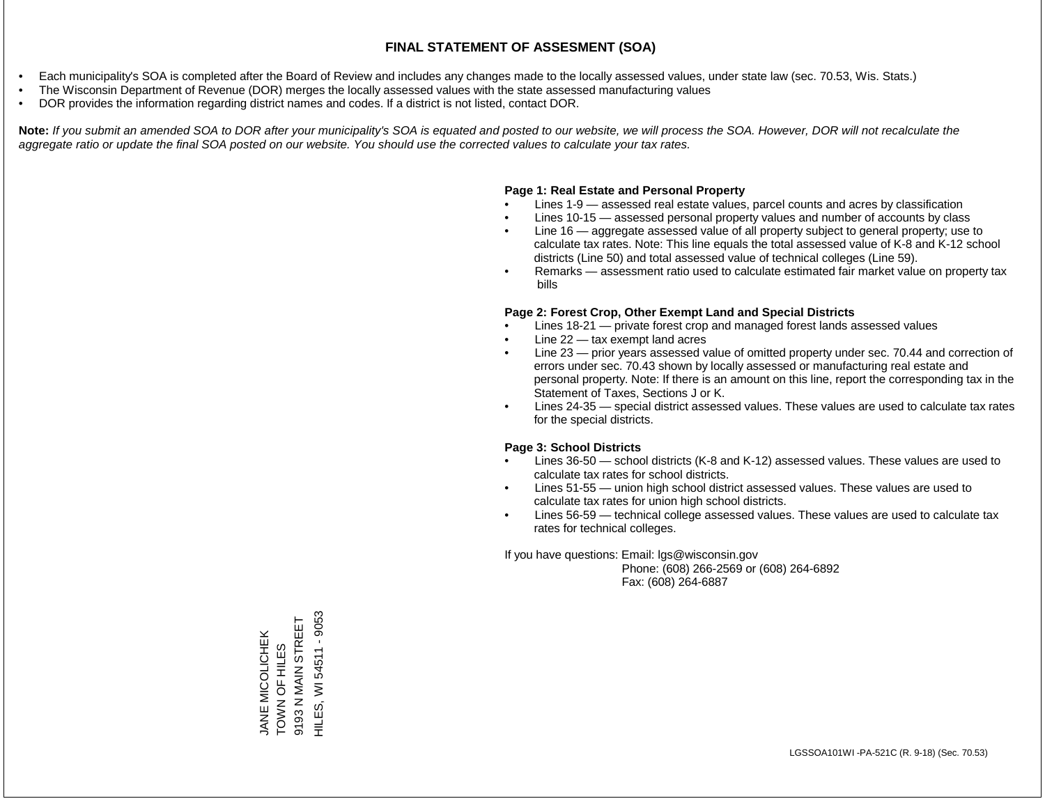# FINAL STATEMENT OF ASSESMENT (SOA)

- Each municipality's SOA is completed after the Board of Review and includes any changes made to the locally assessed values, under state law (sec. 70.53, Wis. Stats.)
- The Wisconsin Department of Revenue (DOR) merges the locally assessed values with the state assessed manufacturing values
- DOR provides the information regarding district names and codes. If a district is not listed, contact DOR.

**Note:** *If you submit an amended SOA to DOR after your municipality's SOA is equated and posted to our website, we will process the SOA. However, DOR will not recalculate the aggregate ratio or update the final SOA posted on our website. You should use the corrected values to calculate your tax rates.*

**Page 1: Real Estate and Personal Property**

- Lines 1-9 — assessed real estate values, parcel counts and acres by classification
- Lines 10-15 — assessed personal property values and number of accounts by class
- Line 16 — aggregate assessed value of all property subject to general property; use to calculate tax rates. Note: This line equals the total assessed value of K-8 and K-12 school districts (Line 50) and total assessed value of technical colleges (Line 59).
- Remarks — assessment ratio used to calculate estimated fair market value on property tax bills

**Page 2: Forest Crop, Other Exempt Land and Special Districts**

- Lines 18-21 — private forest crop and managed forest lands assessed values
- Line 22 — tax exempt land acres
- Line 23 — prior years assessed value of omitted property under sec. 70.44 and correction of errors under sec. 70.43 shown by locally assessed or manufacturing real estate and personal property. Note: If there is an amount on this line, report the corresponding tax in the Statement of Taxes, Sections J or K.
- Lines 24-35 — special district assessed values. These values are used to calculate tax rates for the special districts.

**Page 3: School Districts**

- Lines 36-50 — school districts (K-8 and K-12) assessed values. These values are used to calculate tax rates for school districts.
- Lines 51-55 — union high school district assessed values. These values are used to calculate tax rates for union high school districts.
- Lines 56-59 — technical college assessed values. These values are used to calculate tax rates for technical colleges.

If you have questions: Email: lgs@wisconsin.gov
Phone: (608) 266-2569 or (608) 264-6892
Fax: (608) 264-6887

JANE MICOLICHEK
TOWN OF HILES
9193 N MAIN STREET
HILES, WI 54511 - 9053

LGSSOA101WI -PA-521C (R. 9-18) (Sec. 70.53)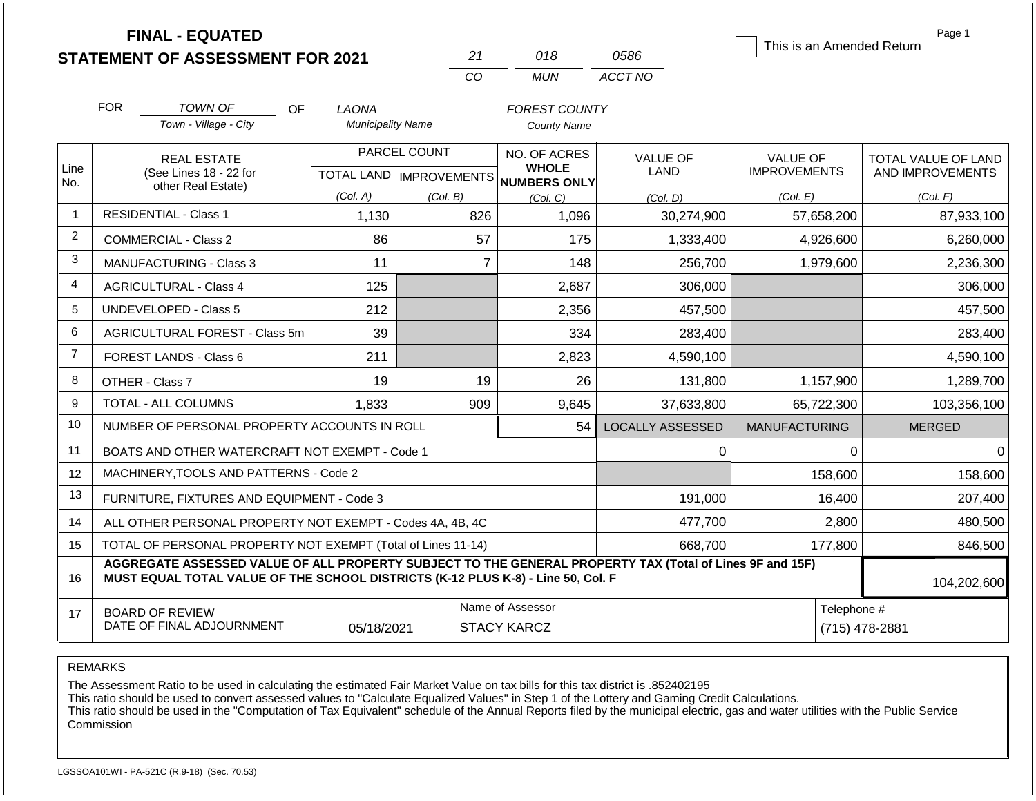# FINAL - EQUATED
# STATEMENT OF ASSESSMENT FOR 2021

| 21 | 018 | 0586 |
|---|---|---|
| CO | MUN | ACCT NO |

☐ This is an Amended Return

FOR *TOWN OF* OF *LAONA* *FOREST COUNTY*

Town - Village - City | Municipality Name | County Name

| Line No. | REAL ESTATE (See Lines 18 - 22 for other Real Estate) | PARCEL COUNT TOTAL LAND (Col. A) | PARCEL COUNT IMPROVEMENTS (Col. B) | NO. OF ACRES WHOLE NUMBERS ONLY (Col. C) | VALUE OF LAND (Col. D) | VALUE OF IMPROVEMENTS (Col. E) | TOTAL VALUE OF LAND AND IMPROVEMENTS (Col. F) |
|---|---|---|---|---|---|---|---|
| 1 | RESIDENTIAL - Class 1 | 1,130 | 826 | 1,096 | 30,274,900 | 57,658,200 | 87,933,100 |
| 2 | COMMERCIAL - Class 2 | 86 | 57 | 175 | 1,333,400 | 4,926,600 | 6,260,000 |
| 3 | MANUFACTURING - Class 3 | 11 | 7 | 148 | 256,700 | 1,979,600 | 2,236,300 |
| 4 | AGRICULTURAL - Class 4 | 125 | | 2,687 | 306,000 | | 306,000 |
| 5 | UNDEVELOPED - Class 5 | 212 | | 2,356 | 457,500 | | 457,500 |
| 6 | AGRICULTURAL FOREST - Class 5m | 39 | | 334 | 283,400 | | 283,400 |
| 7 | FOREST LANDS - Class 6 | 211 | | 2,823 | 4,590,100 | | 4,590,100 |
| 8 | OTHER - Class 7 | 19 | 19 | 26 | 131,800 | 1,157,900 | 1,289,700 |
| 9 | TOTAL - ALL COLUMNS | 1,833 | 909 | 9,645 | 37,633,800 | 65,722,300 | 103,356,100 |
| 10 | NUMBER OF PERSONAL PROPERTY ACCOUNTS IN ROLL | | | 54 | LOCALLY ASSESSED | MANUFACTURING | MERGED |
| 11 | BOATS AND OTHER WATERCRAFT NOT EXEMPT - Code 1 | | | | 0 | 0 | 0 |
| 12 | MACHINERY,TOOLS AND PATTERNS - Code 2 | | | | | 158,600 | 158,600 |
| 13 | FURNITURE, FIXTURES AND EQUIPMENT - Code 3 | | | | 191,000 | 16,400 | 207,400 |
| 14 | ALL OTHER PERSONAL PROPERTY NOT EXEMPT - Codes 4A, 4B, 4C | | | | 477,700 | 2,800 | 480,500 |
| 15 | TOTAL OF PERSONAL PROPERTY NOT EXEMPT (Total of Lines 11-14) | | | | 668,700 | 177,800 | 846,500 |
| 16 | **AGGREGATE ASSESSED VALUE OF ALL PROPERTY SUBJECT TO THE GENERAL PROPERTY TAX (Total of Lines 9F and 15F) MUST EQUAL TOTAL VALUE OF THE SCHOOL DISTRICTS (K-12 PLUS K-8) - Line 50, Col. F** | | | | | | 104,202,600 |
| 17 | BOARD OF REVIEW DATE OF FINAL ADJOURNMENT | 05/18/2021 | | Name of Assessor: STACY KARCZ | | | Telephone #: (715) 478-2881 |

REMARKS

The Assessment Ratio to be used in calculating the estimated Fair Market Value on tax bills for this tax district is .852402195
This ratio should be used to convert assessed values to "Calculate Equalized Values" in Step 1 of the Lottery and Gaming Credit Calculations.
This ratio should be used in the "Computation of Tax Equivalent" schedule of the Annual Reports filed by the municipal electric, gas and water utilities with the Public Service Commission

LGSSOA101WI - PA-521C (R.9-18) (Sec. 70.53)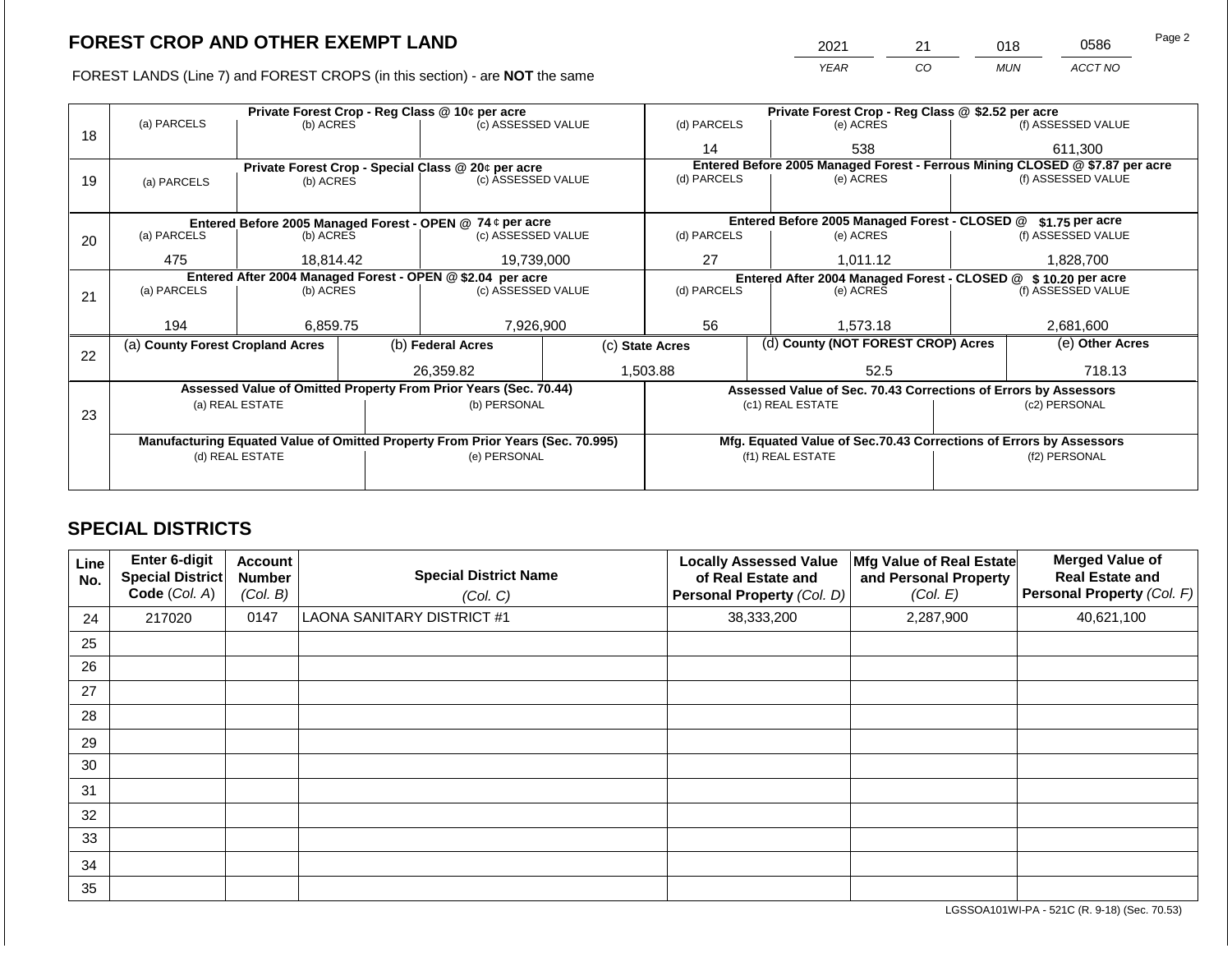# FOREST CROP AND OTHER EXEMPT LAND

FOREST LANDS (Line 7) and FOREST CROPS (in this section) - are **NOT** the same

| YEAR | CO | MUN | ACCT NO |
|---|---|---|---|
| 2021 | 21 | 018 | 0586 |

| Line | Private Forest Crop - Reg Class @ 10¢ per acre | | | Private Forest Crop - Reg Class @ $2.52 per acre | | |
|---|---|---|---|---|---|---|
| | (a) PARCELS | (b) ACRES | (c) ASSESSED VALUE | (d) PARCELS | (e) ACRES | (f) ASSESSED VALUE |
| 18 | | | | 14 | 538 | 611,300 |
| | **Private Forest Crop - Special Class @ 20¢ per acre** | | | **Entered Before 2005 Managed Forest - Ferrous Mining CLOSED @ $7.87 per acre** | | |
| | (a) PARCELS | (b) ACRES | (c) ASSESSED VALUE | (d) PARCELS | (e) ACRES | (f) ASSESSED VALUE |
| 19 | | | | | | |
| | **Entered Before 2005 Managed Forest - OPEN @ 74 ¢ per acre** | | | **Entered Before 2005 Managed Forest - CLOSED @ $1.75 per acre** | | |
| | (a) PARCELS | (b) ACRES | (c) ASSESSED VALUE | (d) PARCELS | (e) ACRES | (f) ASSESSED VALUE |
| 20 | 475 | 18,814.42 | 19,739,000 | 27 | 1,011.12 | 1,828,700 |
| | **Entered After 2004 Managed Forest - OPEN @ $2.04 per acre** | | | **Entered After 2004 Managed Forest - CLOSED @ $ 10.20 per acre** | | |
| | (a) PARCELS | (b) ACRES | (c) ASSESSED VALUE | (d) PARCELS | (e) ACRES | (f) ASSESSED VALUE |
| 21 | 194 | 6,859.75 | 7,926,900 | 56 | 1,573.18 | 2,681,600 |

| Line | (a) County Forest Cropland Acres | (b) Federal Acres | (c) State Acres | (d) County (NOT FOREST CROP) Acres | (e) Other Acres |
|---|---|---|---|---|---|
| 22 | | 26,359.82 | 1,503.88 | 52.5 | 718.13 |

| Line | Assessed Value of Omitted Property From Prior Years (Sec. 70.44) | | Assessed Value of Sec. 70.43 Corrections of Errors by Assessors | |
|---|---|---|---|---|
| | (a) REAL ESTATE | (b) PERSONAL | (c1) REAL ESTATE | (c2) PERSONAL |
| 23 | | | | |
| | **Manufacturing Equated Value of Omitted Property From Prior Years (Sec. 70.995)** | | **Mfg. Equated Value of Sec.70.43 Corrections of Errors by Assessors** | |
| | (d) REAL ESTATE | (e) PERSONAL | (f1) REAL ESTATE | (f2) PERSONAL |
| | | | | |

## SPECIAL DISTRICTS

| Line No. | Enter 6-digit Special District Code (Col. A) | Account Number (Col. B) | Special District Name (Col. C) | Locally Assessed Value of Real Estate and Personal Property (Col. D) | Mfg Value of Real Estate and Personal Property (Col. E) | Merged Value of Real Estate and Personal Property (Col. F) |
|---|---|---|---|---|---|---|
| 24 | 217020 | 0147 | LAONA SANITARY DISTRICT #1 | 38,333,200 | 2,287,900 | 40,621,100 |
| 25 | | | | | | |
| 26 | | | | | | |
| 27 | | | | | | |
| 28 | | | | | | |
| 29 | | | | | | |
| 30 | | | | | | |
| 31 | | | | | | |
| 32 | | | | | | |
| 33 | | | | | | |
| 34 | | | | | | |
| 35 | | | | | | |

LGSSOA101WI-PA - 521C (R. 9-18) (Sec. 70.53)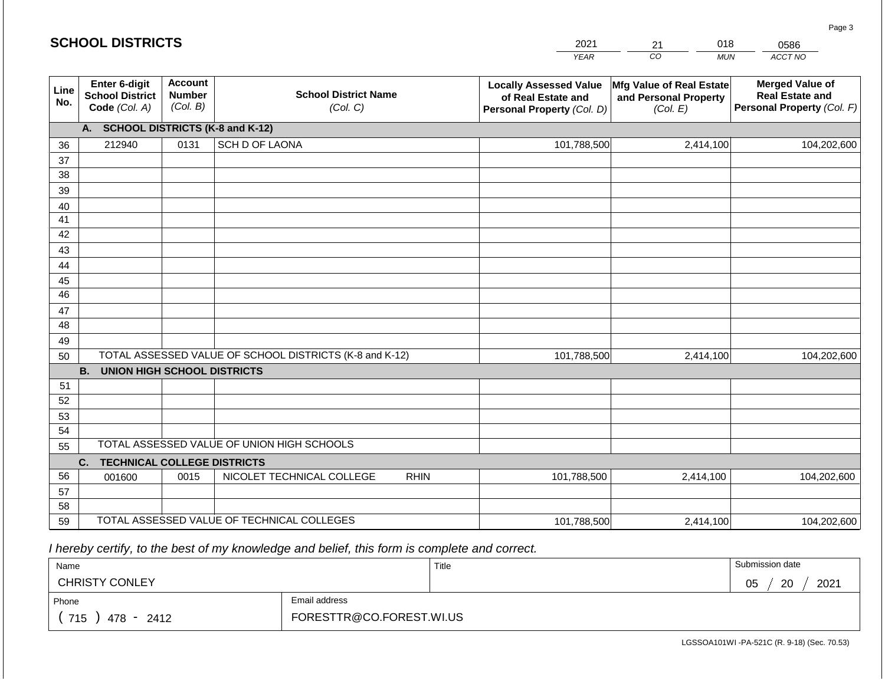## SCHOOL DISTRICTS

| 2021 | 21 | 018 | 0586 |
|---|---|---|---|
| YEAR | CO | MUN | ACCT NO |

| Line No. | Enter 6-digit School District Code *(Col. A)* | Account Number *(Col. B)* | School District Name *(Col. C)* | Locally Assessed Value of Real Estate and Personal Property *(Col. D)* | Mfg Value of Real Estate and Personal Property *(Col. E)* | Merged Value of Real Estate and Personal Property *(Col. F)* |
|---|---|---|---|---|---|---|
| | **A. SCHOOL DISTRICTS (K-8 and K-12)** | | | | | |
| 36 | 212940 | 0131 | SCH D OF LAONA | 101,788,500 | 2,414,100 | 104,202,600 |
| 37 | | | | | | |
| 38 | | | | | | |
| 39 | | | | | | |
| 40 | | | | | | |
| 41 | | | | | | |
| 42 | | | | | | |
| 43 | | | | | | |
| 44 | | | | | | |
| 45 | | | | | | |
| 46 | | | | | | |
| 47 | | | | | | |
| 48 | | | | | | |
| 49 | | | | | | |
| 50 | TOTAL ASSESSED VALUE OF SCHOOL DISTRICTS (K-8 and K-12) | | | 101,788,500 | 2,414,100 | 104,202,600 |
| | **B. UNION HIGH SCHOOL DISTRICTS** | | | | | |
| 51 | | | | | | |
| 52 | | | | | | |
| 53 | | | | | | |
| 54 | | | | | | |
| 55 | TOTAL ASSESSED VALUE OF UNION HIGH SCHOOLS | | | | | |
| | **C. TECHNICAL COLLEGE DISTRICTS** | | | | | |
| 56 | 001600 | 0015 | NICOLET TECHNICAL COLLEGE RHIN | 101,788,500 | 2,414,100 | 104,202,600 |
| 57 | | | | | | |
| 58 | | | | | | |
| 59 | TOTAL ASSESSED VALUE OF TECHNICAL COLLEGES | | | 101,788,500 | 2,414,100 | 104,202,600 |

*I hereby certify, to the best of my knowledge and belief, this form is complete and correct.*

| Name | Title | Submission date |
|---|---|---|
| CHRISTY CONLEY | | 05 / 20 / 2021 |
| **Phone** | **Email address** | |
| ( 715 ) 478 - 2412 | FORESTTR@CO.FOREST.WI.US | |

LGSSOA101WI -PA-521C (R. 9-18) (Sec. 70.53)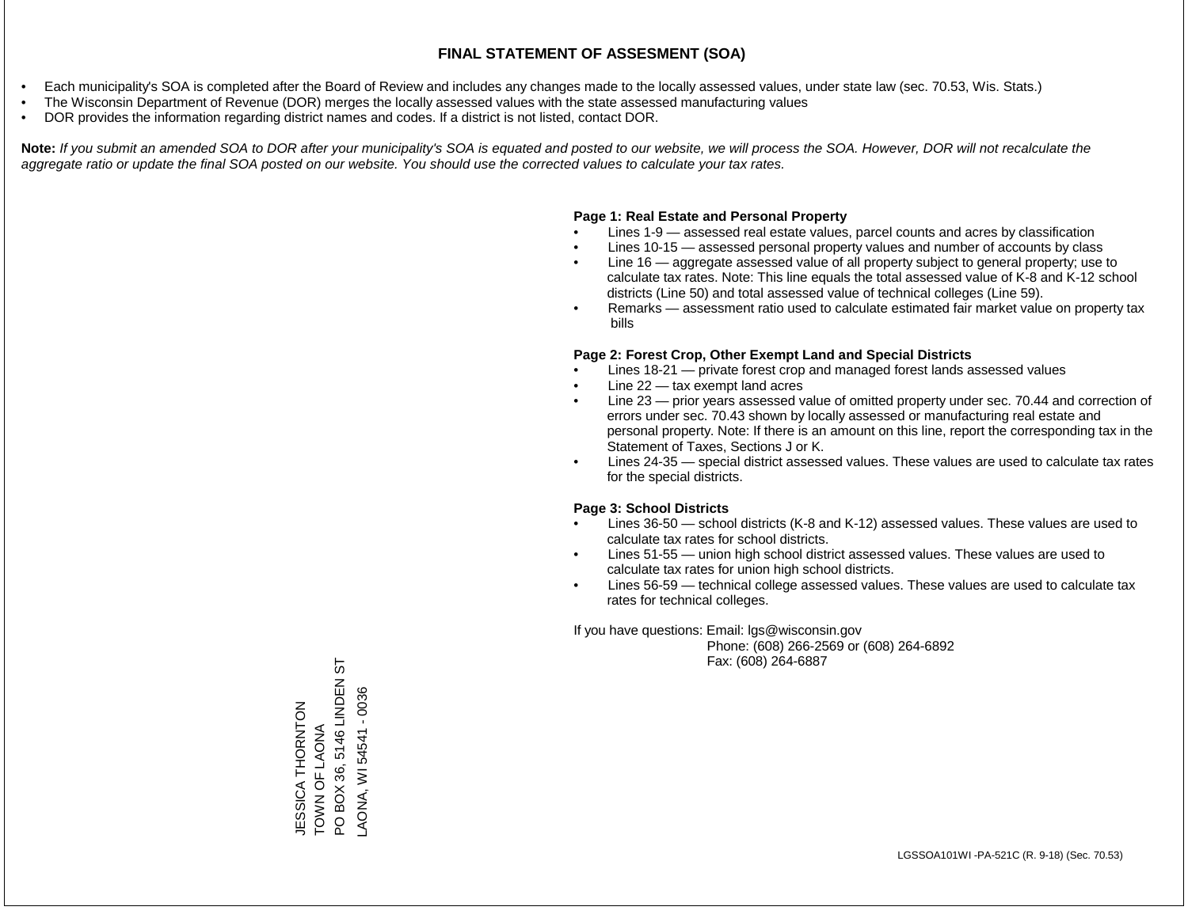# FINAL STATEMENT OF ASSESMENT (SOA)

- Each municipality's SOA is completed after the Board of Review and includes any changes made to the locally assessed values, under state law (sec. 70.53, Wis. Stats.)
- The Wisconsin Department of Revenue (DOR) merges the locally assessed values with the state assessed manufacturing values
- DOR provides the information regarding district names and codes. If a district is not listed, contact DOR.

**Note:** *If you submit an amended SOA to DOR after your municipality's SOA is equated and posted to our website, we will process the SOA. However, DOR will not recalculate the aggregate ratio or update the final SOA posted on our website. You should use the corrected values to calculate your tax rates.*

**Page 1: Real Estate and Personal Property**

- Lines 1-9 — assessed real estate values, parcel counts and acres by classification
- Lines 10-15 — assessed personal property values and number of accounts by class
- Line 16 — aggregate assessed value of all property subject to general property; use to calculate tax rates. Note: This line equals the total assessed value of K-8 and K-12 school districts (Line 50) and total assessed value of technical colleges (Line 59).
- Remarks — assessment ratio used to calculate estimated fair market value on property tax bills

**Page 2: Forest Crop, Other Exempt Land and Special Districts**

- Lines 18-21 — private forest crop and managed forest lands assessed values
- Line 22 — tax exempt land acres
- Line 23 — prior years assessed value of omitted property under sec. 70.44 and correction of errors under sec. 70.43 shown by locally assessed or manufacturing real estate and personal property. Note: If there is an amount on this line, report the corresponding tax in the Statement of Taxes, Sections J or K.
- Lines 24-35 — special district assessed values. These values are used to calculate tax rates for the special districts.

**Page 3: School Districts**

- Lines 36-50 — school districts (K-8 and K-12) assessed values. These values are used to calculate tax rates for school districts.
- Lines 51-55 — union high school district assessed values. These values are used to calculate tax rates for union high school districts.
- Lines 56-59 — technical college assessed values. These values are used to calculate tax rates for technical colleges.

If you have questions: Email: lgs@wisconsin.gov
Phone: (608) 266-2569 or (608) 264-6892
Fax: (608) 264-6887

JESSICA THORNTON
TOWN OF LAONA
PO BOX 36, 5146 LINDEN ST
LAONA, WI 54541 - 0036

LGSSOA101WI -PA-521C (R. 9-18) (Sec. 70.53)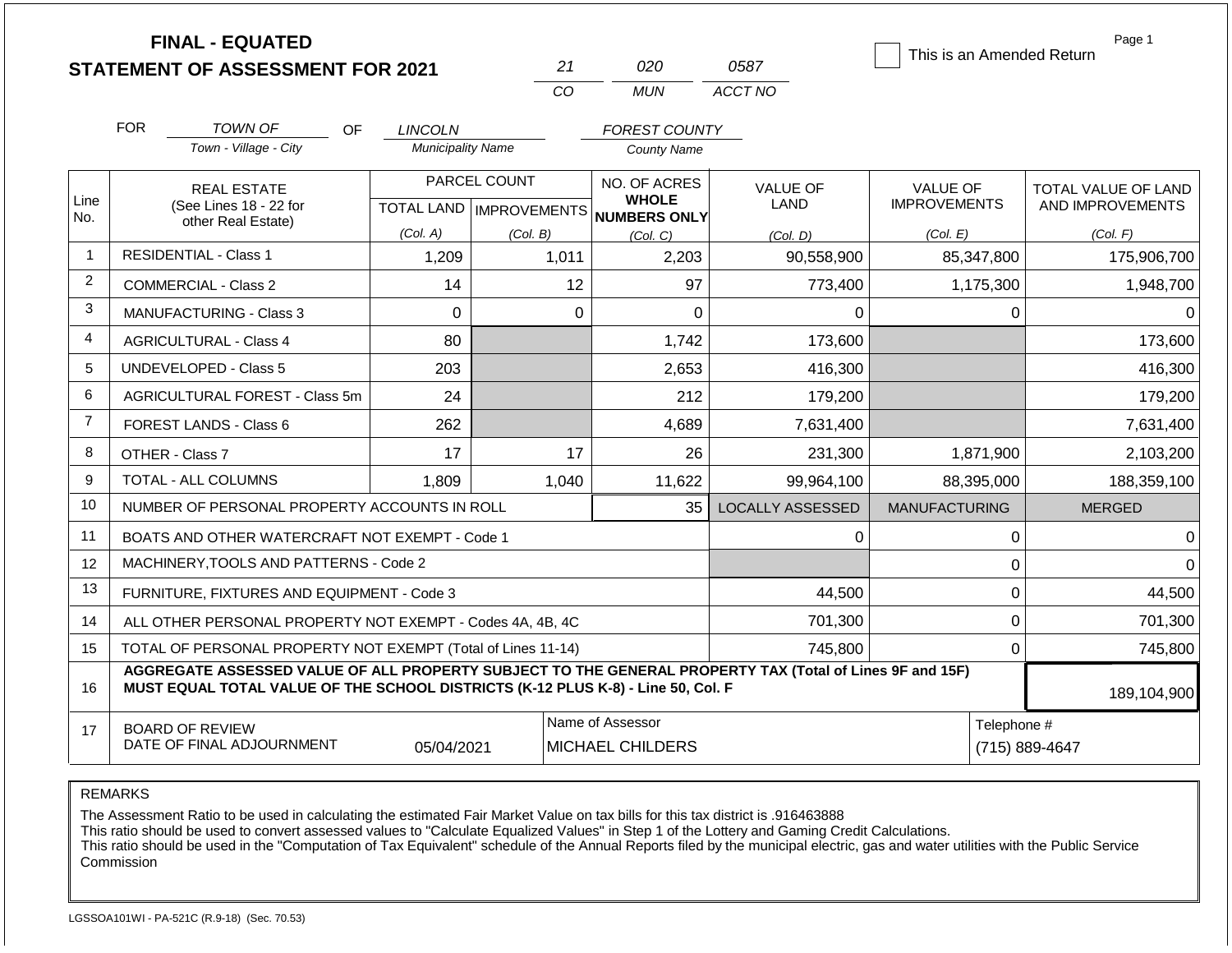# FINAL - EQUATED
# STATEMENT OF ASSESSMENT FOR 2021

21 | 020 | 0587
CO | MUN | ACCT NO

☐ This is an Amended Return

FOR TOWN OF (Town - Village - City) OF LINCOLN (Municipality Name) FOREST COUNTY (County Name)

| Line No. | REAL ESTATE (See Lines 18 - 22 for other Real Estate) | PARCEL COUNT TOTAL LAND (Col. A) | PARCEL COUNT IMPROVEMENTS (Col. B) | NO. OF ACRES WHOLE NUMBERS ONLY (Col. C) | VALUE OF LAND (Col. D) | VALUE OF IMPROVEMENTS (Col. E) | TOTAL VALUE OF LAND AND IMPROVEMENTS (Col. F) |
|---|---|---|---|---|---|---|---|
| 1 | RESIDENTIAL - Class 1 | 1,209 | 1,011 | 2,203 | 90,558,900 | 85,347,800 | 175,906,700 |
| 2 | COMMERCIAL - Class 2 | 14 | 12 | 97 | 773,400 | 1,175,300 | 1,948,700 |
| 3 | MANUFACTURING - Class 3 | 0 | 0 | 0 | 0 | 0 | 0 |
| 4 | AGRICULTURAL - Class 4 | 80 | | 1,742 | 173,600 | | 173,600 |
| 5 | UNDEVELOPED - Class 5 | 203 | | 2,653 | 416,300 | | 416,300 |
| 6 | AGRICULTURAL FOREST - Class 5m | 24 | | 212 | 179,200 | | 179,200 |
| 7 | FOREST LANDS - Class 6 | 262 | | 4,689 | 7,631,400 | | 7,631,400 |
| 8 | OTHER - Class 7 | 17 | 17 | 26 | 231,300 | 1,871,900 | 2,103,200 |
| 9 | TOTAL - ALL COLUMNS | 1,809 | 1,040 | 11,622 | 99,964,100 | 88,395,000 | 188,359,100 |
| 10 | NUMBER OF PERSONAL PROPERTY ACCOUNTS IN ROLL | | | 35 | LOCALLY ASSESSED | MANUFACTURING | MERGED |
| 11 | BOATS AND OTHER WATERCRAFT NOT EXEMPT - Code 1 | | | | 0 | 0 | 0 |
| 12 | MACHINERY,TOOLS AND PATTERNS - Code 2 | | | | | 0 | 0 |
| 13 | FURNITURE, FIXTURES AND EQUIPMENT - Code 3 | | | | 44,500 | 0 | 44,500 |
| 14 | ALL OTHER PERSONAL PROPERTY NOT EXEMPT - Codes 4A, 4B, 4C | | | | 701,300 | 0 | 701,300 |
| 15 | TOTAL OF PERSONAL PROPERTY NOT EXEMPT (Total of Lines 11-14) | | | | 745,800 | 0 | 745,800 |
| 16 | AGGREGATE ASSESSED VALUE OF ALL PROPERTY SUBJECT TO THE GENERAL PROPERTY TAX (Total of Lines 9F and 15F) MUST EQUAL TOTAL VALUE OF THE SCHOOL DISTRICTS (K-12 PLUS K-8) - Line 50, Col. F | | | | | | 189,104,900 |
| 17 | BOARD OF REVIEW DATE OF FINAL ADJOURNMENT | 05/04/2021 | | Name of Assessor: MICHAEL CHILDERS | | | Telephone #: (715) 889-4647 |

REMARKS

The Assessment Ratio to be used in calculating the estimated Fair Market Value on tax bills for this tax district is .916463888
This ratio should be used to convert assessed values to "Calculate Equalized Values" in Step 1 of the Lottery and Gaming Credit Calculations.
This ratio should be used in the "Computation of Tax Equivalent" schedule of the Annual Reports filed by the municipal electric, gas and water utilities with the Public Service Commission

LGSSOA101WI - PA-521C (R.9-18) (Sec. 70.53)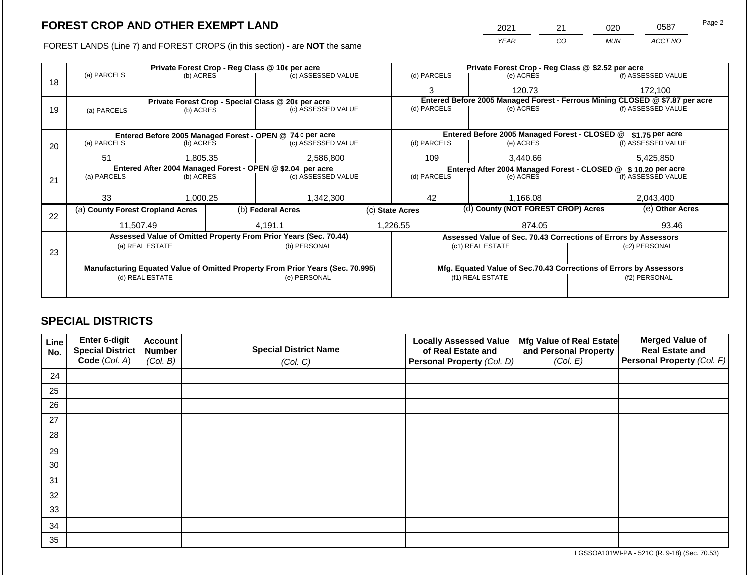## FOREST CROP AND OTHER EXEMPT LAND

FOREST LANDS (Line 7) and FOREST CROPS (in this section) - are **NOT** the same

| 2021 | 21 | 020 | 0587 |
|---|---|---|---|
| YEAR | CO | MUN | ACCT NO |

| | Private Forest Crop - Reg Class @ 10¢ per acre | | | Private Forest Crop - Reg Class @ $2.52 per acre | | |
|---|---|---|---|---|---|---|
| 18 | (a) PARCELS | (b) ACRES | (c) ASSESSED VALUE | (d) PARCELS | (e) ACRES | (f) ASSESSED VALUE |
| | | | | 3 | 120.73 | 172,100 |
| | Private Forest Crop - Special Class @ 20¢ per acre | | | Entered Before 2005 Managed Forest - Ferrous Mining CLOSED @ $7.87 per acre | | |
| 19 | (a) PARCELS | (b) ACRES | (c) ASSESSED VALUE | (d) PARCELS | (e) ACRES | (f) ASSESSED VALUE |
| | | | | | | |
| | Entered Before 2005 Managed Forest - OPEN @ 74 ¢ per acre | | | Entered Before 2005 Managed Forest - CLOSED @ $1.75 per acre | | |
| 20 | (a) PARCELS | (b) ACRES | (c) ASSESSED VALUE | (d) PARCELS | (e) ACRES | (f) ASSESSED VALUE |
| | 51 | 1,805.35 | 2,586,800 | 109 | 3,440.66 | 5,425,850 |
| | Entered After 2004 Managed Forest - OPEN @ $2.04 per acre | | | Entered After 2004 Managed Forest - CLOSED @ $ 10.20 per acre | | |
| 21 | (a) PARCELS | (b) ACRES | (c) ASSESSED VALUE | (d) PARCELS | (e) ACRES | (f) ASSESSED VALUE |
| | 33 | 1,000.25 | 1,342,300 | 42 | 1,166.08 | 2,043,400 |

| | (a) County Forest Cropland Acres | (b) Federal Acres | (c) State Acres | (d) County (NOT FOREST CROP) Acres | (e) Other Acres |
|---|---|---|---|---|---|
| 22 | 11,507.49 | 4,191.1 | 1,226.55 | 874.05 | 93.46 |

| | Assessed Value of Omitted Property From Prior Years (Sec. 70.44) | | Assessed Value of Sec. 70.43 Corrections of Errors by Assessors | |
|---|---|---|---|---|
| 23 | (a) REAL ESTATE | (b) PERSONAL | (c1) REAL ESTATE | (c2) PERSONAL |
| | | | | |
| | Manufacturing Equated Value of Omitted Property From Prior Years (Sec. 70.995) | | Mfg. Equated Value of Sec.70.43 Corrections of Errors by Assessors | |
| | (d) REAL ESTATE | (e) PERSONAL | (f1) REAL ESTATE | (f2) PERSONAL |
| | | | | |

## SPECIAL DISTRICTS

| Line No. | Enter 6-digit Special District Code (Col. A) | Account Number (Col. B) | Special District Name (Col. C) | Locally Assessed Value of Real Estate and Personal Property (Col. D) | Mfg Value of Real Estate and Personal Property (Col. E) | Merged Value of Real Estate and Personal Property (Col. F) |
|---|---|---|---|---|---|---|
| 24 | | | | | | |
| 25 | | | | | | |
| 26 | | | | | | |
| 27 | | | | | | |
| 28 | | | | | | |
| 29 | | | | | | |
| 30 | | | | | | |
| 31 | | | | | | |
| 32 | | | | | | |
| 33 | | | | | | |
| 34 | | | | | | |
| 35 | | | | | | |

LGSSOA101WI-PA - 521C (R. 9-18) (Sec. 70.53)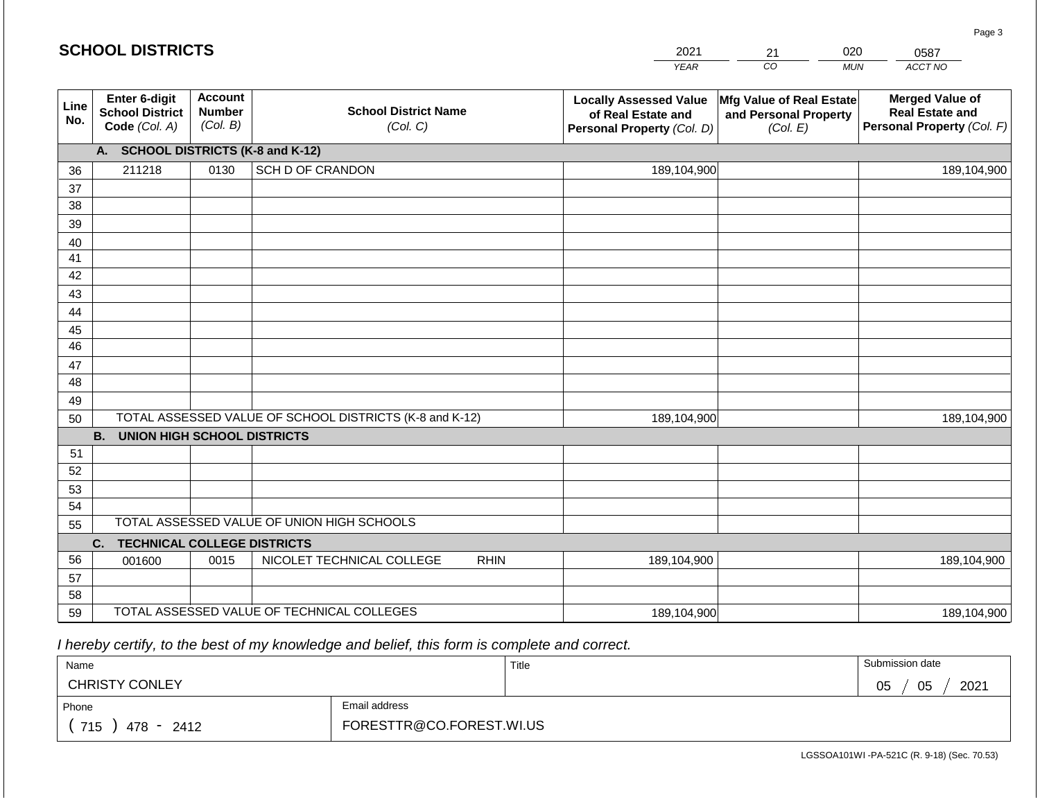## SCHOOL DISTRICTS

| 2021 | 21 | 020 | 0587 |
|---|---|---|---|
| YEAR | CO | MUN | ACCT NO |

| Line No. | Enter 6-digit School District Code (Col. A) | Account Number (Col. B) | School District Name (Col. C) | Locally Assessed Value of Real Estate and Personal Property (Col. D) | Mfg Value of Real Estate and Personal Property (Col. E) | Merged Value of Real Estate and Personal Property (Col. F) |
|---|---|---|---|---|---|---|
| | **A. SCHOOL DISTRICTS (K-8 and K-12)** | | | | | |
| 36 | 211218 | 0130 | SCH D OF CRANDON | 189,104,900 | | 189,104,900 |
| 37 | | | | | | |
| 38 | | | | | | |
| 39 | | | | | | |
| 40 | | | | | | |
| 41 | | | | | | |
| 42 | | | | | | |
| 43 | | | | | | |
| 44 | | | | | | |
| 45 | | | | | | |
| 46 | | | | | | |
| 47 | | | | | | |
| 48 | | | | | | |
| 49 | | | | | | |
| 50 | TOTAL ASSESSED VALUE OF SCHOOL DISTRICTS (K-8 and K-12) | | | 189,104,900 | | 189,104,900 |
| | **B. UNION HIGH SCHOOL DISTRICTS** | | | | | |
| 51 | | | | | | |
| 52 | | | | | | |
| 53 | | | | | | |
| 54 | | | | | | |
| 55 | TOTAL ASSESSED VALUE OF UNION HIGH SCHOOLS | | | | | |
| | **C. TECHNICAL COLLEGE DISTRICTS** | | | | | |
| 56 | 001600 | 0015 | NICOLET TECHNICAL COLLEGE RHIN | 189,104,900 | | 189,104,900 |
| 57 | | | | | | |
| 58 | | | | | | |
| 59 | TOTAL ASSESSED VALUE OF TECHNICAL COLLEGES | | | 189,104,900 | | 189,104,900 |

*I hereby certify, to the best of my knowledge and belief, this form is complete and correct.*

| Name | | Title | Submission date |
|---|---|---|---|
| CHRISTY CONLEY | | | 05 / 05 / 2021 |
| Phone | Email address | | |
| ( 715 ) 478 - 2412 | FORESTTR@CO.FOREST.WI.US | | |

LGSSOA101WI -PA-521C (R. 9-18) (Sec. 70.53)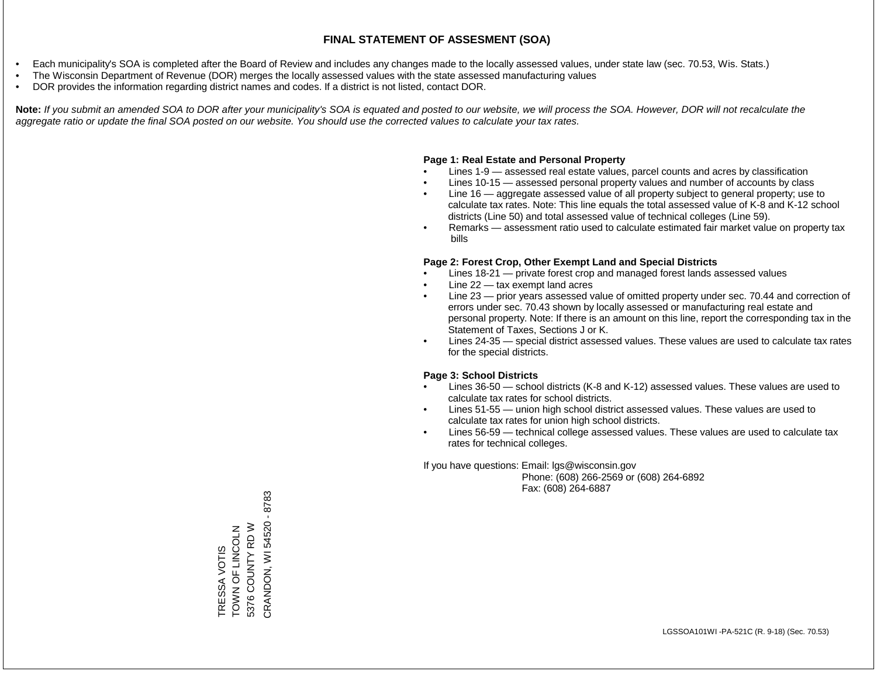# FINAL STATEMENT OF ASSESMENT (SOA)

- Each municipality's SOA is completed after the Board of Review and includes any changes made to the locally assessed values, under state law (sec. 70.53, Wis. Stats.)
- The Wisconsin Department of Revenue (DOR) merges the locally assessed values with the state assessed manufacturing values
- DOR provides the information regarding district names and codes. If a district is not listed, contact DOR.

**Note:** *If you submit an amended SOA to DOR after your municipality's SOA is equated and posted to our website, we will process the SOA. However, DOR will not recalculate the aggregate ratio or update the final SOA posted on our website. You should use the corrected values to calculate your tax rates.*

**Page 1: Real Estate and Personal Property**

- Lines 1-9 — assessed real estate values, parcel counts and acres by classification
- Lines 10-15 — assessed personal property values and number of accounts by class
- Line 16 — aggregate assessed value of all property subject to general property; use to calculate tax rates. Note: This line equals the total assessed value of K-8 and K-12 school districts (Line 50) and total assessed value of technical colleges (Line 59).
- Remarks — assessment ratio used to calculate estimated fair market value on property tax bills

**Page 2: Forest Crop, Other Exempt Land and Special Districts**

- Lines 18-21 — private forest crop and managed forest lands assessed values
- Line 22 — tax exempt land acres
- Line 23 — prior years assessed value of omitted property under sec. 70.44 and correction of errors under sec. 70.43 shown by locally assessed or manufacturing real estate and personal property. Note: If there is an amount on this line, report the corresponding tax in the Statement of Taxes, Sections J or K.
- Lines 24-35 — special district assessed values. These values are used to calculate tax rates for the special districts.

**Page 3: School Districts**

- Lines 36-50 — school districts (K-8 and K-12) assessed values. These values are used to calculate tax rates for school districts.
- Lines 51-55 — union high school district assessed values. These values are used to calculate tax rates for union high school districts.
- Lines 56-59 — technical college assessed values. These values are used to calculate tax rates for technical colleges.

If you have questions: Email: lgs@wisconsin.gov
Phone: (608) 266-2569 or (608) 264-6892
Fax: (608) 264-6887

TRESSA VOTIS
TOWN OF LINCOLN
5376 COUNTY RD W
CRANDON, WI 54520 - 8783

LGSSOA101WI -PA-521C (R. 9-18) (Sec. 70.53)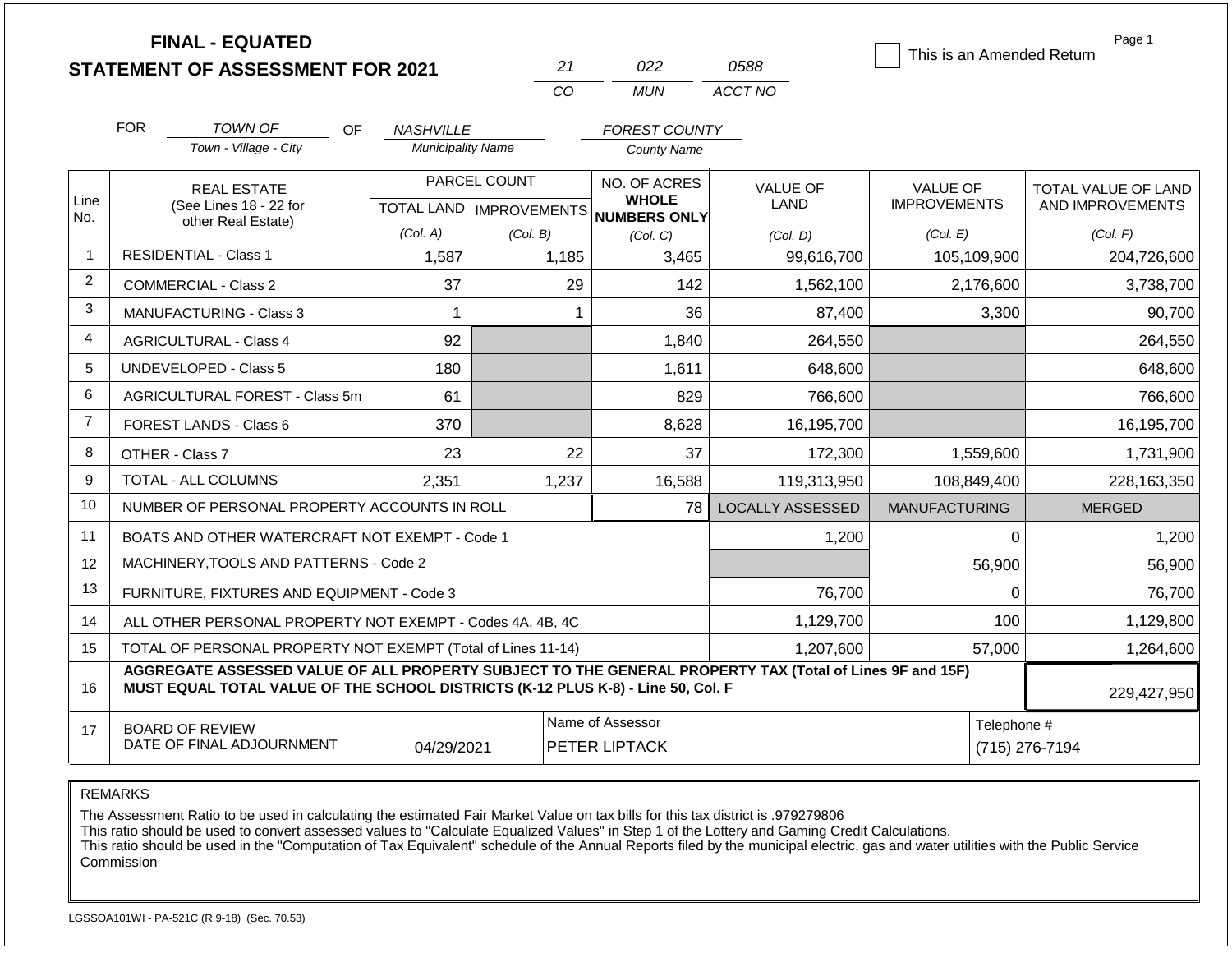# FINAL - EQUATED
# STATEMENT OF ASSESSMENT FOR 2021

| 21 | 022 | 0588 |
|---|---|---|
| CO | MUN | ACCT NO |

☐ This is an Amended Return

Page 1

FOR TOWN OF (Town - Village - City) OF NASHVILLE (Municipality Name) FOREST COUNTY (County Name)

| Line No. | REAL ESTATE (See Lines 18 - 22 for other Real Estate) | PARCEL COUNT TOTAL LAND (Col. A) | PARCEL COUNT IMPROVEMENTS (Col. B) | NO. OF ACRES WHOLE NUMBERS ONLY (Col. C) | VALUE OF LAND (Col. D) | VALUE OF IMPROVEMENTS (Col. E) | TOTAL VALUE OF LAND AND IMPROVEMENTS (Col. F) |
|---|---|---|---|---|---|---|---|
| 1 | RESIDENTIAL - Class 1 | 1,587 | 1,185 | 3,465 | 99,616,700 | 105,109,900 | 204,726,600 |
| 2 | COMMERCIAL - Class 2 | 37 | 29 | 142 | 1,562,100 | 2,176,600 | 3,738,700 |
| 3 | MANUFACTURING - Class 3 | 1 | 1 | 36 | 87,400 | 3,300 | 90,700 |
| 4 | AGRICULTURAL - Class 4 | 92 | | 1,840 | 264,550 | | 264,550 |
| 5 | UNDEVELOPED - Class 5 | 180 | | 1,611 | 648,600 | | 648,600 |
| 6 | AGRICULTURAL FOREST - Class 5m | 61 | | 829 | 766,600 | | 766,600 |
| 7 | FOREST LANDS - Class 6 | 370 | | 8,628 | 16,195,700 | | 16,195,700 |
| 8 | OTHER - Class 7 | 23 | 22 | 37 | 172,300 | 1,559,600 | 1,731,900 |
| 9 | TOTAL - ALL COLUMNS | 2,351 | 1,237 | 16,588 | 119,313,950 | 108,849,400 | 228,163,350 |
| 10 | NUMBER OF PERSONAL PROPERTY ACCOUNTS IN ROLL | | | 78 | LOCALLY ASSESSED | MANUFACTURING | MERGED |
| 11 | BOATS AND OTHER WATERCRAFT NOT EXEMPT - Code 1 | | | | 1,200 | 0 | 1,200 |
| 12 | MACHINERY,TOOLS AND PATTERNS - Code 2 | | | | | 56,900 | 56,900 |
| 13 | FURNITURE, FIXTURES AND EQUIPMENT - Code 3 | | | | 76,700 | 0 | 76,700 |
| 14 | ALL OTHER PERSONAL PROPERTY NOT EXEMPT - Codes 4A, 4B, 4C | | | | 1,129,700 | 100 | 1,129,800 |
| 15 | TOTAL OF PERSONAL PROPERTY NOT EXEMPT (Total of Lines 11-14) | | | | 1,207,600 | 57,000 | 1,264,600 |
| 16 | **AGGREGATE ASSESSED VALUE OF ALL PROPERTY SUBJECT TO THE GENERAL PROPERTY TAX (Total of Lines 9F and 15F) MUST EQUAL TOTAL VALUE OF THE SCHOOL DISTRICTS (K-12 PLUS K-8) - Line 50, Col. F** | | | | | | 229,427,950 |
| 17 | BOARD OF REVIEW DATE OF FINAL ADJOURNMENT | 04/29/2021 | | Name of Assessor: PETER LIPTACK | | | Telephone #: (715) 276-7194 |

REMARKS

The Assessment Ratio to be used in calculating the estimated Fair Market Value on tax bills for this tax district is .979279806
This ratio should be used to convert assessed values to "Calculate Equalized Values" in Step 1 of the Lottery and Gaming Credit Calculations.
This ratio should be used in the "Computation of Tax Equivalent" schedule of the Annual Reports filed by the municipal electric, gas and water utilities with the Public Service Commission

LGSSOA101WI - PA-521C (R.9-18) (Sec. 70.53)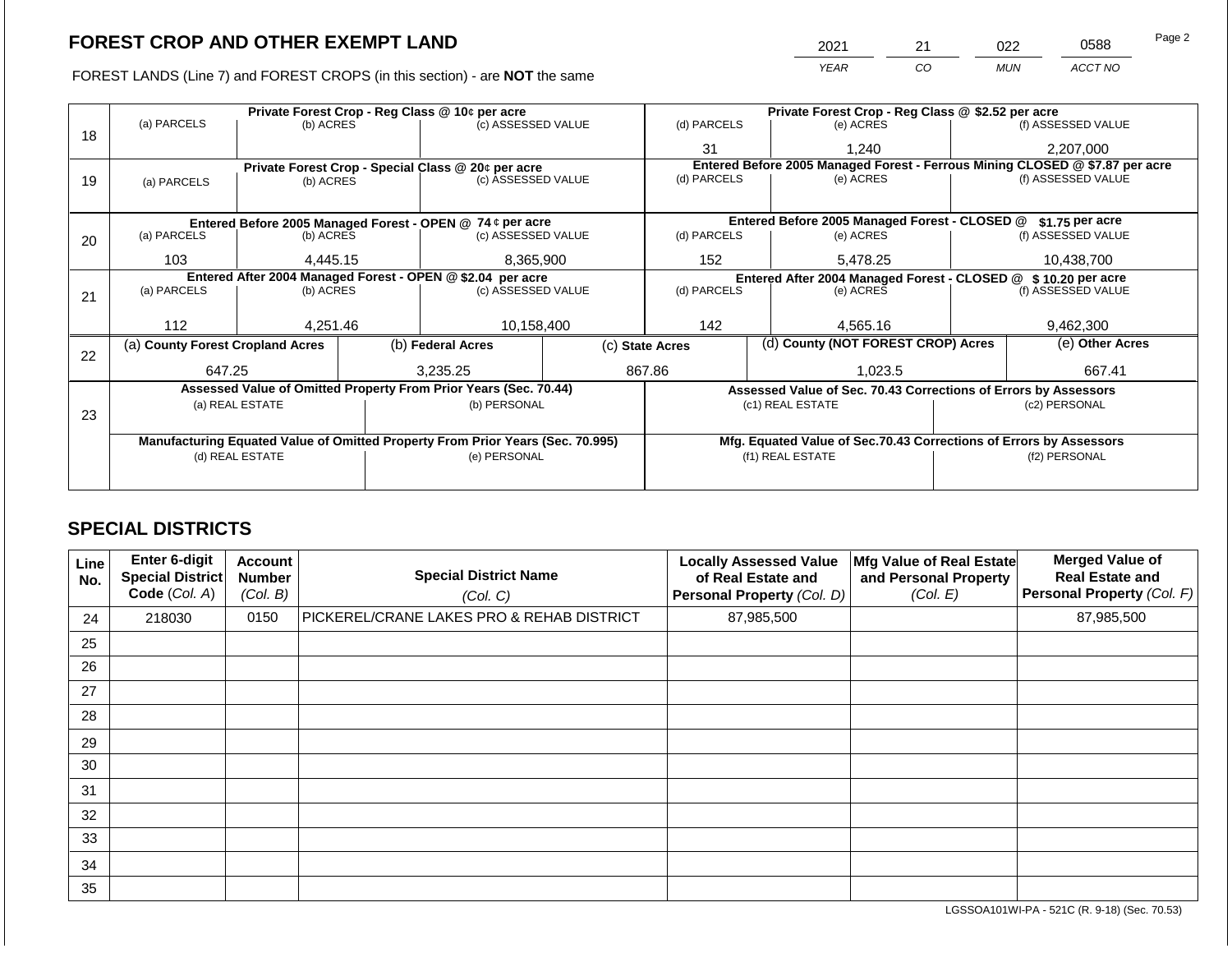# FOREST CROP AND OTHER EXEMPT LAND

FOREST LANDS (Line 7) and FOREST CROPS (in this section) - are **NOT** the same

| 2021 | 21 | 022 | 0588 |
|---|---|---|---|
| YEAR | CO | MUN | ACCT NO |

| Line | Private Forest Crop - Reg Class @ 10¢ per acre | | | Private Forest Crop - Reg Class @ $2.52 per acre | | |
|---|---|---|---|---|---|---|
| | (a) PARCELS | (b) ACRES | (c) ASSESSED VALUE | (d) PARCELS | (e) ACRES | (f) ASSESSED VALUE |
| 18 | | | | 31 | 1,240 | 2,207,000 |
| | **Private Forest Crop - Special Class @ 20¢ per acre** | | | **Entered Before 2005 Managed Forest - Ferrous Mining CLOSED @ $7.87 per acre** | | |
| | (a) PARCELS | (b) ACRES | (c) ASSESSED VALUE | (d) PARCELS | (e) ACRES | (f) ASSESSED VALUE |
| 19 | | | | | | |
| | **Entered Before 2005 Managed Forest - OPEN @ 74 ¢ per acre** | | | **Entered Before 2005 Managed Forest - CLOSED @ $1.75 per acre** | | |
| | (a) PARCELS | (b) ACRES | (c) ASSESSED VALUE | (d) PARCELS | (e) ACRES | (f) ASSESSED VALUE |
| 20 | 103 | 4,445.15 | 8,365,900 | 152 | 5,478.25 | 10,438,700 |
| | **Entered After 2004 Managed Forest - OPEN @ $2.04 per acre** | | | **Entered After 2004 Managed Forest - CLOSED @ $ 10.20 per acre** | | |
| | (a) PARCELS | (b) ACRES | (c) ASSESSED VALUE | (d) PARCELS | (e) ACRES | (f) ASSESSED VALUE |
| 21 | 112 | 4,251.46 | 10,158,400 | 142 | 4,565.16 | 9,462,300 |

| Line | (a) County Forest Cropland Acres | (b) Federal Acres | (c) State Acres | (d) County (NOT FOREST CROP) Acres | (e) Other Acres |
|---|---|---|---|---|---|
| 22 | 647.25 | 3,235.25 | 867.86 | 1,023.5 | 667.41 |

| Line | Assessed Value of Omitted Property From Prior Years (Sec. 70.44) | | Assessed Value of Sec. 70.43 Corrections of Errors by Assessors | |
|---|---|---|---|---|
| | (a) REAL ESTATE | (b) PERSONAL | (c1) REAL ESTATE | (c2) PERSONAL |
| 23 | | | | |
| | **Manufacturing Equated Value of Omitted Property From Prior Years (Sec. 70.995)** | | **Mfg. Equated Value of Sec.70.43 Corrections of Errors by Assessors** | |
| | (d) REAL ESTATE | (e) PERSONAL | (f1) REAL ESTATE | (f2) PERSONAL |
| | | | | |

## SPECIAL DISTRICTS

| Line No. | Enter 6-digit Special District Code (Col. A) | Account Number (Col. B) | Special District Name (Col. C) | Locally Assessed Value of Real Estate and Personal Property (Col. D) | Mfg Value of Real Estate and Personal Property (Col. E) | Merged Value of Real Estate and Personal Property (Col. F) |
|---|---|---|---|---|---|---|
| 24 | 218030 | 0150 | PICKEREL/CRANE LAKES PRO & REHAB DISTRICT | 87,985,500 | | 87,985,500 |
| 25 | | | | | | |
| 26 | | | | | | |
| 27 | | | | | | |
| 28 | | | | | | |
| 29 | | | | | | |
| 30 | | | | | | |
| 31 | | | | | | |
| 32 | | | | | | |
| 33 | | | | | | |
| 34 | | | | | | |
| 35 | | | | | | |

LGSSOA101WI-PA - 521C (R. 9-18) (Sec. 70.53)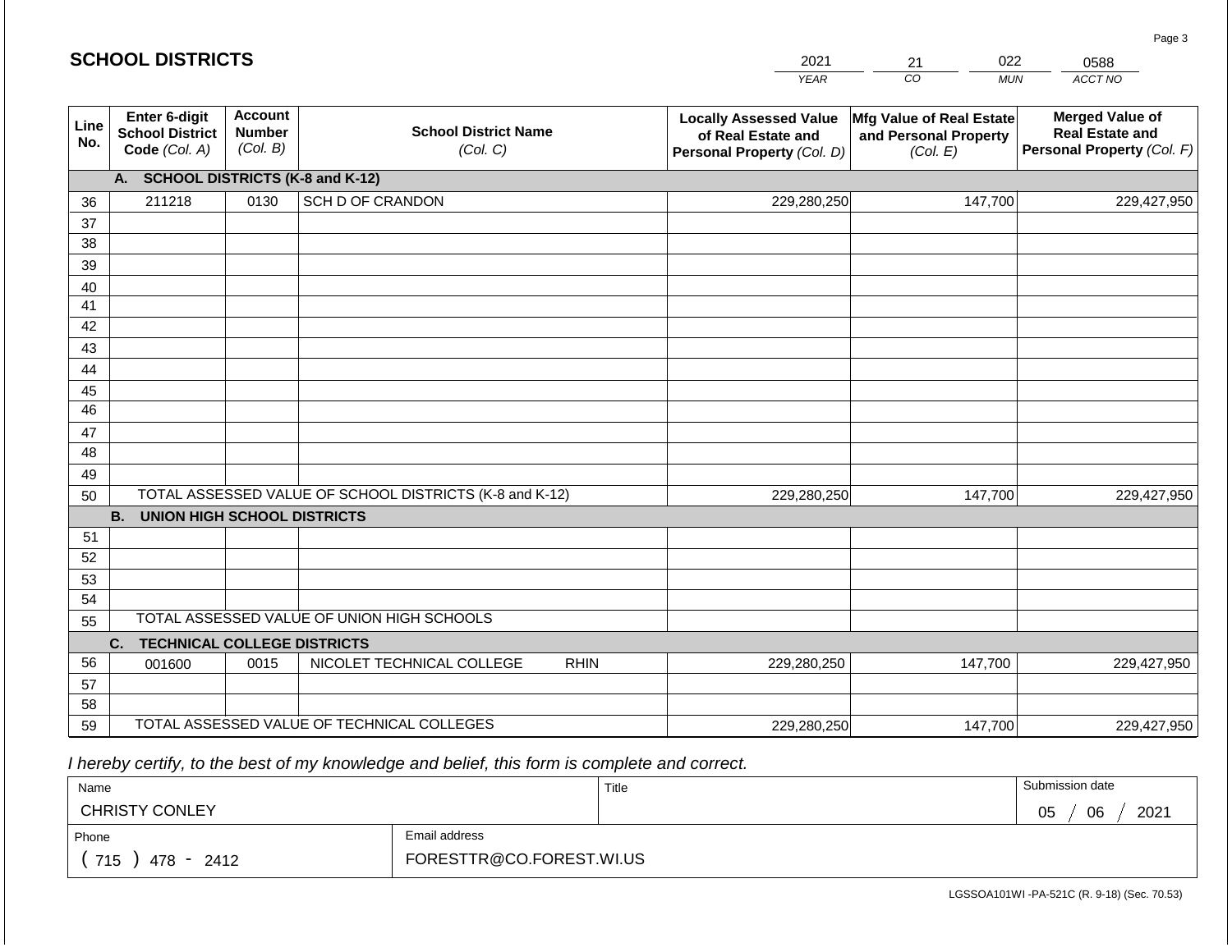## SCHOOL DISTRICTS

| 2021 | 21 | 022 | 0588 |
|---|---|---|---|
| YEAR | CO | MUN | ACCT NO |

| Line No. | Enter 6-digit School District Code (Col. A) | Account Number (Col. B) | School District Name (Col. C) | Locally Assessed Value of Real Estate and Personal Property (Col. D) | Mfg Value of Real Estate and Personal Property (Col. E) | Merged Value of Real Estate and Personal Property (Col. F) |
|---|---|---|---|---|---|---|
| | **A. SCHOOL DISTRICTS (K-8 and K-12)** | | | | | |
| 36 | 211218 | 0130 | SCH D OF CRANDON | 229,280,250 | 147,700 | 229,427,950 |
| 37 | | | | | | |
| 38 | | | | | | |
| 39 | | | | | | |
| 40 | | | | | | |
| 41 | | | | | | |
| 42 | | | | | | |
| 43 | | | | | | |
| 44 | | | | | | |
| 45 | | | | | | |
| 46 | | | | | | |
| 47 | | | | | | |
| 48 | | | | | | |
| 49 | | | | | | |
| 50 | TOTAL ASSESSED VALUE OF SCHOOL DISTRICTS (K-8 and K-12) | | | 229,280,250 | 147,700 | 229,427,950 |
| | **B. UNION HIGH SCHOOL DISTRICTS** | | | | | |
| 51 | | | | | | |
| 52 | | | | | | |
| 53 | | | | | | |
| 54 | | | | | | |
| 55 | TOTAL ASSESSED VALUE OF UNION HIGH SCHOOLS | | | | | |
| | **C. TECHNICAL COLLEGE DISTRICTS** | | | | | |
| 56 | 001600 | 0015 | NICOLET TECHNICAL COLLEGE RHIN | 229,280,250 | 147,700 | 229,427,950 |
| 57 | | | | | | |
| 58 | | | | | | |
| 59 | TOTAL ASSESSED VALUE OF TECHNICAL COLLEGES | | | 229,280,250 | 147,700 | 229,427,950 |

*I hereby certify, to the best of my knowledge and belief, this form is complete and correct.*

| Name | Title | Submission date |
|---|---|---|
| CHRISTY CONLEY | | 05 / 06 / 2021 |
| Phone | Email address | |
| ( 715 ) 478 - 2412 | FORESTTR@CO.FOREST.WI.US | |

LGSSOA101WI -PA-521C (R. 9-18) (Sec. 70.53)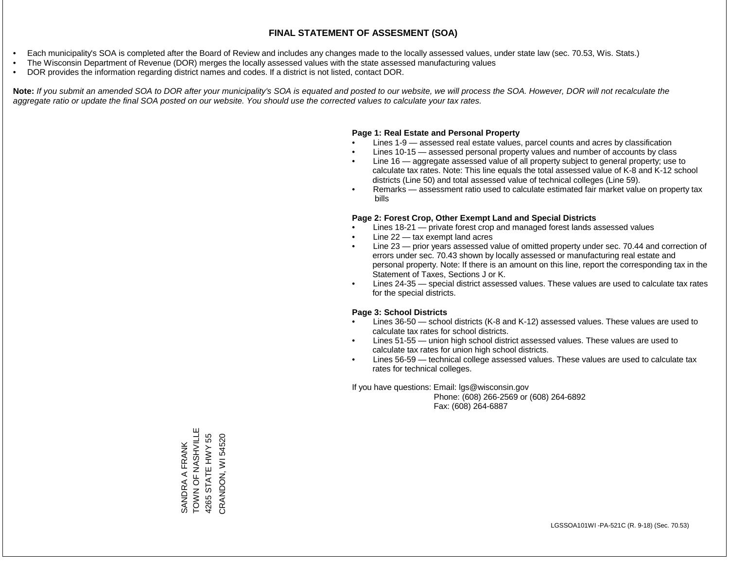# FINAL STATEMENT OF ASSESMENT (SOA)

- Each municipality's SOA is completed after the Board of Review and includes any changes made to the locally assessed values, under state law (sec. 70.53, Wis. Stats.)
- The Wisconsin Department of Revenue (DOR) merges the locally assessed values with the state assessed manufacturing values
- DOR provides the information regarding district names and codes. If a district is not listed, contact DOR.

**Note:** *If you submit an amended SOA to DOR after your municipality's SOA is equated and posted to our website, we will process the SOA. However, DOR will not recalculate the aggregate ratio or update the final SOA posted on our website. You should use the corrected values to calculate your tax rates.*

**Page 1: Real Estate and Personal Property**

- Lines 1-9 — assessed real estate values, parcel counts and acres by classification
- Lines 10-15 — assessed personal property values and number of accounts by class
- Line 16 — aggregate assessed value of all property subject to general property; use to calculate tax rates. Note: This line equals the total assessed value of K-8 and K-12 school districts (Line 50) and total assessed value of technical colleges (Line 59).
- Remarks — assessment ratio used to calculate estimated fair market value on property tax bills

**Page 2: Forest Crop, Other Exempt Land and Special Districts**

- Lines 18-21 — private forest crop and managed forest lands assessed values
- Line 22 — tax exempt land acres
- Line 23 — prior years assessed value of omitted property under sec. 70.44 and correction of errors under sec. 70.43 shown by locally assessed or manufacturing real estate and personal property. Note: If there is an amount on this line, report the corresponding tax in the Statement of Taxes, Sections J or K.
- Lines 24-35 — special district assessed values. These values are used to calculate tax rates for the special districts.

**Page 3: School Districts**

- Lines 36-50 — school districts (K-8 and K-12) assessed values. These values are used to calculate tax rates for school districts.
- Lines 51-55 — union high school district assessed values. These values are used to calculate tax rates for union high school districts.
- Lines 56-59 — technical college assessed values. These values are used to calculate tax rates for technical colleges.

If you have questions: Email: lgs@wisconsin.gov
Phone: (608) 266-2569 or (608) 264-6892
Fax: (608) 264-6887

SANDRA A FRANK
TOWN OF NASHVILLE
4265 STATE HWY 55
CRANDON, WI 54520

LGSSOA101WI -PA-521C (R. 9-18) (Sec. 70.53)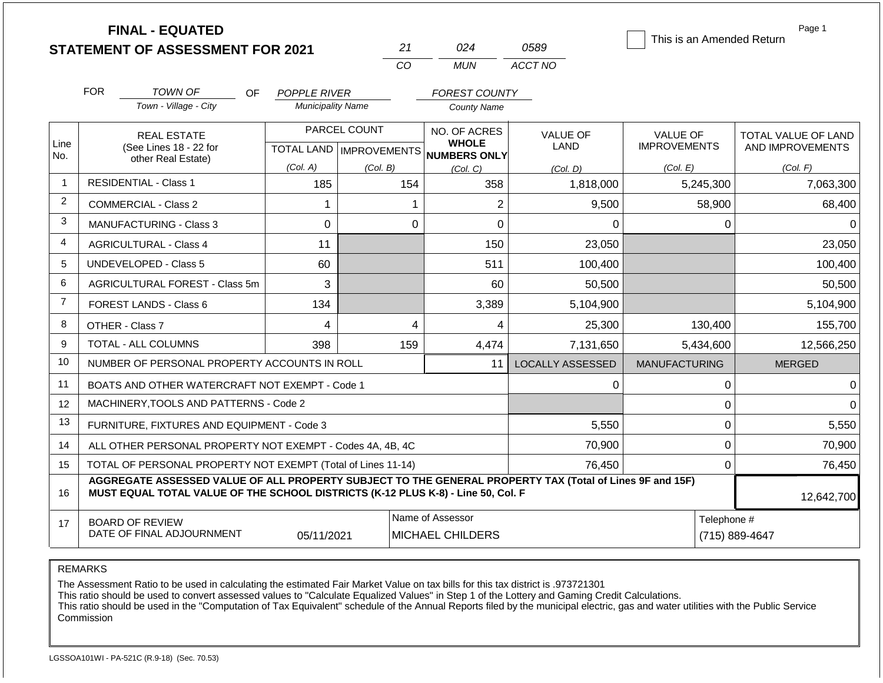**FINAL - EQUATED**
**STATEMENT OF ASSESSMENT FOR 2021**

| 21 | 024 | 0589 |
|---|---|---|
| CO | MUN | ACCT NO |

☐ This is an Amended Return

Page 1

FOR *TOWN OF* (Town - Village - City) OF *POPPLE RIVER* (Municipality Name) *FOREST COUNTY* (County Name)

| Line No. | REAL ESTATE (See Lines 18 - 22 for other Real Estate) | PARCEL COUNT TOTAL LAND (Col. A) | PARCEL COUNT IMPROVEMENTS (Col. B) | NO. OF ACRES WHOLE NUMBERS ONLY (Col. C) | VALUE OF LAND (Col. D) | VALUE OF IMPROVEMENTS (Col. E) | TOTAL VALUE OF LAND AND IMPROVEMENTS (Col. F) |
|---|---|---|---|---|---|---|---|
| 1 | RESIDENTIAL - Class 1 | 185 | 154 | 358 | 1,818,000 | 5,245,300 | 7,063,300 |
| 2 | COMMERCIAL - Class 2 | 1 | 1 | 2 | 9,500 | 58,900 | 68,400 |
| 3 | MANUFACTURING - Class 3 | 0 | 0 | 0 | 0 | 0 | 0 |
| 4 | AGRICULTURAL - Class 4 | 11 | | 150 | 23,050 | | 23,050 |
| 5 | UNDEVELOPED - Class 5 | 60 | | 511 | 100,400 | | 100,400 |
| 6 | AGRICULTURAL FOREST - Class 5m | 3 | | 60 | 50,500 | | 50,500 |
| 7 | FOREST LANDS - Class 6 | 134 | | 3,389 | 5,104,900 | | 5,104,900 |
| 8 | OTHER - Class 7 | 4 | 4 | 4 | 25,300 | 130,400 | 155,700 |
| 9 | TOTAL - ALL COLUMNS | 398 | 159 | 4,474 | 7,131,650 | 5,434,600 | 12,566,250 |
| 10 | NUMBER OF PERSONAL PROPERTY ACCOUNTS IN ROLL | | | 11 | LOCALLY ASSESSED | MANUFACTURING | MERGED |
| 11 | BOATS AND OTHER WATERCRAFT NOT EXEMPT - Code 1 | | | | 0 | 0 | 0 |
| 12 | MACHINERY,TOOLS AND PATTERNS - Code 2 | | | | | 0 | 0 |
| 13 | FURNITURE, FIXTURES AND EQUIPMENT - Code 3 | | | | 5,550 | 0 | 5,550 |
| 14 | ALL OTHER PERSONAL PROPERTY NOT EXEMPT - Codes 4A, 4B, 4C | | | | 70,900 | 0 | 70,900 |
| 15 | TOTAL OF PERSONAL PROPERTY NOT EXEMPT (Total of Lines 11-14) | | | | 76,450 | 0 | 76,450 |
| 16 | **AGGREGATE ASSESSED VALUE OF ALL PROPERTY SUBJECT TO THE GENERAL PROPERTY TAX (Total of Lines 9F and 15F) MUST EQUAL TOTAL VALUE OF THE SCHOOL DISTRICTS (K-12 PLUS K-8) - Line 50, Col. F** | | | | | | 12,642,700 |
| 17 | BOARD OF REVIEW DATE OF FINAL ADJOURNMENT | 05/11/2021 | | Name of Assessor: MICHAEL CHILDERS | | Telephone #: (715) 889-4647 | |

REMARKS

The Assessment Ratio to be used in calculating the estimated Fair Market Value on tax bills for this tax district is .973721301
This ratio should be used to convert assessed values to "Calculate Equalized Values" in Step 1 of the Lottery and Gaming Credit Calculations.
This ratio should be used in the "Computation of Tax Equivalent" schedule of the Annual Reports filed by the municipal electric, gas and water utilities with the Public Service Commission

LGSSOA101WI - PA-521C (R.9-18) (Sec. 70.53)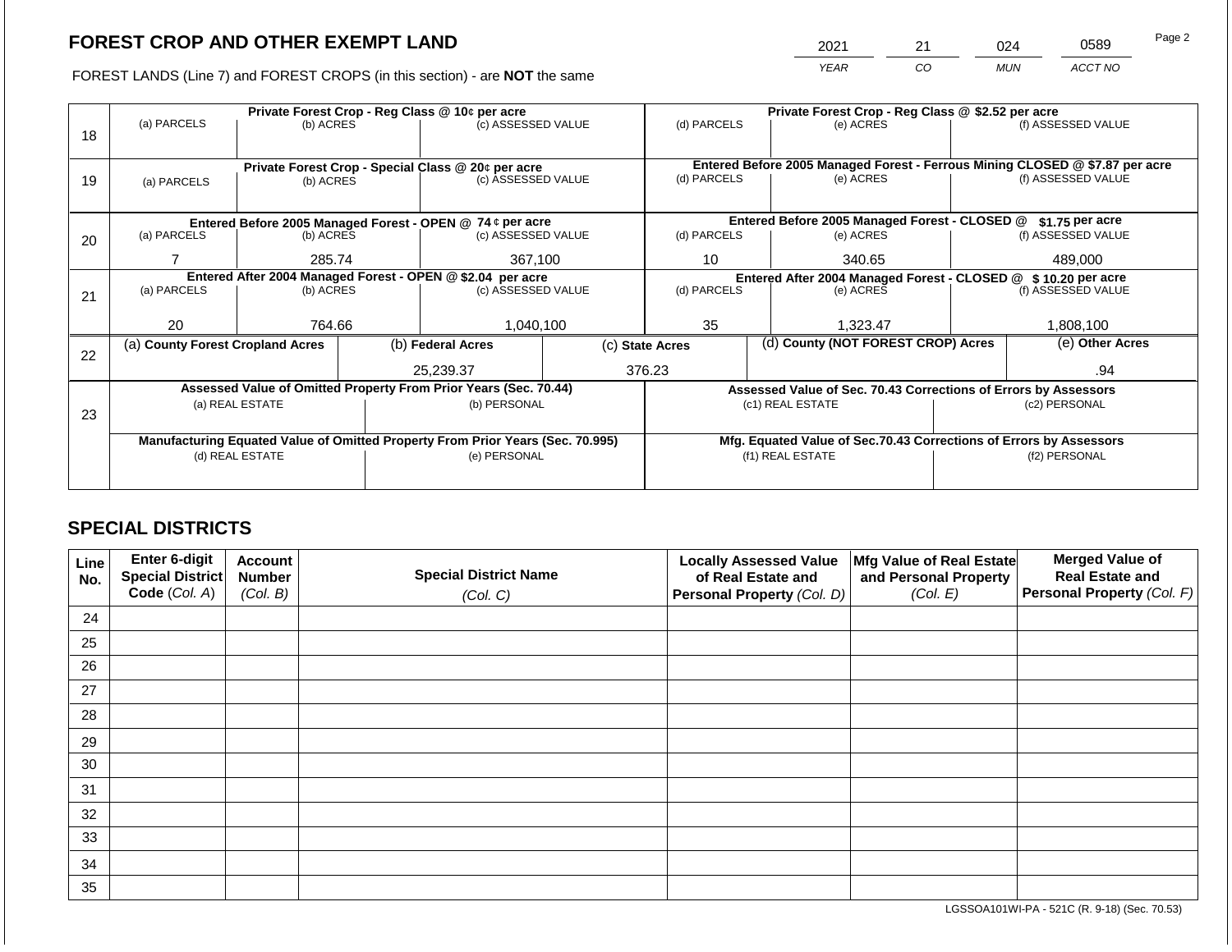# FOREST CROP AND OTHER EXEMPT LAND

FOREST LANDS (Line 7) and FOREST CROPS (in this section) - are **NOT** the same

| 2021 | 21 | 024 | 0589 |
|---|---|---|---|
| *YEAR* | *CO* | *MUN* | *ACCT NO* |

| Line | (a) PARCELS | (b) ACRES | (c) ASSESSED VALUE | (d) PARCELS | (e) ACRES | (f) ASSESSED VALUE |
|---|---|---|---|---|---|---|
| 18 | Private Forest Crop - Reg Class @ 10¢ per acre | | | Private Forest Crop - Reg Class @ $2.52 per acre | | |
| | | | | | | |
| 19 | Private Forest Crop - Special Class @ 20¢ per acre | | | Entered Before 2005 Managed Forest - Ferrous Mining CLOSED @ $7.87 per acre | | |
| | | | | | | |
| 20 | Entered Before 2005 Managed Forest - OPEN @ 74 ¢ per acre | | | Entered Before 2005 Managed Forest - CLOSED @ $1.75 per acre | | |
| | 7 | 285.74 | 367,100 | 10 | 340.65 | 489,000 |
| 21 | Entered After 2004 Managed Forest - OPEN @ $2.04 per acre | | | Entered After 2004 Managed Forest - CLOSED @ $ 10.20 per acre | | |
| | 20 | 764.66 | 1,040,100 | 35 | 1,323.47 | 1,808,100 |

| Line | (a) County Forest Cropland Acres | (b) Federal Acres | (c) State Acres | (d) County (NOT FOREST CROP) Acres | (e) Other Acres |
|---|---|---|---|---|---|
| 22 | | 25,239.37 | 376.23 | | .94 |

| Line | Assessed Value of Omitted Property From Prior Years (Sec. 70.44) | | Assessed Value of Sec. 70.43 Corrections of Errors by Assessors | |
|---|---|---|---|---|
| 23 | (a) REAL ESTATE | (b) PERSONAL | (c1) REAL ESTATE | (c2) PERSONAL |
| | | | | |
| | Manufacturing Equated Value of Omitted Property From Prior Years (Sec. 70.995) | | Mfg. Equated Value of Sec.70.43 Corrections of Errors by Assessors | |
| | (d) REAL ESTATE | (e) PERSONAL | (f1) REAL ESTATE | (f2) PERSONAL |
| | | | | |

## SPECIAL DISTRICTS

| Line No. | Enter 6-digit Special District Code *(Col. A)* | Account Number *(Col. B)* | Special District Name *(Col. C)* | Locally Assessed Value of Real Estate and Personal Property *(Col. D)* | Mfg Value of Real Estate and Personal Property *(Col. E)* | Merged Value of Real Estate and Personal Property *(Col. F)* |
|---|---|---|---|---|---|---|
| 24 | | | | | | |
| 25 | | | | | | |
| 26 | | | | | | |
| 27 | | | | | | |
| 28 | | | | | | |
| 29 | | | | | | |
| 30 | | | | | | |
| 31 | | | | | | |
| 32 | | | | | | |
| 33 | | | | | | |
| 34 | | | | | | |
| 35 | | | | | | |

LGSSOA101WI-PA - 521C (R. 9-18) (Sec. 70.53)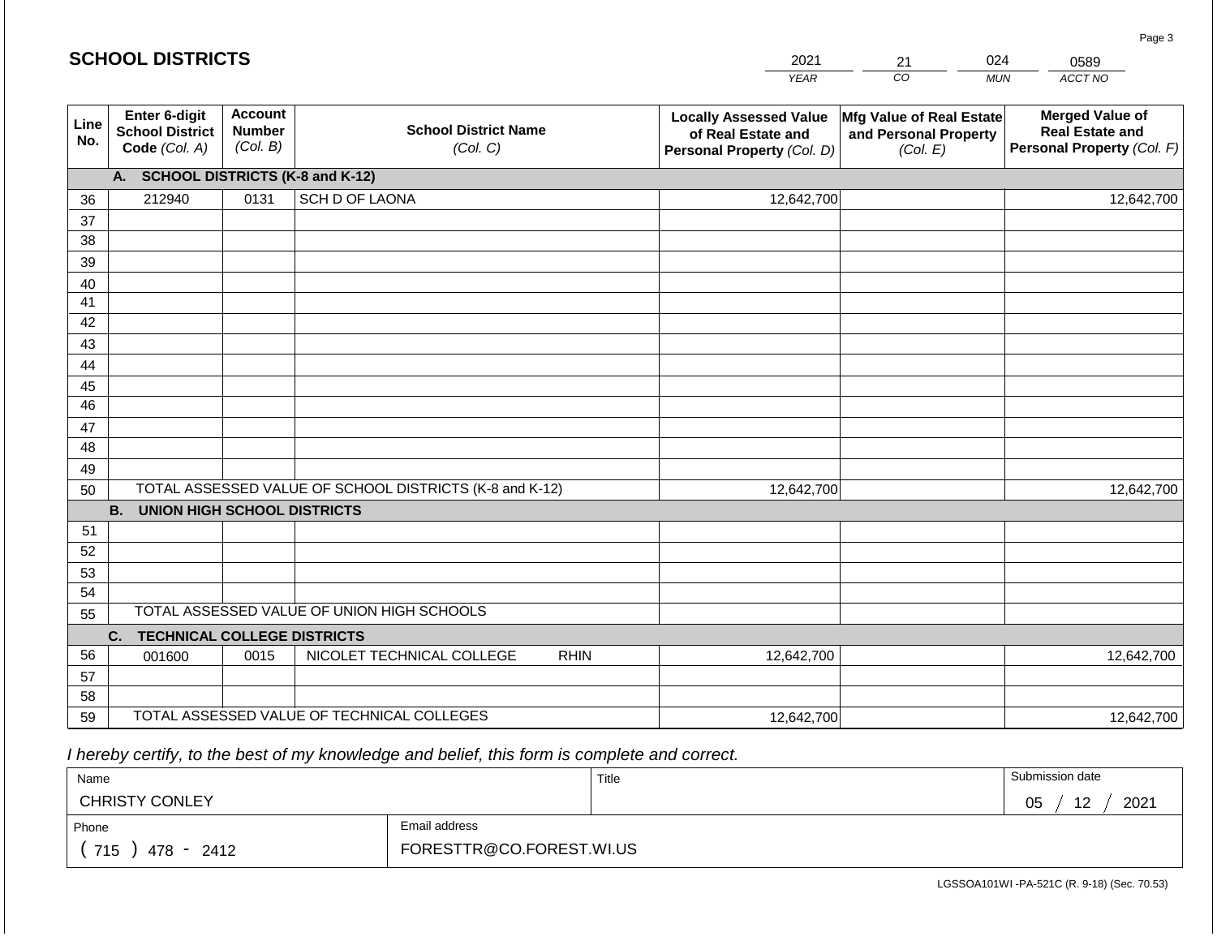# SCHOOL DISTRICTS

| 2021 | 21 | 024 | 0589 |
|---|---|---|---|
| YEAR | CO | MUN | ACCT NO |

| Line No. | Enter 6-digit School District Code (Col. A) | Account Number (Col. B) | School District Name (Col. C) | Locally Assessed Value of Real Estate and Personal Property (Col. D) | Mfg Value of Real Estate and Personal Property (Col. E) | Merged Value of Real Estate and Personal Property (Col. F) |
|---|---|---|---|---|---|---|
| | **A. SCHOOL DISTRICTS (K-8 and K-12)** | | | | | |
| 36 | 212940 | 0131 | SCH D OF LAONA | 12,642,700 | | 12,642,700 |
| 37 | | | | | | |
| 38 | | | | | | |
| 39 | | | | | | |
| 40 | | | | | | |
| 41 | | | | | | |
| 42 | | | | | | |
| 43 | | | | | | |
| 44 | | | | | | |
| 45 | | | | | | |
| 46 | | | | | | |
| 47 | | | | | | |
| 48 | | | | | | |
| 49 | | | | | | |
| 50 | TOTAL ASSESSED VALUE OF SCHOOL DISTRICTS (K-8 and K-12) | | | 12,642,700 | | 12,642,700 |
| | **B. UNION HIGH SCHOOL DISTRICTS** | | | | | |
| 51 | | | | | | |
| 52 | | | | | | |
| 53 | | | | | | |
| 54 | | | | | | |
| 55 | TOTAL ASSESSED VALUE OF UNION HIGH SCHOOLS | | | | | |
| | **C. TECHNICAL COLLEGE DISTRICTS** | | | | | |
| 56 | 001600 | 0015 | NICOLET TECHNICAL COLLEGE RHIN | 12,642,700 | | 12,642,700 |
| 57 | | | | | | |
| 58 | | | | | | |
| 59 | TOTAL ASSESSED VALUE OF TECHNICAL COLLEGES | | | 12,642,700 | | 12,642,700 |

*I hereby certify, to the best of my knowledge and belief, this form is complete and correct.*

| Name | Title | Submission date |
|---|---|---|
| CHRISTY CONLEY | | 05 / 12 / 2021 |

| Phone | Email address |
|---|---|
| ( 715 ) 478 - 2412 | FORESTTR@CO.FOREST.WI.US |

LGSSOA101WI -PA-521C (R. 9-18) (Sec. 70.53)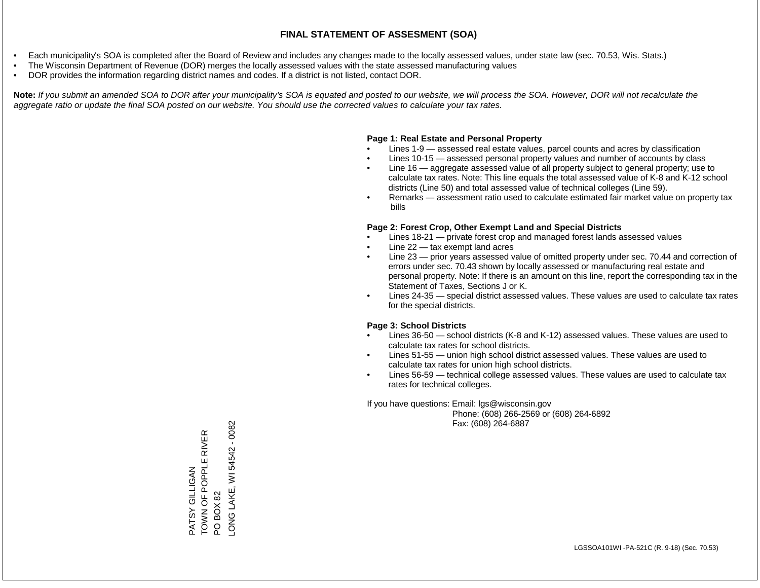# FINAL STATEMENT OF ASSESMENT (SOA)

- Each municipality's SOA is completed after the Board of Review and includes any changes made to the locally assessed values, under state law (sec. 70.53, Wis. Stats.)
- The Wisconsin Department of Revenue (DOR) merges the locally assessed values with the state assessed manufacturing values
- DOR provides the information regarding district names and codes. If a district is not listed, contact DOR.

**Note:** *If you submit an amended SOA to DOR after your municipality's SOA is equated and posted to our website, we will process the SOA. However, DOR will not recalculate the aggregate ratio or update the final SOA posted on our website. You should use the corrected values to calculate your tax rates.*

**Page 1: Real Estate and Personal Property**

- Lines 1-9 — assessed real estate values, parcel counts and acres by classification
- Lines 10-15 — assessed personal property values and number of accounts by class
- Line 16 — aggregate assessed value of all property subject to general property; use to calculate tax rates. Note: This line equals the total assessed value of K-8 and K-12 school districts (Line 50) and total assessed value of technical colleges (Line 59).
- Remarks — assessment ratio used to calculate estimated fair market value on property tax bills

**Page 2: Forest Crop, Other Exempt Land and Special Districts**

- Lines 18-21 — private forest crop and managed forest lands assessed values
- Line 22 — tax exempt land acres
- Line 23 — prior years assessed value of omitted property under sec. 70.44 and correction of errors under sec. 70.43 shown by locally assessed or manufacturing real estate and personal property. Note: If there is an amount on this line, report the corresponding tax in the Statement of Taxes, Sections J or K.
- Lines 24-35 — special district assessed values. These values are used to calculate tax rates for the special districts.

**Page 3: School Districts**

- Lines 36-50 — school districts (K-8 and K-12) assessed values. These values are used to calculate tax rates for school districts.
- Lines 51-55 — union high school district assessed values. These values are used to calculate tax rates for union high school districts.
- Lines 56-59 — technical college assessed values. These values are used to calculate tax rates for technical colleges.

If you have questions: Email: lgs@wisconsin.gov
Phone: (608) 266-2569 or (608) 264-6892
Fax: (608) 264-6887

PATSY GILLIGAN
TOWN OF POPPLE RIVER
PO BOX 82
LONG LAKE, WI 54542 - 0082

LGSSOA101WI -PA-521C (R. 9-18) (Sec. 70.53)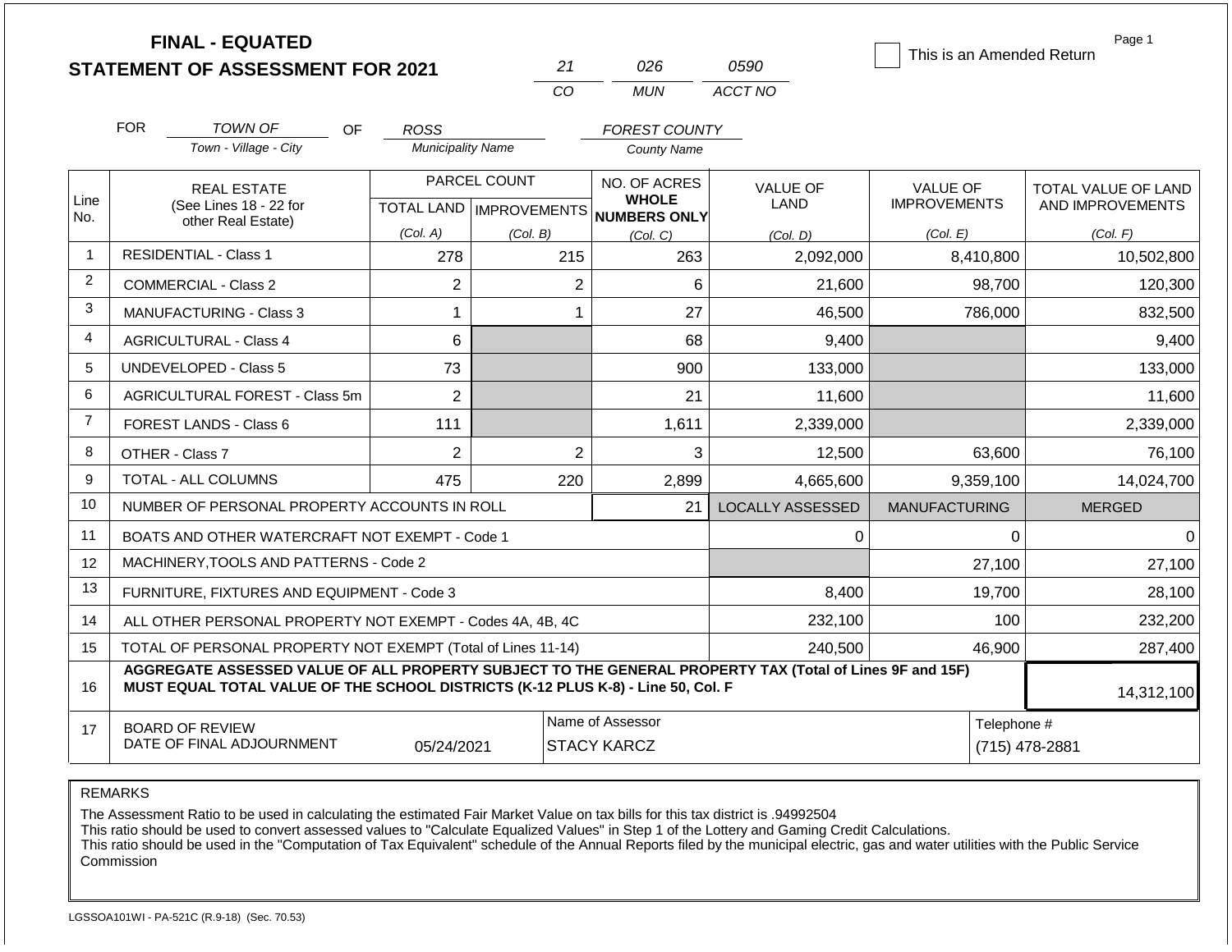**FINAL - EQUATED**
**STATEMENT OF ASSESSMENT FOR 2021**

| 21 | 026 | 0590 |
|---|---|---|
| CO | MUN | ACCT NO |

☐ This is an Amended Return

FOR *TOWN OF* OF *ROSS* *FOREST COUNTY*
Town - Village - City / Municipality Name / County Name

| Line No. | REAL ESTATE (See Lines 18 - 22 for other Real Estate) | PARCEL COUNT TOTAL LAND (Col. A) | PARCEL COUNT IMPROVEMENTS (Col. B) | NO. OF ACRES WHOLE NUMBERS ONLY (Col. C) | VALUE OF LAND (Col. D) | VALUE OF IMPROVEMENTS (Col. E) | TOTAL VALUE OF LAND AND IMPROVEMENTS (Col. F) |
|---|---|---|---|---|---|---|---|
| 1 | RESIDENTIAL - Class 1 | 278 | 215 | 263 | 2,092,000 | 8,410,800 | 10,502,800 |
| 2 | COMMERCIAL - Class 2 | 2 | 2 | 6 | 21,600 | 98,700 | 120,300 |
| 3 | MANUFACTURING - Class 3 | 1 | 1 | 27 | 46,500 | 786,000 | 832,500 |
| 4 | AGRICULTURAL - Class 4 | 6 | | 68 | 9,400 | | 9,400 |
| 5 | UNDEVELOPED - Class 5 | 73 | | 900 | 133,000 | | 133,000 |
| 6 | AGRICULTURAL FOREST - Class 5m | 2 | | 21 | 11,600 | | 11,600 |
| 7 | FOREST LANDS - Class 6 | 111 | | 1,611 | 2,339,000 | | 2,339,000 |
| 8 | OTHER - Class 7 | 2 | 2 | 3 | 12,500 | 63,600 | 76,100 |
| 9 | TOTAL - ALL COLUMNS | 475 | 220 | 2,899 | 4,665,600 | 9,359,100 | 14,024,700 |
| 10 | NUMBER OF PERSONAL PROPERTY ACCOUNTS IN ROLL | | | 21 | LOCALLY ASSESSED | MANUFACTURING | MERGED |
| 11 | BOATS AND OTHER WATERCRAFT NOT EXEMPT - Code 1 | | | | 0 | 0 | 0 |
| 12 | MACHINERY,TOOLS AND PATTERNS - Code 2 | | | | | 27,100 | 27,100 |
| 13 | FURNITURE, FIXTURES AND EQUIPMENT - Code 3 | | | | 8,400 | 19,700 | 28,100 |
| 14 | ALL OTHER PERSONAL PROPERTY NOT EXEMPT - Codes 4A, 4B, 4C | | | | 232,100 | 100 | 232,200 |
| 15 | TOTAL OF PERSONAL PROPERTY NOT EXEMPT (Total of Lines 11-14) | | | | 240,500 | 46,900 | 287,400 |
| 16 | **AGGREGATE ASSESSED VALUE OF ALL PROPERTY SUBJECT TO THE GENERAL PROPERTY TAX (Total of Lines 9F and 15F) MUST EQUAL TOTAL VALUE OF THE SCHOOL DISTRICTS (K-12 PLUS K-8) - Line 50, Col. F** | | | | | | 14,312,100 |
| 17 | BOARD OF REVIEW DATE OF FINAL ADJOURNMENT | 05/24/2021 | | Name of Assessor: STACY KARCZ | | Telephone #: (715) 478-2881 | |

REMARKS

The Assessment Ratio to be used in calculating the estimated Fair Market Value on tax bills for this tax district is .94992504
This ratio should be used to convert assessed values to "Calculate Equalized Values" in Step 1 of the Lottery and Gaming Credit Calculations.
This ratio should be used in the "Computation of Tax Equivalent" schedule of the Annual Reports filed by the municipal electric, gas and water utilities with the Public Service Commission

LGSSOA101WI - PA-521C (R.9-18) (Sec. 70.53)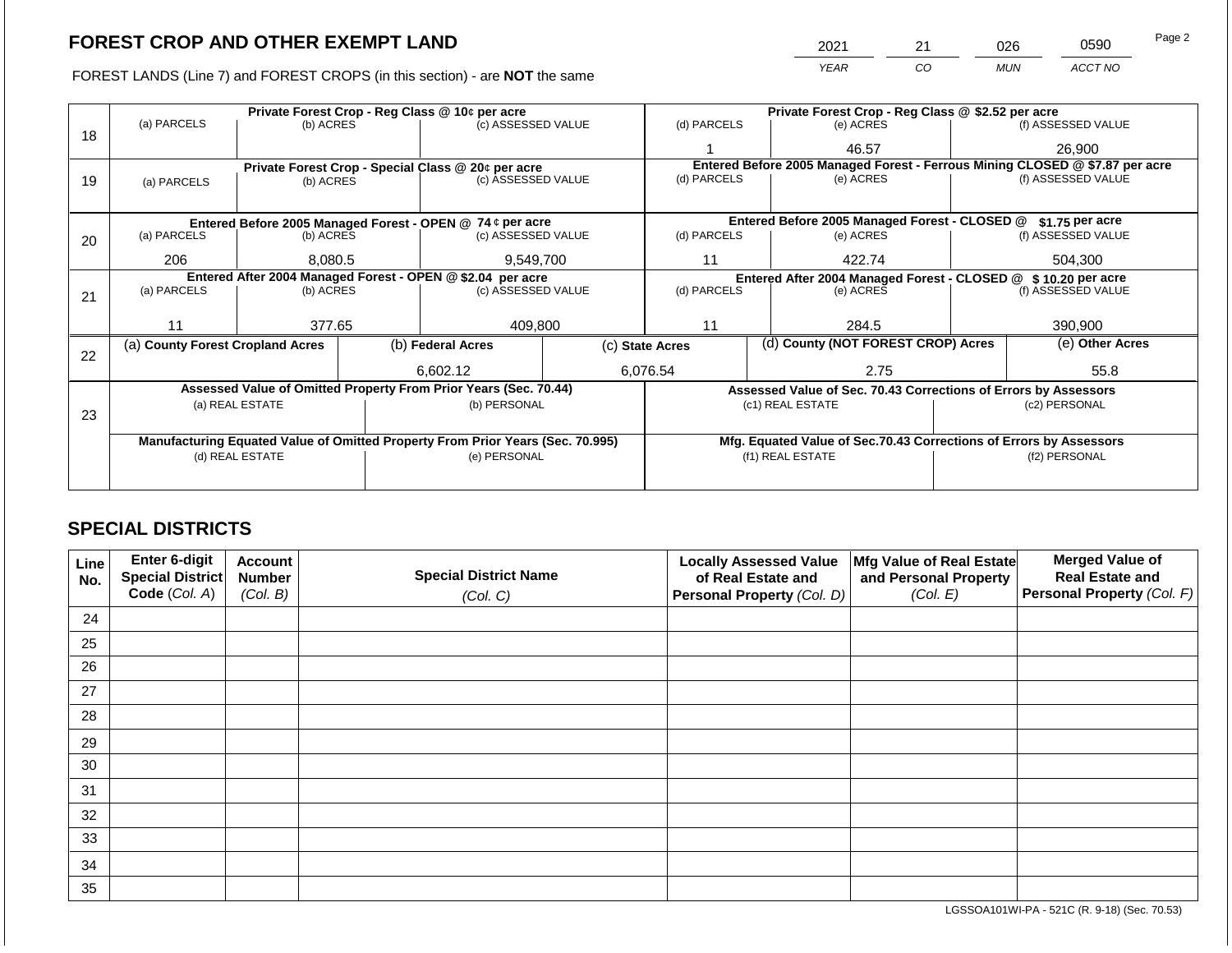# FOREST CROP AND OTHER EXEMPT LAND

FOREST LANDS (Line 7) and FOREST CROPS (in this section) - are **NOT** the same

| YEAR | CO | MUN | ACCT NO |
|---|---|---|---|
| 2021 | 21 | 026 | 0590 |

| Line | Private Forest Crop - Reg Class @ 10¢ per acre | | | Private Forest Crop - Reg Class @ $2.52 per acre | | |
|---|---|---|---|---|---|---|
| | (a) PARCELS | (b) ACRES | (c) ASSESSED VALUE | (d) PARCELS | (e) ACRES | (f) ASSESSED VALUE |
| 18 | | | | 1 | 46.57 | 26,900 |
| | **Private Forest Crop - Special Class @ 20¢ per acre** | | | **Entered Before 2005 Managed Forest - Ferrous Mining CLOSED @ $7.87 per acre** | | |
| | (a) PARCELS | (b) ACRES | (c) ASSESSED VALUE | (d) PARCELS | (e) ACRES | (f) ASSESSED VALUE |
| 19 | | | | | | |
| | **Entered Before 2005 Managed Forest - OPEN @ 74 ¢ per acre** | | | **Entered Before 2005 Managed Forest - CLOSED @ $1.75 per acre** | | |
| | (a) PARCELS | (b) ACRES | (c) ASSESSED VALUE | (d) PARCELS | (e) ACRES | (f) ASSESSED VALUE |
| 20 | 206 | 8,080.5 | 9,549,700 | 11 | 422.74 | 504,300 |
| | **Entered After 2004 Managed Forest - OPEN @ $2.04 per acre** | | | **Entered After 2004 Managed Forest - CLOSED @ $ 10.20 per acre** | | |
| | (a) PARCELS | (b) ACRES | (c) ASSESSED VALUE | (d) PARCELS | (e) ACRES | (f) ASSESSED VALUE |
| 21 | 11 | 377.65 | 409,800 | 11 | 284.5 | 390,900 |

| Line | (a) County Forest Cropland Acres | (b) Federal Acres | (c) State Acres | (d) County (NOT FOREST CROP) Acres | (e) Other Acres |
|---|---|---|---|---|---|
| 22 | | 6,602.12 | 6,076.54 | 2.75 | 55.8 |

| Line | Assessed Value of Omitted Property From Prior Years (Sec. 70.44) | | Assessed Value of Sec. 70.43 Corrections of Errors by Assessors | |
|---|---|---|---|---|
| | (a) REAL ESTATE | (b) PERSONAL | (c1) REAL ESTATE | (c2) PERSONAL |
| 23 | | | | |
| | **Manufacturing Equated Value of Omitted Property From Prior Years (Sec. 70.995)** | | **Mfg. Equated Value of Sec.70.43 Corrections of Errors by Assessors** | |
| | (d) REAL ESTATE | (e) PERSONAL | (f1) REAL ESTATE | (f2) PERSONAL |
| | | | | |

## SPECIAL DISTRICTS

| Line No. | Enter 6-digit Special District Code (Col. A) | Account Number (Col. B) | Special District Name (Col. C) | Locally Assessed Value of Real Estate and Personal Property (Col. D) | Mfg Value of Real Estate and Personal Property (Col. E) | Merged Value of Real Estate and Personal Property (Col. F) |
|---|---|---|---|---|---|---|
| 24 | | | | | | |
| 25 | | | | | | |
| 26 | | | | | | |
| 27 | | | | | | |
| 28 | | | | | | |
| 29 | | | | | | |
| 30 | | | | | | |
| 31 | | | | | | |
| 32 | | | | | | |
| 33 | | | | | | |
| 34 | | | | | | |
| 35 | | | | | | |

LGSSOA101WI-PA - 521C (R. 9-18) (Sec. 70.53)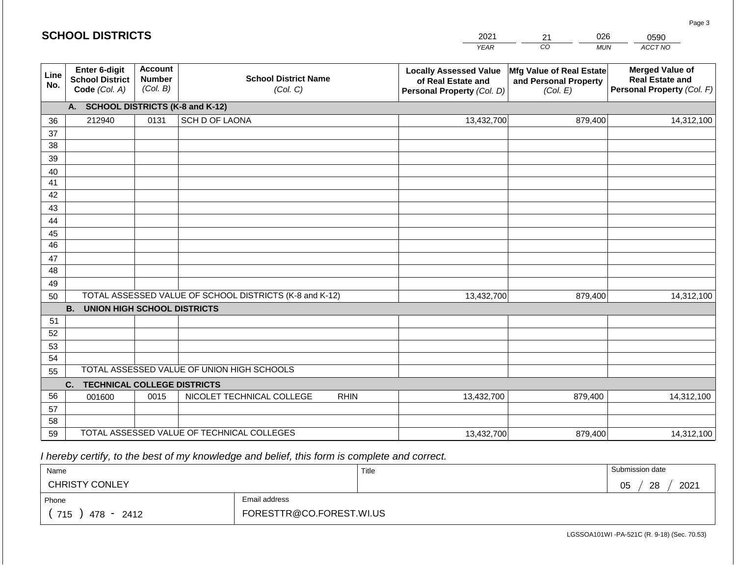# SCHOOL DISTRICTS

| 2021 | 21 | 026 | 0590 |
|---|---|---|---|
| YEAR | CO | MUN | ACCT NO |

| Line No. | Enter 6-digit School District Code (Col. A) | Account Number (Col. B) | School District Name (Col. C) | Locally Assessed Value of Real Estate and Personal Property (Col. D) | Mfg Value of Real Estate and Personal Property (Col. E) | Merged Value of Real Estate and Personal Property (Col. F) |
|---|---|---|---|---|---|---|
| | **A. SCHOOL DISTRICTS (K-8 and K-12)** | | | | | |
| 36 | 212940 | 0131 | SCH D OF LAONA | 13,432,700 | 879,400 | 14,312,100 |
| 37 | | | | | | |
| 38 | | | | | | |
| 39 | | | | | | |
| 40 | | | | | | |
| 41 | | | | | | |
| 42 | | | | | | |
| 43 | | | | | | |
| 44 | | | | | | |
| 45 | | | | | | |
| 46 | | | | | | |
| 47 | | | | | | |
| 48 | | | | | | |
| 49 | | | | | | |
| 50 | TOTAL ASSESSED VALUE OF SCHOOL DISTRICTS (K-8 and K-12) | | | 13,432,700 | 879,400 | 14,312,100 |
| | **B. UNION HIGH SCHOOL DISTRICTS** | | | | | |
| 51 | | | | | | |
| 52 | | | | | | |
| 53 | | | | | | |
| 54 | | | | | | |
| 55 | TOTAL ASSESSED VALUE OF UNION HIGH SCHOOLS | | | | | |
| | **C. TECHNICAL COLLEGE DISTRICTS** | | | | | |
| 56 | 001600 | 0015 | NICOLET TECHNICAL COLLEGE RHIN | 13,432,700 | 879,400 | 14,312,100 |
| 57 | | | | | | |
| 58 | | | | | | |
| 59 | TOTAL ASSESSED VALUE OF TECHNICAL COLLEGES | | | 13,432,700 | 879,400 | 14,312,100 |

*I hereby certify, to the best of my knowledge and belief, this form is complete and correct.*

| Name | Title | Submission date |
|---|---|---|
| CHRISTY CONLEY | | 05 / 28 / 2021 |

| Phone | Email address |
|---|---|
| ( 715 ) 478 - 2412 | FORESTTR@CO.FOREST.WI.US |

LGSSOA101WI -PA-521C (R. 9-18) (Sec. 70.53)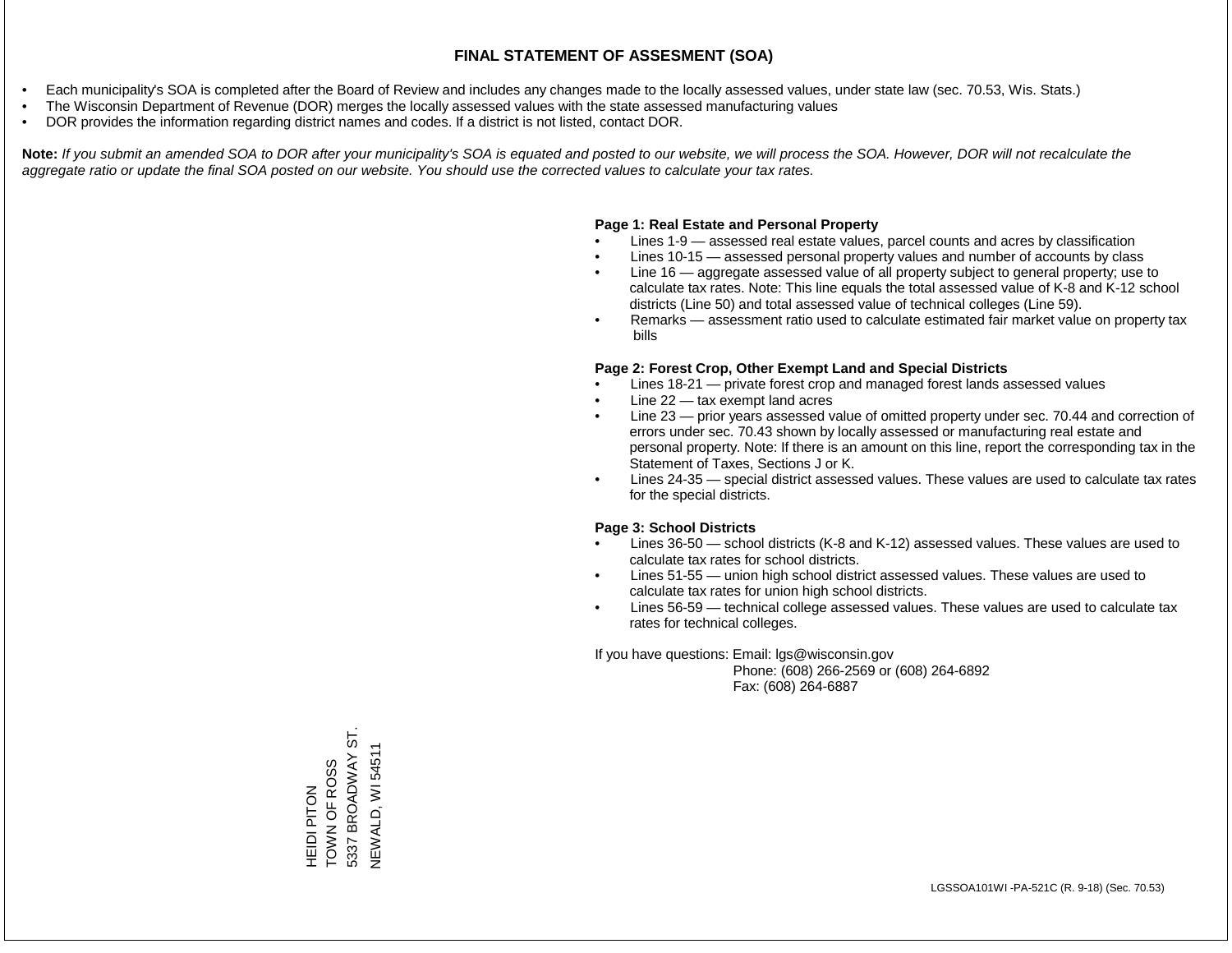# FINAL STATEMENT OF ASSESMENT (SOA)

- Each municipality's SOA is completed after the Board of Review and includes any changes made to the locally assessed values, under state law (sec. 70.53, Wis. Stats.)
- The Wisconsin Department of Revenue (DOR) merges the locally assessed values with the state assessed manufacturing values
- DOR provides the information regarding district names and codes. If a district is not listed, contact DOR.

**Note:** *If you submit an amended SOA to DOR after your municipality's SOA is equated and posted to our website, we will process the SOA. However, DOR will not recalculate the aggregate ratio or update the final SOA posted on our website. You should use the corrected values to calculate your tax rates.*

**Page 1: Real Estate and Personal Property**

- Lines 1-9 — assessed real estate values, parcel counts and acres by classification
- Lines 10-15 — assessed personal property values and number of accounts by class
- Line 16 — aggregate assessed value of all property subject to general property; use to calculate tax rates. Note: This line equals the total assessed value of K-8 and K-12 school districts (Line 50) and total assessed value of technical colleges (Line 59).
- Remarks — assessment ratio used to calculate estimated fair market value on property tax bills

**Page 2: Forest Crop, Other Exempt Land and Special Districts**

- Lines 18-21 — private forest crop and managed forest lands assessed values
- Line 22 — tax exempt land acres
- Line 23 — prior years assessed value of omitted property under sec. 70.44 and correction of errors under sec. 70.43 shown by locally assessed or manufacturing real estate and personal property. Note: If there is an amount on this line, report the corresponding tax in the Statement of Taxes, Sections J or K.
- Lines 24-35 — special district assessed values. These values are used to calculate tax rates for the special districts.

**Page 3: School Districts**

- Lines 36-50 — school districts (K-8 and K-12) assessed values. These values are used to calculate tax rates for school districts.
- Lines 51-55 — union high school district assessed values. These values are used to calculate tax rates for union high school districts.
- Lines 56-59 — technical college assessed values. These values are used to calculate tax rates for technical colleges.

If you have questions: Email: lgs@wisconsin.gov
Phone: (608) 266-2569 or (608) 264-6892
Fax: (608) 264-6887

HEIDI PITON
TOWN OF ROSS
5337 BROADWAY ST.
NEWALD, WI 54511

LGSSOA101WI -PA-521C (R. 9-18) (Sec. 70.53)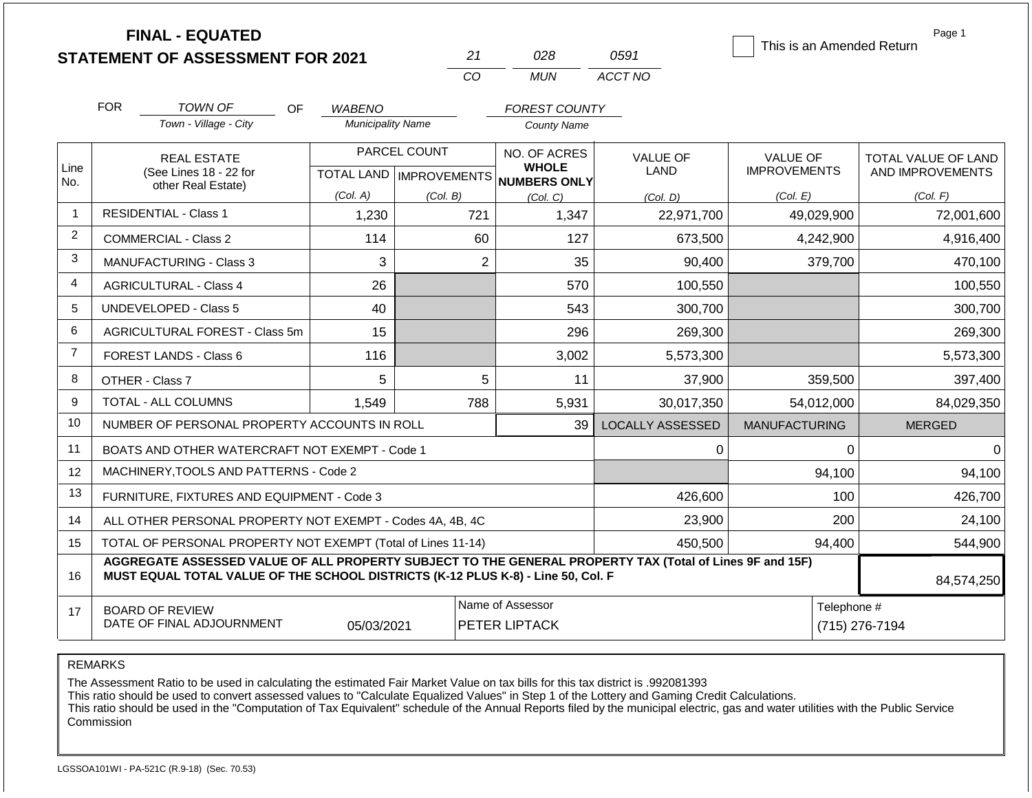**FINAL - EQUATED**
**STATEMENT OF ASSESSMENT FOR 2021**

| 21 | 028 | 0591 |
|---|---|---|
| CO | MUN | ACCT NO |

☐ This is an Amended Return

FOR *TOWN OF* (Town - Village - City) OF *WABENO* (Municipality Name) *FOREST COUNTY* (County Name)

| Line No. | REAL ESTATE (See Lines 18 - 22 for other Real Estate) | PARCEL COUNT TOTAL LAND (Col. A) | PARCEL COUNT IMPROVEMENTS (Col. B) | NO. OF ACRES WHOLE NUMBERS ONLY (Col. C) | VALUE OF LAND (Col. D) | VALUE OF IMPROVEMENTS (Col. E) | TOTAL VALUE OF LAND AND IMPROVEMENTS (Col. F) |
|---|---|---|---|---|---|---|---|
| 1 | RESIDENTIAL - Class 1 | 1,230 | 721 | 1,347 | 22,971,700 | 49,029,900 | 72,001,600 |
| 2 | COMMERCIAL - Class 2 | 114 | 60 | 127 | 673,500 | 4,242,900 | 4,916,400 |
| 3 | MANUFACTURING - Class 3 | 3 | 2 | 35 | 90,400 | 379,700 | 470,100 |
| 4 | AGRICULTURAL - Class 4 | 26 | | 570 | 100,550 | | 100,550 |
| 5 | UNDEVELOPED - Class 5 | 40 | | 543 | 300,700 | | 300,700 |
| 6 | AGRICULTURAL FOREST - Class 5m | 15 | | 296 | 269,300 | | 269,300 |
| 7 | FOREST LANDS - Class 6 | 116 | | 3,002 | 5,573,300 | | 5,573,300 |
| 8 | OTHER - Class 7 | 5 | 5 | 11 | 37,900 | 359,500 | 397,400 |
| 9 | TOTAL - ALL COLUMNS | 1,549 | 788 | 5,931 | 30,017,350 | 54,012,000 | 84,029,350 |
| 10 | NUMBER OF PERSONAL PROPERTY ACCOUNTS IN ROLL | | | 39 | LOCALLY ASSESSED | MANUFACTURING | MERGED |
| 11 | BOATS AND OTHER WATERCRAFT NOT EXEMPT - Code 1 | | | | 0 | 0 | 0 |
| 12 | MACHINERY,TOOLS AND PATTERNS - Code 2 | | | | | 94,100 | 94,100 |
| 13 | FURNITURE, FIXTURES AND EQUIPMENT - Code 3 | | | | 426,600 | 100 | 426,700 |
| 14 | ALL OTHER PERSONAL PROPERTY NOT EXEMPT - Codes 4A, 4B, 4C | | | | 23,900 | 200 | 24,100 |
| 15 | TOTAL OF PERSONAL PROPERTY NOT EXEMPT (Total of Lines 11-14) | | | | 450,500 | 94,400 | 544,900 |
| 16 | **AGGREGATE ASSESSED VALUE OF ALL PROPERTY SUBJECT TO THE GENERAL PROPERTY TAX (Total of Lines 9F and 15F) MUST EQUAL TOTAL VALUE OF THE SCHOOL DISTRICTS (K-12 PLUS K-8) - Line 50, Col. F** | | | | | | 84,574,250 |
| 17 | BOARD OF REVIEW DATE OF FINAL ADJOURNMENT | 05/03/2021 | | Name of Assessor: PETER LIPTACK | | | Telephone #: (715) 276-7194 |

REMARKS

The Assessment Ratio to be used in calculating the estimated Fair Market Value on tax bills for this tax district is .992081393
This ratio should be used to convert assessed values to "Calculate Equalized Values" in Step 1 of the Lottery and Gaming Credit Calculations.
This ratio should be used in the "Computation of Tax Equivalent" schedule of the Annual Reports filed by the municipal electric, gas and water utilities with the Public Service Commission

LGSSOA101WI - PA-521C (R.9-18) (Sec. 70.53)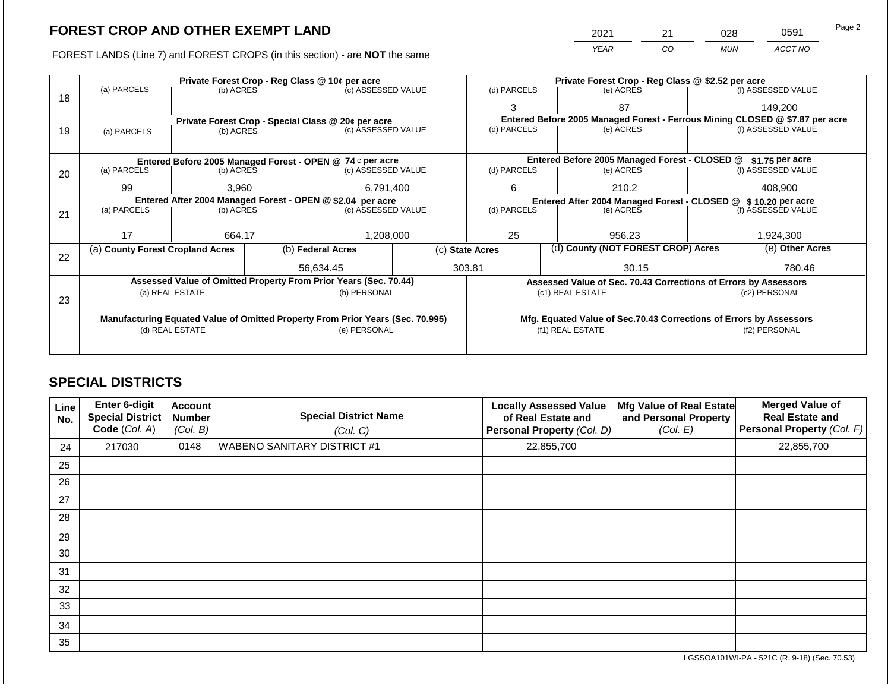## FOREST CROP AND OTHER EXEMPT LAND

| 2021 | 21 | 028 | 0591 |
|---|---|---|---|
| YEAR | CO | MUN | ACCT NO |

FOREST LANDS (Line 7) and FOREST CROPS (in this section) - are **NOT** the same

| Line | | | | | | |
|---|---|---|---|---|---|---|
| 18 | Private Forest Crop - Reg Class @ 10¢ per acre | | | Private Forest Crop - Reg Class @ $2.52 per acre | | |
| | (a) PARCELS | (b) ACRES | (c) ASSESSED VALUE | (d) PARCELS | (e) ACRES | (f) ASSESSED VALUE |
| | | | | 3 | 87 | 149,200 |
| 19 | Private Forest Crop - Special Class @ 20¢ per acre | | | Entered Before 2005 Managed Forest - Ferrous Mining CLOSED @ $7.87 per acre | | |
| | (a) PARCELS | (b) ACRES | (c) ASSESSED VALUE | (d) PARCELS | (e) ACRES | (f) ASSESSED VALUE |
| | | | | | | |
| 20 | Entered Before 2005 Managed Forest - OPEN @ 74 ¢ per acre | | | Entered Before 2005 Managed Forest - CLOSED @ $1.75 per acre | | |
| | (a) PARCELS | (b) ACRES | (c) ASSESSED VALUE | (d) PARCELS | (e) ACRES | (f) ASSESSED VALUE |
| | 99 | 3,960 | 6,791,400 | 6 | 210.2 | 408,900 |
| 21 | Entered After 2004 Managed Forest - OPEN @ $2.04 per acre | | | Entered After 2004 Managed Forest - CLOSED @ $ 10.20 per acre | | |
| | (a) PARCELS | (b) ACRES | (c) ASSESSED VALUE | (d) PARCELS | (e) ACRES | (f) ASSESSED VALUE |
| | 17 | 664.17 | 1,208,000 | 25 | 956.23 | 1,924,300 |

| Line | (a) County Forest Cropland Acres | (b) Federal Acres | (c) State Acres | (d) County (NOT FOREST CROP) Acres | (e) Other Acres |
|---|---|---|---|---|---|
| 22 | | 56,634.45 | 303.81 | 30.15 | 780.46 |

| Line | Assessed Value of Omitted Property From Prior Years (Sec. 70.44) | | Assessed Value of Sec. 70.43 Corrections of Errors by Assessors | |
|---|---|---|---|---|
| 23 | (a) REAL ESTATE | (b) PERSONAL | (c1) REAL ESTATE | (c2) PERSONAL |
| | | | | |
| | Manufacturing Equated Value of Omitted Property From Prior Years (Sec. 70.995) | | Mfg. Equated Value of Sec.70.43 Corrections of Errors by Assessors | |
| | (d) REAL ESTATE | (e) PERSONAL | (f1) REAL ESTATE | (f2) PERSONAL |
| | | | | |

## SPECIAL DISTRICTS

| Line No. | Enter 6-digit Special District Code (Col. A) | Account Number (Col. B) | Special District Name (Col. C) | Locally Assessed Value of Real Estate and Personal Property (Col. D) | Mfg Value of Real Estate and Personal Property (Col. E) | Merged Value of Real Estate and Personal Property (Col. F) |
|---|---|---|---|---|---|---|
| 24 | 217030 | 0148 | WABENO SANITARY DISTRICT #1 | 22,855,700 | | 22,855,700 |
| 25 | | | | | | |
| 26 | | | | | | |
| 27 | | | | | | |
| 28 | | | | | | |
| 29 | | | | | | |
| 30 | | | | | | |
| 31 | | | | | | |
| 32 | | | | | | |
| 33 | | | | | | |
| 34 | | | | | | |
| 35 | | | | | | |

LGSSOA101WI-PA - 521C (R. 9-18) (Sec. 70.53)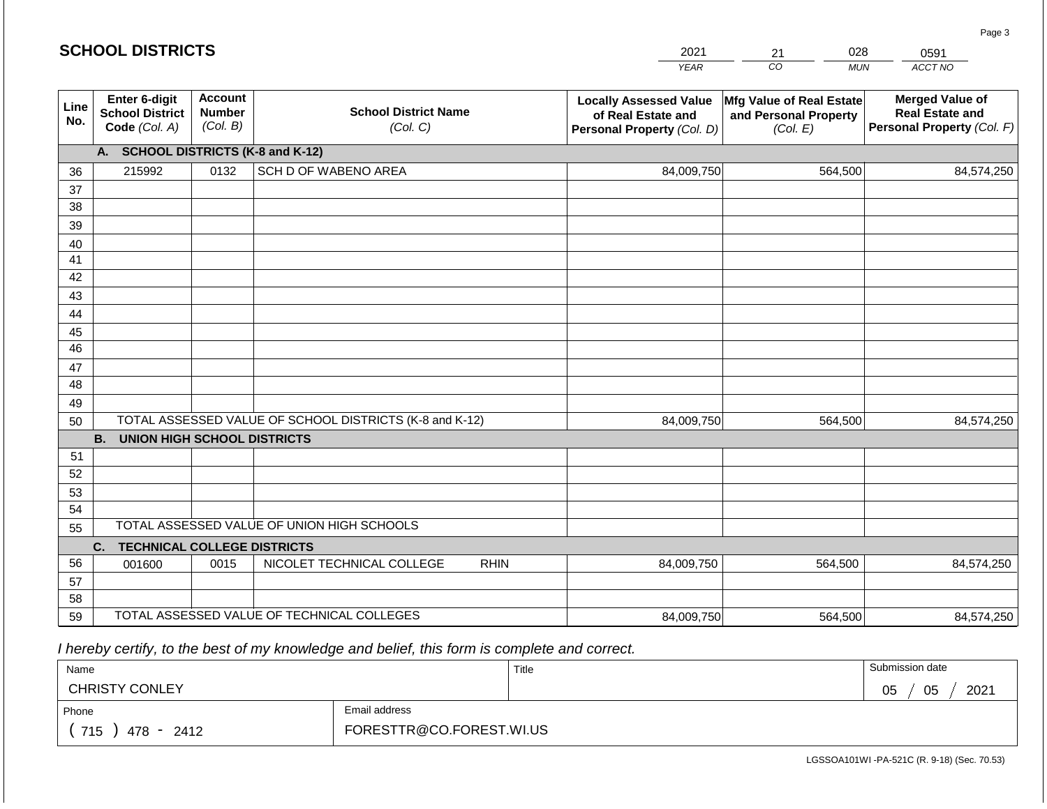## SCHOOL DISTRICTS

| 2021 | 21 | 028 | 0591 |
|---|---|---|---|
| YEAR | CO | MUN | ACCT NO |

| Line No. | Enter 6-digit School District Code *(Col. A)* | Account Number *(Col. B)* | School District Name *(Col. C)* | Locally Assessed Value of Real Estate and Personal Property *(Col. D)* | Mfg Value of Real Estate and Personal Property *(Col. E)* | Merged Value of Real Estate and Personal Property *(Col. F)* |
|---|---|---|---|---|---|---|
| | **A. SCHOOL DISTRICTS (K-8 and K-12)** | | | | | |
| 36 | 215992 | 0132 | SCH D OF WABENO AREA | 84,009,750 | 564,500 | 84,574,250 |
| 37 | | | | | | |
| 38 | | | | | | |
| 39 | | | | | | |
| 40 | | | | | | |
| 41 | | | | | | |
| 42 | | | | | | |
| 43 | | | | | | |
| 44 | | | | | | |
| 45 | | | | | | |
| 46 | | | | | | |
| 47 | | | | | | |
| 48 | | | | | | |
| 49 | | | | | | |
| 50 | TOTAL ASSESSED VALUE OF SCHOOL DISTRICTS (K-8 and K-12) | | | 84,009,750 | 564,500 | 84,574,250 |
| | **B. UNION HIGH SCHOOL DISTRICTS** | | | | | |
| 51 | | | | | | |
| 52 | | | | | | |
| 53 | | | | | | |
| 54 | | | | | | |
| 55 | TOTAL ASSESSED VALUE OF UNION HIGH SCHOOLS | | | | | |
| | **C. TECHNICAL COLLEGE DISTRICTS** | | | | | |
| 56 | 001600 | 0015 | NICOLET TECHNICAL COLLEGE RHIN | 84,009,750 | 564,500 | 84,574,250 |
| 57 | | | | | | |
| 58 | | | | | | |
| 59 | TOTAL ASSESSED VALUE OF TECHNICAL COLLEGES | | | 84,009,750 | 564,500 | 84,574,250 |

*I hereby certify, to the best of my knowledge and belief, this form is complete and correct.*

| Name | Title | Submission date |
|---|---|---|
| CHRISTY CONLEY | | 05 / 05 / 2021 |

| Phone | Email address |
|---|---|
| ( 715 ) 478 - 2412 | FORESTTR@CO.FOREST.WI.US |

LGSSOA101WI -PA-521C (R. 9-18) (Sec. 70.53)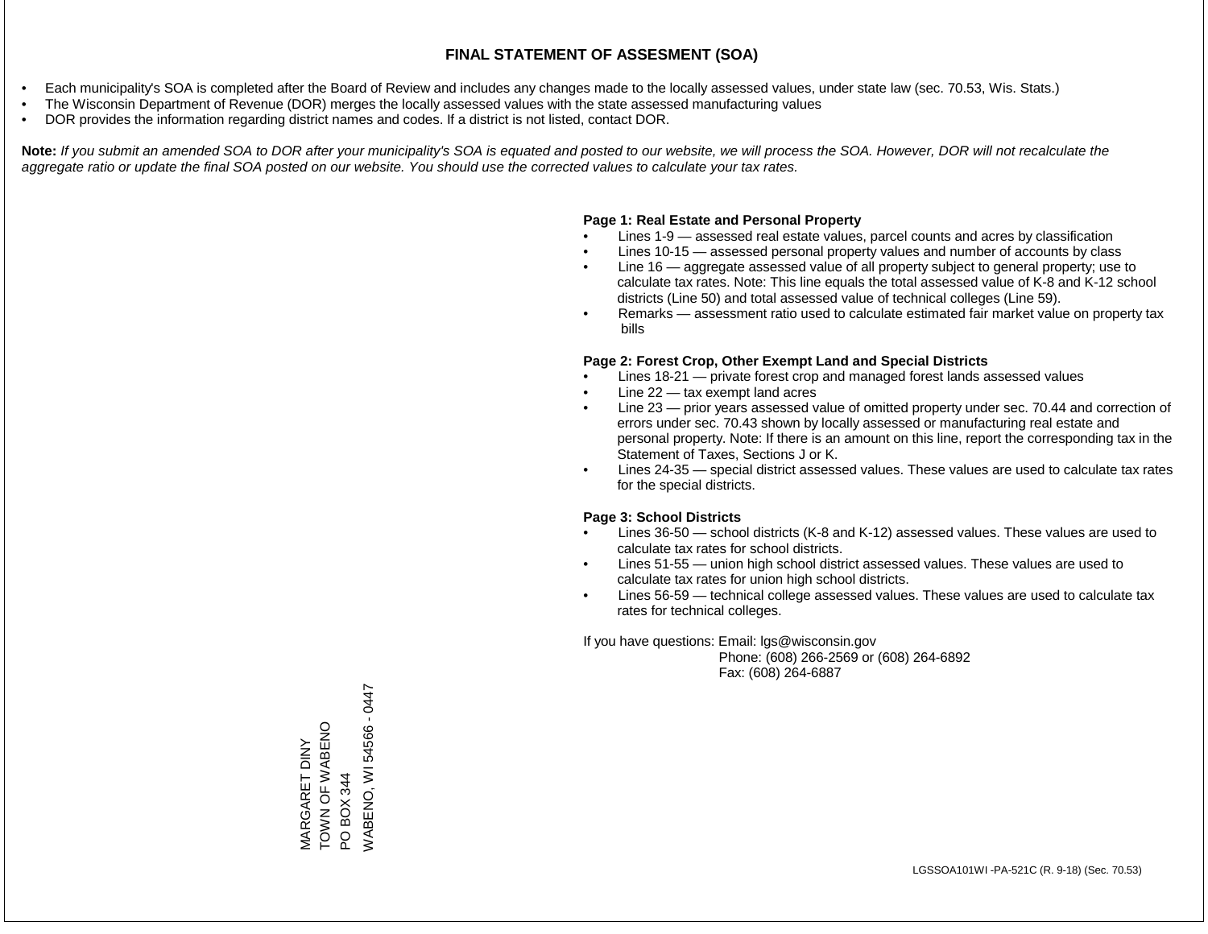# FINAL STATEMENT OF ASSESMENT (SOA)

- Each municipality's SOA is completed after the Board of Review and includes any changes made to the locally assessed values, under state law (sec. 70.53, Wis. Stats.)
- The Wisconsin Department of Revenue (DOR) merges the locally assessed values with the state assessed manufacturing values
- DOR provides the information regarding district names and codes. If a district is not listed, contact DOR.

**Note:** *If you submit an amended SOA to DOR after your municipality's SOA is equated and posted to our website, we will process the SOA. However, DOR will not recalculate the aggregate ratio or update the final SOA posted on our website. You should use the corrected values to calculate your tax rates.*

**Page 1: Real Estate and Personal Property**

- Lines 1-9 — assessed real estate values, parcel counts and acres by classification
- Lines 10-15 — assessed personal property values and number of accounts by class
- Line 16 — aggregate assessed value of all property subject to general property; use to calculate tax rates. Note: This line equals the total assessed value of K-8 and K-12 school districts (Line 50) and total assessed value of technical colleges (Line 59).
- Remarks — assessment ratio used to calculate estimated fair market value on property tax bills

**Page 2: Forest Crop, Other Exempt Land and Special Districts**

- Lines 18-21 — private forest crop and managed forest lands assessed values
- Line 22 — tax exempt land acres
- Line 23 — prior years assessed value of omitted property under sec. 70.44 and correction of errors under sec. 70.43 shown by locally assessed or manufacturing real estate and personal property. Note: If there is an amount on this line, report the corresponding tax in the Statement of Taxes, Sections J or K.
- Lines 24-35 — special district assessed values. These values are used to calculate tax rates for the special districts.

**Page 3: School Districts**

- Lines 36-50 — school districts (K-8 and K-12) assessed values. These values are used to calculate tax rates for school districts.
- Lines 51-55 — union high school district assessed values. These values are used to calculate tax rates for union high school districts.
- Lines 56-59 — technical college assessed values. These values are used to calculate tax rates for technical colleges.

If you have questions: Email: lgs@wisconsin.gov
Phone: (608) 266-2569 or (608) 264-6892
Fax: (608) 264-6887

MARGARET DINY
TOWN OF WABENO
PO BOX 344
WABENO, WI 54566 - 0447

LGSSOA101WI -PA-521C (R. 9-18) (Sec. 70.53)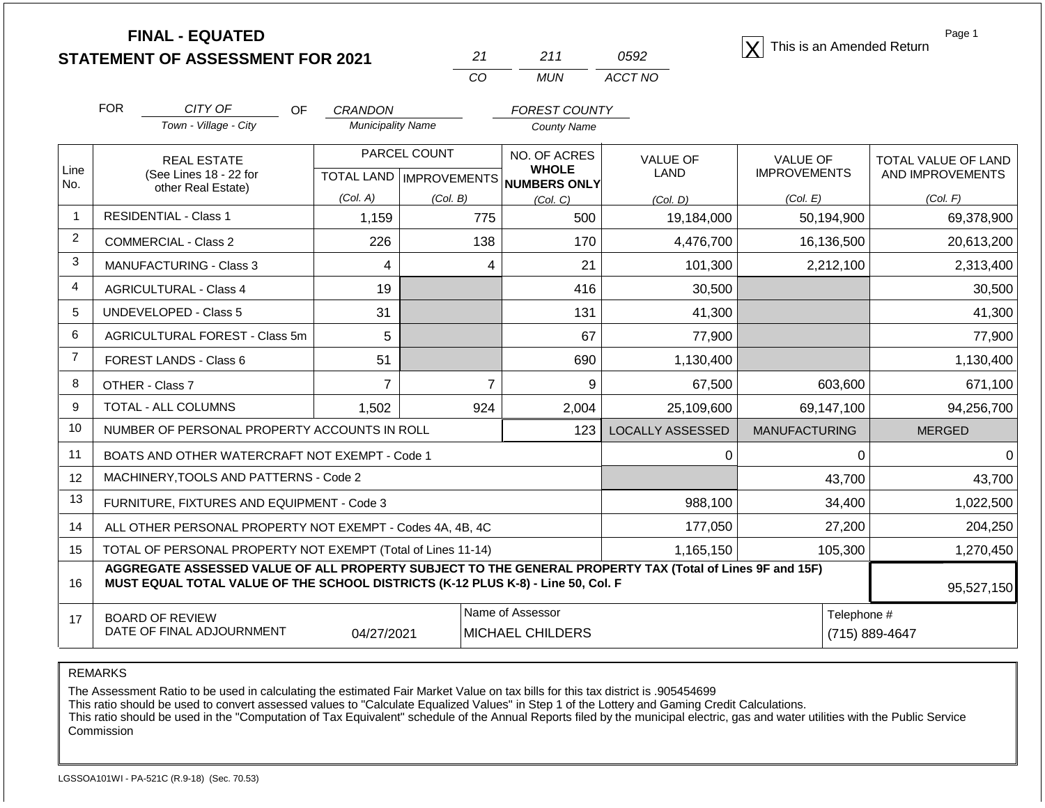# FINAL - EQUATED
## STATEMENT OF ASSESSMENT FOR 2021

| 21 | 211 | 0592 |
|---|---|---|
| CO | MUN | ACCT NO |

[X] This is an Amended Return

Page 1

FOR *CITY OF* (Town - Village - City) OF *CRANDON* (Municipality Name) *FOREST COUNTY* (County Name)

| Line No. | REAL ESTATE (See Lines 18 - 22 for other Real Estate) | PARCEL COUNT TOTAL LAND (Col. A) | PARCEL COUNT IMPROVEMENTS (Col. B) | NO. OF ACRES WHOLE NUMBERS ONLY (Col. C) | VALUE OF LAND (Col. D) | VALUE OF IMPROVEMENTS (Col. E) | TOTAL VALUE OF LAND AND IMPROVEMENTS (Col. F) |
|---|---|---|---|---|---|---|---|
| 1 | RESIDENTIAL - Class 1 | 1,159 | 775 | 500 | 19,184,000 | 50,194,900 | 69,378,900 |
| 2 | COMMERCIAL - Class 2 | 226 | 138 | 170 | 4,476,700 | 16,136,500 | 20,613,200 |
| 3 | MANUFACTURING - Class 3 | 4 | 4 | 21 | 101,300 | 2,212,100 | 2,313,400 |
| 4 | AGRICULTURAL - Class 4 | 19 | | 416 | 30,500 | | 30,500 |
| 5 | UNDEVELOPED - Class 5 | 31 | | 131 | 41,300 | | 41,300 |
| 6 | AGRICULTURAL FOREST - Class 5m | 5 | | 67 | 77,900 | | 77,900 |
| 7 | FOREST LANDS - Class 6 | 51 | | 690 | 1,130,400 | | 1,130,400 |
| 8 | OTHER - Class 7 | 7 | 7 | 9 | 67,500 | 603,600 | 671,100 |
| 9 | TOTAL - ALL COLUMNS | 1,502 | 924 | 2,004 | 25,109,600 | 69,147,100 | 94,256,700 |
| 10 | NUMBER OF PERSONAL PROPERTY ACCOUNTS IN ROLL | | | 123 | LOCALLY ASSESSED | MANUFACTURING | MERGED |
| 11 | BOATS AND OTHER WATERCRAFT NOT EXEMPT - Code 1 | | | | 0 | 0 | 0 |
| 12 | MACHINERY,TOOLS AND PATTERNS - Code 2 | | | | | 43,700 | 43,700 |
| 13 | FURNITURE, FIXTURES AND EQUIPMENT - Code 3 | | | | 988,100 | 34,400 | 1,022,500 |
| 14 | ALL OTHER PERSONAL PROPERTY NOT EXEMPT - Codes 4A, 4B, 4C | | | | 177,050 | 27,200 | 204,250 |
| 15 | TOTAL OF PERSONAL PROPERTY NOT EXEMPT (Total of Lines 11-14) | | | | 1,165,150 | 105,300 | 1,270,450 |
| 16 | **AGGREGATE ASSESSED VALUE OF ALL PROPERTY SUBJECT TO THE GENERAL PROPERTY TAX (Total of Lines 9F and 15F) MUST EQUAL TOTAL VALUE OF THE SCHOOL DISTRICTS (K-12 PLUS K-8) - Line 50, Col. F** | | | | | | 95,527,150 |
| 17 | BOARD OF REVIEW DATE OF FINAL ADJOURNMENT | 04/27/2021 | | Name of Assessor: MICHAEL CHILDERS | | Telephone #: (715) 889-4647 | |

REMARKS

The Assessment Ratio to be used in calculating the estimated Fair Market Value on tax bills for this tax district is .905454699
This ratio should be used to convert assessed values to "Calculate Equalized Values" in Step 1 of the Lottery and Gaming Credit Calculations.
This ratio should be used in the "Computation of Tax Equivalent" schedule of the Annual Reports filed by the municipal electric, gas and water utilities with the Public Service Commission

LGSSOA101WI - PA-521C (R.9-18) (Sec. 70.53)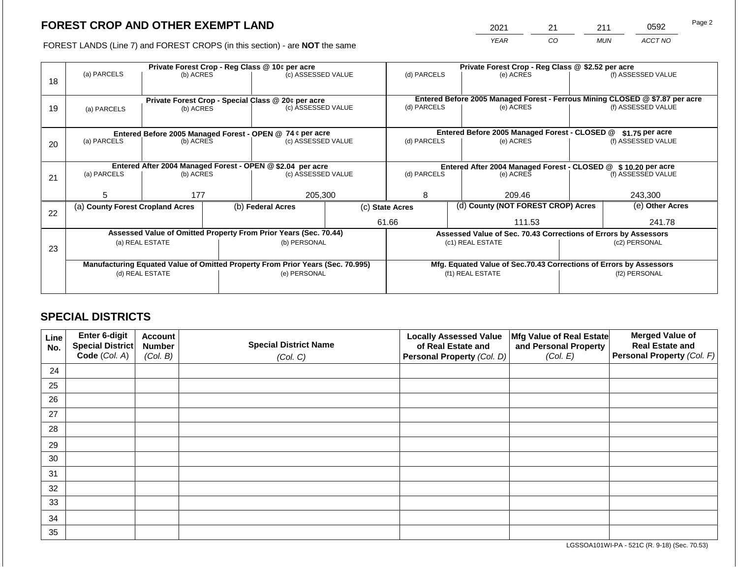# FOREST CROP AND OTHER EXEMPT LAND

FOREST LANDS (Line 7) and FOREST CROPS (in this section) - are **NOT** the same

| 2021 | 21 | 211 | 0592 |
|---|---|---|---|
| *YEAR* | *CO* | *MUN* | *ACCT NO* |

| Line | | | | | | |
|---|---|---|---|---|---|---|
| 18 | **Private Forest Crop - Reg Class @ 10¢ per acre** | | | **Private Forest Crop - Reg Class @ $2.52 per acre** | | |
| | (a) PARCELS | (b) ACRES | (c) ASSESSED VALUE | (d) PARCELS | (e) ACRES | (f) ASSESSED VALUE |
| | | | | | | |
| 19 | **Private Forest Crop - Special Class @ 20¢ per acre** | | | **Entered Before 2005 Managed Forest - Ferrous Mining CLOSED @ $7.87 per acre** | | |
| | (a) PARCELS | (b) ACRES | (c) ASSESSED VALUE | (d) PARCELS | (e) ACRES | (f) ASSESSED VALUE |
| | | | | | | |
| 20 | **Entered Before 2005 Managed Forest - OPEN @ 74 ¢ per acre** | | | **Entered Before 2005 Managed Forest - CLOSED @ $1.75 per acre** | | |
| | (a) PARCELS | (b) ACRES | (c) ASSESSED VALUE | (d) PARCELS | (e) ACRES | (f) ASSESSED VALUE |
| | | | | | | |
| 21 | **Entered After 2004 Managed Forest - OPEN @ $2.04 per acre** | | | **Entered After 2004 Managed Forest - CLOSED @ $ 10.20 per acre** | | |
| | (a) PARCELS | (b) ACRES | (c) ASSESSED VALUE | (d) PARCELS | (e) ACRES | (f) ASSESSED VALUE |
| | 5 | 177 | 205,300 | 8 | 209.46 | 243,300 |

| Line | (a) County Forest Cropland Acres | (b) Federal Acres | (c) State Acres | (d) County (NOT FOREST CROP) Acres | (e) Other Acres |
|---|---|---|---|---|---|
| 22 | | | 61.66 | 111.53 | 241.78 |

| Line | Assessed Value of Omitted Property From Prior Years (Sec. 70.44) | | Assessed Value of Sec. 70.43 Corrections of Errors by Assessors | |
|---|---|---|---|---|
| 23 | (a) REAL ESTATE | (b) PERSONAL | (c1) REAL ESTATE | (c2) PERSONAL |
| | | | | |
| | **Manufacturing Equated Value of Omitted Property From Prior Years (Sec. 70.995)** | | **Mfg. Equated Value of Sec.70.43 Corrections of Errors by Assessors** | |
| | (d) REAL ESTATE | (e) PERSONAL | (f1) REAL ESTATE | (f2) PERSONAL |
| | | | | |

## SPECIAL DISTRICTS

| Line No. | Enter 6-digit Special District Code *(Col. A)* | Account Number *(Col. B)* | Special District Name *(Col. C)* | Locally Assessed Value of Real Estate and Personal Property *(Col. D)* | Mfg Value of Real Estate and Personal Property *(Col. E)* | Merged Value of Real Estate and Personal Property *(Col. F)* |
|---|---|---|---|---|---|---|
| 24 | | | | | | |
| 25 | | | | | | |
| 26 | | | | | | |
| 27 | | | | | | |
| 28 | | | | | | |
| 29 | | | | | | |
| 30 | | | | | | |
| 31 | | | | | | |
| 32 | | | | | | |
| 33 | | | | | | |
| 34 | | | | | | |
| 35 | | | | | | |

LGSSOA101WI-PA - 521C (R. 9-18) (Sec. 70.53)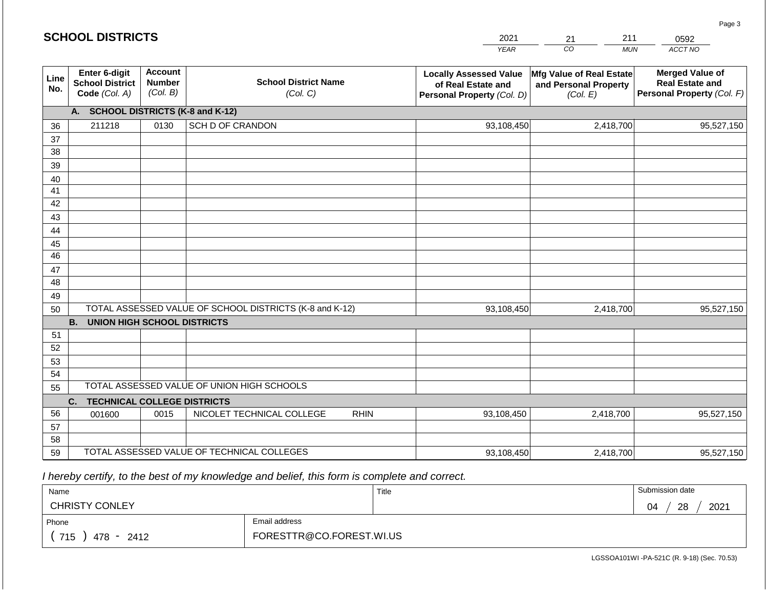# SCHOOL DISTRICTS

| 2021 | 21 | 211 | 0592 |
|---|---|---|---|
| YEAR | CO | MUN | ACCT NO |

| Line No. | Enter 6-digit School District Code (Col. A) | Account Number (Col. B) | School District Name (Col. C) | Locally Assessed Value of Real Estate and Personal Property (Col. D) | Mfg Value of Real Estate and Personal Property (Col. E) | Merged Value of Real Estate and Personal Property (Col. F) |
|---|---|---|---|---|---|---|
| | **A. SCHOOL DISTRICTS (K-8 and K-12)** | | | | | |
| 36 | 211218 | 0130 | SCH D OF CRANDON | 93,108,450 | 2,418,700 | 95,527,150 |
| 37 | | | | | | |
| 38 | | | | | | |
| 39 | | | | | | |
| 40 | | | | | | |
| 41 | | | | | | |
| 42 | | | | | | |
| 43 | | | | | | |
| 44 | | | | | | |
| 45 | | | | | | |
| 46 | | | | | | |
| 47 | | | | | | |
| 48 | | | | | | |
| 49 | | | | | | |
| 50 | TOTAL ASSESSED VALUE OF SCHOOL DISTRICTS (K-8 and K-12) | | | 93,108,450 | 2,418,700 | 95,527,150 |
| | **B. UNION HIGH SCHOOL DISTRICTS** | | | | | |
| 51 | | | | | | |
| 52 | | | | | | |
| 53 | | | | | | |
| 54 | | | | | | |
| 55 | TOTAL ASSESSED VALUE OF UNION HIGH SCHOOLS | | | | | |
| | **C. TECHNICAL COLLEGE DISTRICTS** | | | | | |
| 56 | 001600 | 0015 | NICOLET TECHNICAL COLLEGE RHIN | 93,108,450 | 2,418,700 | 95,527,150 |
| 57 | | | | | | |
| 58 | | | | | | |
| 59 | TOTAL ASSESSED VALUE OF TECHNICAL COLLEGES | | | 93,108,450 | 2,418,700 | 95,527,150 |

*I hereby certify, to the best of my knowledge and belief, this form is complete and correct.*

| Name | Title | Submission date |
|---|---|---|
| CHRISTY CONLEY | | 04 / 28 / 2021 |
| **Phone** | **Email address** | |
| ( 715 ) 478 - 2412 | FORESTTR@CO.FOREST.WI.US | |

LGSSOA101WI -PA-521C (R. 9-18) (Sec. 70.53)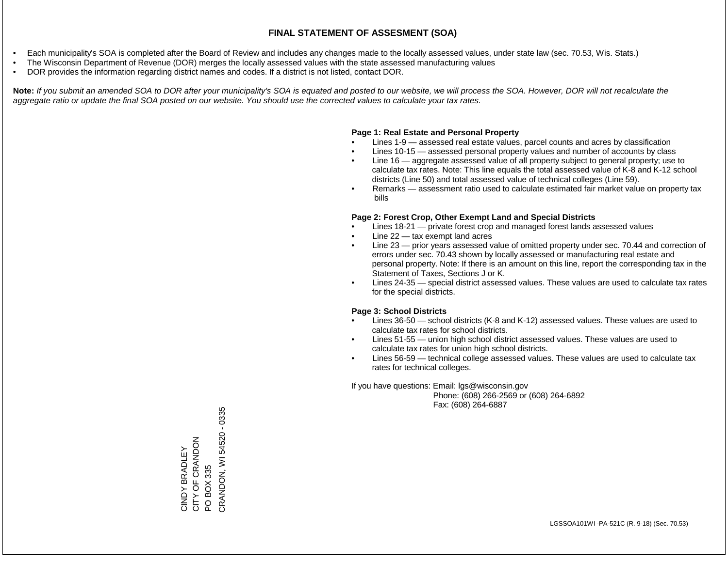# FINAL STATEMENT OF ASSESMENT (SOA)

- Each municipality's SOA is completed after the Board of Review and includes any changes made to the locally assessed values, under state law (sec. 70.53, Wis. Stats.)
- The Wisconsin Department of Revenue (DOR) merges the locally assessed values with the state assessed manufacturing values
- DOR provides the information regarding district names and codes. If a district is not listed, contact DOR.

**Note:** *If you submit an amended SOA to DOR after your municipality's SOA is equated and posted to our website, we will process the SOA. However, DOR will not recalculate the aggregate ratio or update the final SOA posted on our website. You should use the corrected values to calculate your tax rates.*

**Page 1: Real Estate and Personal Property**

- Lines 1-9 — assessed real estate values, parcel counts and acres by classification
- Lines 10-15 — assessed personal property values and number of accounts by class
- Line 16 — aggregate assessed value of all property subject to general property; use to calculate tax rates. Note: This line equals the total assessed value of K-8 and K-12 school districts (Line 50) and total assessed value of technical colleges (Line 59).
- Remarks — assessment ratio used to calculate estimated fair market value on property tax bills

**Page 2: Forest Crop, Other Exempt Land and Special Districts**

- Lines 18-21 — private forest crop and managed forest lands assessed values
- Line 22 — tax exempt land acres
- Line 23 — prior years assessed value of omitted property under sec. 70.44 and correction of errors under sec. 70.43 shown by locally assessed or manufacturing real estate and personal property. Note: If there is an amount on this line, report the corresponding tax in the Statement of Taxes, Sections J or K.
- Lines 24-35 — special district assessed values. These values are used to calculate tax rates for the special districts.

**Page 3: School Districts**

- Lines 36-50 — school districts (K-8 and K-12) assessed values. These values are used to calculate tax rates for school districts.
- Lines 51-55 — union high school district assessed values. These values are used to calculate tax rates for union high school districts.
- Lines 56-59 — technical college assessed values. These values are used to calculate tax rates for technical colleges.

If you have questions: Email: lgs@wisconsin.gov
Phone: (608) 266-2569 or (608) 264-6892
Fax: (608) 264-6887

CINDY BRADLEY
CITY OF CRANDON
PO BOX 335
CRANDON, WI 54520 - 0335

LGSSOA101WI -PA-521C (R. 9-18) (Sec. 70.53)